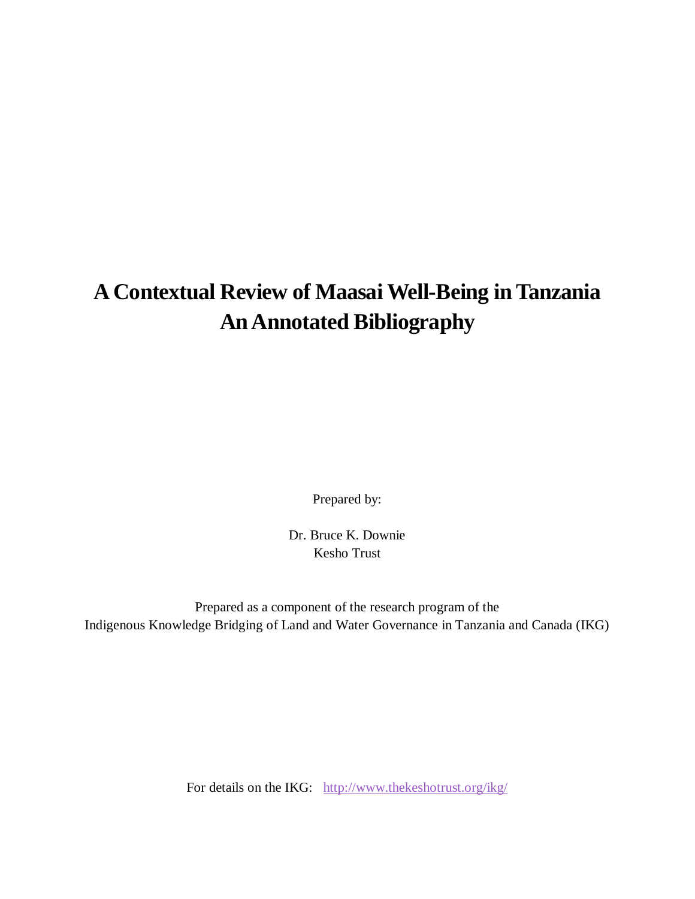# A Contextual Review of Maasai Well-Being in Tanzania
# An Annotated Bibliography

Prepared by:

Dr. Bruce K. Downie
Kesho Trust

Prepared as a component of the research program of the
Indigenous Knowledge Bridging of Land and Water Governance in Tanzania and Canada (IKG)

For details on the IKG: http://www.thekeshotrust.org/ikg/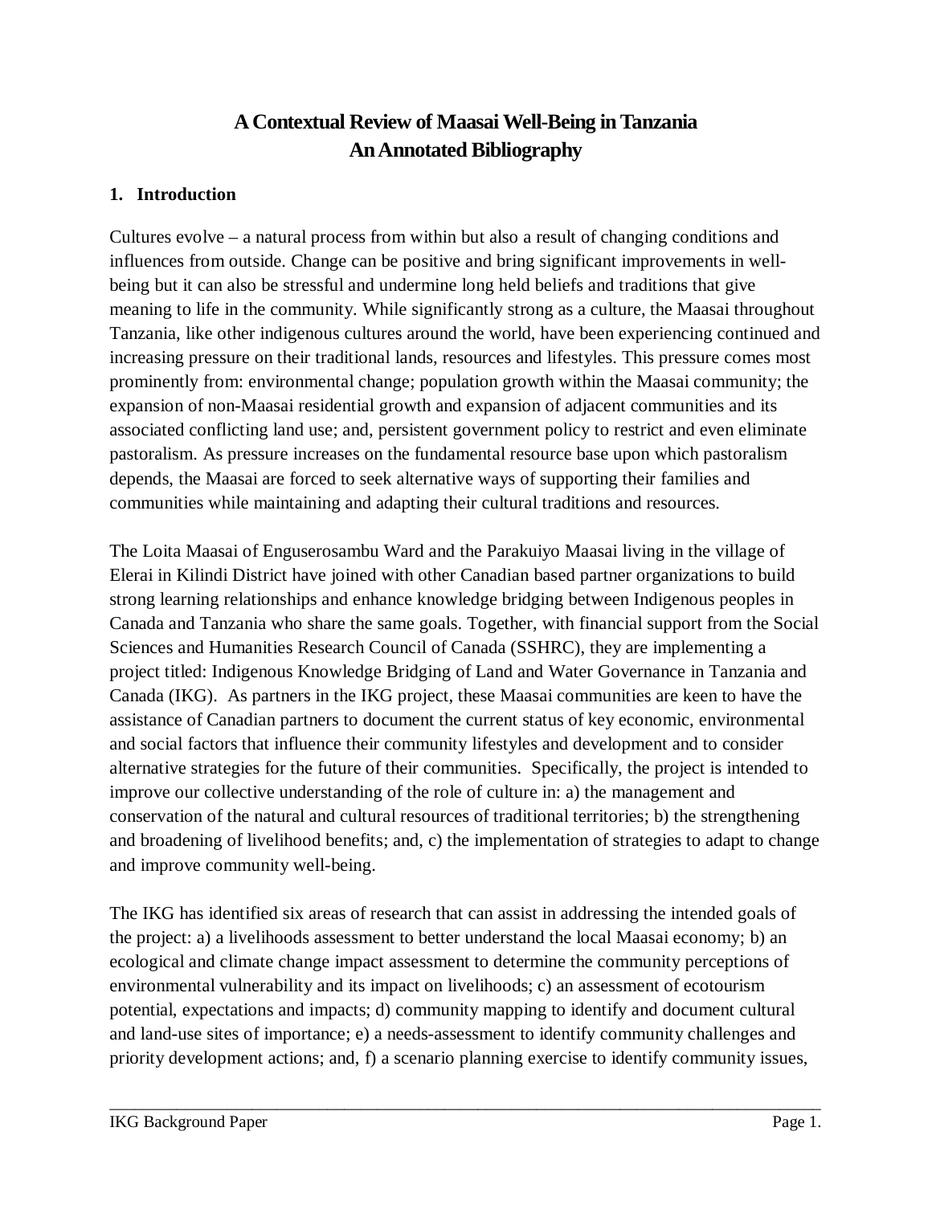# A Contextual Review of Maasai Well-Being in Tanzania
# An Annotated Bibliography

## 1. Introduction

Cultures evolve – a natural process from within but also a result of changing conditions and influences from outside. Change can be positive and bring significant improvements in well-being but it can also be stressful and undermine long held beliefs and traditions that give meaning to life in the community. While significantly strong as a culture, the Maasai throughout Tanzania, like other indigenous cultures around the world, have been experiencing continued and increasing pressure on their traditional lands, resources and lifestyles. This pressure comes most prominently from: environmental change; population growth within the Maasai community; the expansion of non-Maasai residential growth and expansion of adjacent communities and its associated conflicting land use; and, persistent government policy to restrict and even eliminate pastoralism. As pressure increases on the fundamental resource base upon which pastoralism depends, the Maasai are forced to seek alternative ways of supporting their families and communities while maintaining and adapting their cultural traditions and resources.

The Loita Maasai of Enguserosambu Ward and the Parakuiyo Maasai living in the village of Elerai in Kilindi District have joined with other Canadian based partner organizations to build strong learning relationships and enhance knowledge bridging between Indigenous peoples in Canada and Tanzania who share the same goals. Together, with financial support from the Social Sciences and Humanities Research Council of Canada (SSHRC), they are implementing a project titled: Indigenous Knowledge Bridging of Land and Water Governance in Tanzania and Canada (IKG). As partners in the IKG project, these Maasai communities are keen to have the assistance of Canadian partners to document the current status of key economic, environmental and social factors that influence their community lifestyles and development and to consider alternative strategies for the future of their communities. Specifically, the project is intended to improve our collective understanding of the role of culture in: a) the management and conservation of the natural and cultural resources of traditional territories; b) the strengthening and broadening of livelihood benefits; and, c) the implementation of strategies to adapt to change and improve community well-being.

The IKG has identified six areas of research that can assist in addressing the intended goals of the project: a) a livelihoods assessment to better understand the local Maasai economy; b) an ecological and climate change impact assessment to determine the community perceptions of environmental vulnerability and its impact on livelihoods; c) an assessment of ecotourism potential, expectations and impacts; d) community mapping to identify and document cultural and land-use sites of importance; e) a needs-assessment to identify community challenges and priority development actions; and, f) a scenario planning exercise to identify community issues,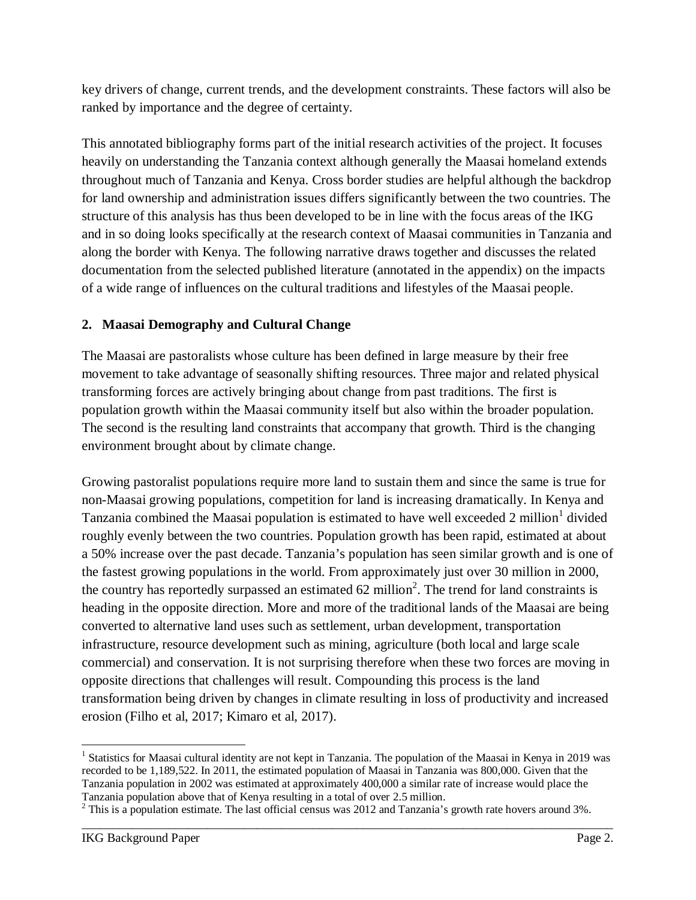key drivers of change, current trends, and the development constraints. These factors will also be ranked by importance and the degree of certainty.

This annotated bibliography forms part of the initial research activities of the project. It focuses heavily on understanding the Tanzania context although generally the Maasai homeland extends throughout much of Tanzania and Kenya. Cross border studies are helpful although the backdrop for land ownership and administration issues differs significantly between the two countries. The structure of this analysis has thus been developed to be in line with the focus areas of the IKG and in so doing looks specifically at the research context of Maasai communities in Tanzania and along the border with Kenya. The following narrative draws together and discusses the related documentation from the selected published literature (annotated in the appendix) on the impacts of a wide range of influences on the cultural traditions and lifestyles of the Maasai people.

## 2. Maasai Demography and Cultural Change

The Maasai are pastoralists whose culture has been defined in large measure by their free movement to take advantage of seasonally shifting resources. Three major and related physical transforming forces are actively bringing about change from past traditions. The first is population growth within the Maasai community itself but also within the broader population. The second is the resulting land constraints that accompany that growth. Third is the changing environment brought about by climate change.

Growing pastoralist populations require more land to sustain them and since the same is true for non-Maasai growing populations, competition for land is increasing dramatically. In Kenya and Tanzania combined the Maasai population is estimated to have well exceeded 2 million[1] divided roughly evenly between the two countries. Population growth has been rapid, estimated at about a 50% increase over the past decade. Tanzania's population has seen similar growth and is one of the fastest growing populations in the world. From approximately just over 30 million in 2000, the country has reportedly surpassed an estimated 62 million[2]. The trend for land constraints is heading in the opposite direction. More and more of the traditional lands of the Maasai are being converted to alternative land uses such as settlement, urban development, transportation infrastructure, resource development such as mining, agriculture (both local and large scale commercial) and conservation. It is not surprising therefore when these two forces are moving in opposite directions that challenges will result. Compounding this process is the land transformation being driven by changes in climate resulting in loss of productivity and increased erosion (Filho et al, 2017; Kimaro et al, 2017).

[1] Statistics for Maasai cultural identity are not kept in Tanzania. The population of the Maasai in Kenya in 2019 was recorded to be 1,189,522. In 2011, the estimated population of Maasai in Tanzania was 800,000. Given that the Tanzania population in 2002 was estimated at approximately 400,000 a similar rate of increase would place the Tanzania population above that of Kenya resulting in a total of over 2.5 million.

[2] This is a population estimate. The last official census was 2012 and Tanzania's growth rate hovers around 3%.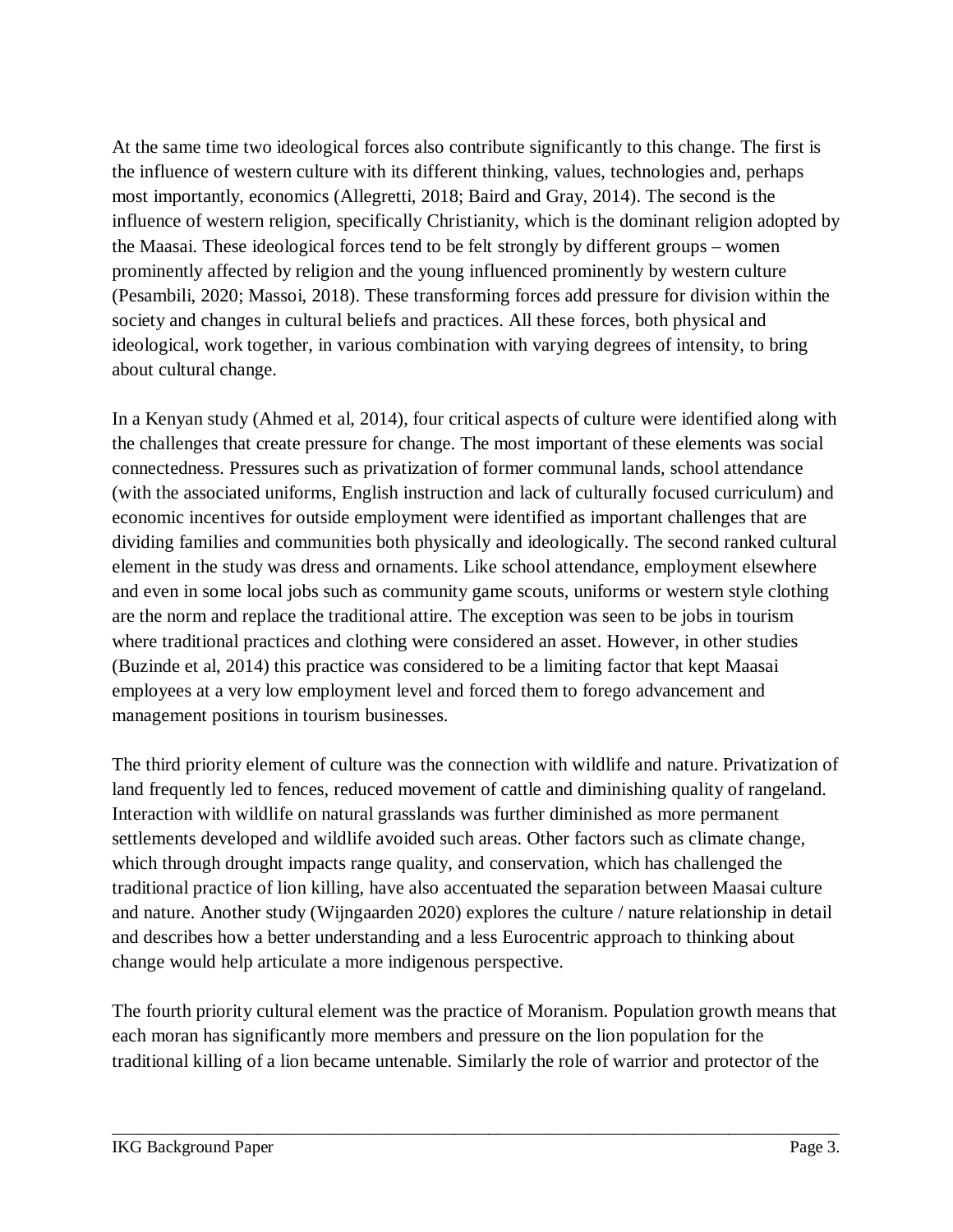At the same time two ideological forces also contribute significantly to this change. The first is the influence of western culture with its different thinking, values, technologies and, perhaps most importantly, economics (Allegretti, 2018; Baird and Gray, 2014). The second is the influence of western religion, specifically Christianity, which is the dominant religion adopted by the Maasai. These ideological forces tend to be felt strongly by different groups – women prominently affected by religion and the young influenced prominently by western culture (Pesambili, 2020; Massoi, 2018). These transforming forces add pressure for division within the society and changes in cultural beliefs and practices. All these forces, both physical and ideological, work together, in various combination with varying degrees of intensity, to bring about cultural change.

In a Kenyan study (Ahmed et al, 2014), four critical aspects of culture were identified along with the challenges that create pressure for change. The most important of these elements was social connectedness. Pressures such as privatization of former communal lands, school attendance (with the associated uniforms, English instruction and lack of culturally focused curriculum) and economic incentives for outside employment were identified as important challenges that are dividing families and communities both physically and ideologically. The second ranked cultural element in the study was dress and ornaments. Like school attendance, employment elsewhere and even in some local jobs such as community game scouts, uniforms or western style clothing are the norm and replace the traditional attire. The exception was seen to be jobs in tourism where traditional practices and clothing were considered an asset. However, in other studies (Buzinde et al, 2014) this practice was considered to be a limiting factor that kept Maasai employees at a very low employment level and forced them to forego advancement and management positions in tourism businesses.

The third priority element of culture was the connection with wildlife and nature. Privatization of land frequently led to fences, reduced movement of cattle and diminishing quality of rangeland. Interaction with wildlife on natural grasslands was further diminished as more permanent settlements developed and wildlife avoided such areas. Other factors such as climate change, which through drought impacts range quality, and conservation, which has challenged the traditional practice of lion killing, have also accentuated the separation between Maasai culture and nature. Another study (Wijngaarden 2020) explores the culture / nature relationship in detail and describes how a better understanding and a less Eurocentric approach to thinking about change would help articulate a more indigenous perspective.

The fourth priority cultural element was the practice of Moranism. Population growth means that each moran has significantly more members and pressure on the lion population for the traditional killing of a lion became untenable. Similarly the role of warrior and protector of the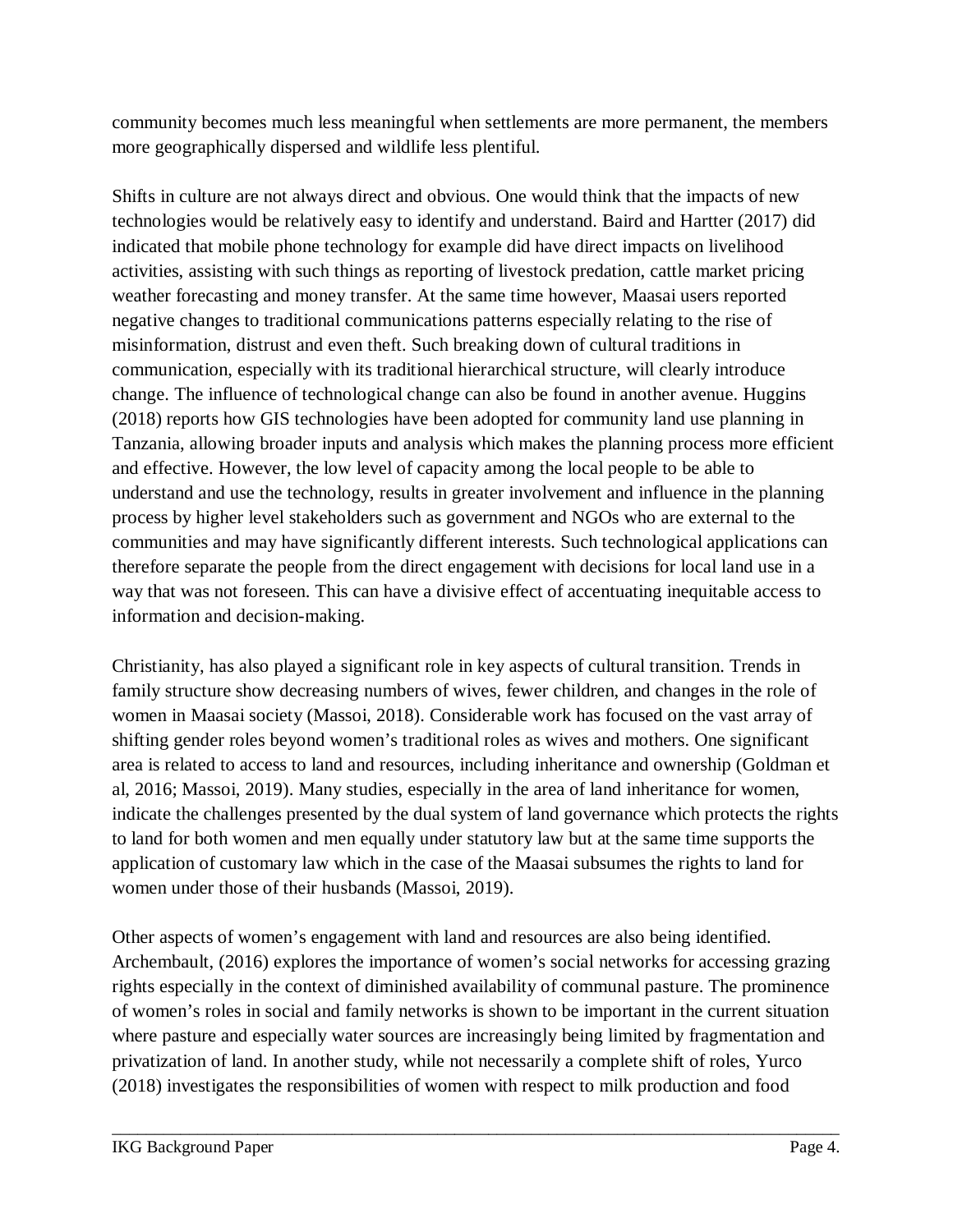community becomes much less meaningful when settlements are more permanent, the members more geographically dispersed and wildlife less plentiful.

Shifts in culture are not always direct and obvious. One would think that the impacts of new technologies would be relatively easy to identify and understand. Baird and Hartter (2017) did indicated that mobile phone technology for example did have direct impacts on livelihood activities, assisting with such things as reporting of livestock predation, cattle market pricing weather forecasting and money transfer. At the same time however, Maasai users reported negative changes to traditional communications patterns especially relating to the rise of misinformation, distrust and even theft. Such breaking down of cultural traditions in communication, especially with its traditional hierarchical structure, will clearly introduce change. The influence of technological change can also be found in another avenue. Huggins (2018) reports how GIS technologies have been adopted for community land use planning in Tanzania, allowing broader inputs and analysis which makes the planning process more efficient and effective. However, the low level of capacity among the local people to be able to understand and use the technology, results in greater involvement and influence in the planning process by higher level stakeholders such as government and NGOs who are external to the communities and may have significantly different interests. Such technological applications can therefore separate the people from the direct engagement with decisions for local land use in a way that was not foreseen. This can have a divisive effect of accentuating inequitable access to information and decision-making.

Christianity, has also played a significant role in key aspects of cultural transition. Trends in family structure show decreasing numbers of wives, fewer children, and changes in the role of women in Maasai society (Massoi, 2018). Considerable work has focused on the vast array of shifting gender roles beyond women's traditional roles as wives and mothers. One significant area is related to access to land and resources, including inheritance and ownership (Goldman et al, 2016; Massoi, 2019). Many studies, especially in the area of land inheritance for women, indicate the challenges presented by the dual system of land governance which protects the rights to land for both women and men equally under statutory law but at the same time supports the application of customary law which in the case of the Maasai subsumes the rights to land for women under those of their husbands (Massoi, 2019).

Other aspects of women's engagement with land and resources are also being identified. Archembault, (2016) explores the importance of women's social networks for accessing grazing rights especially in the context of diminished availability of communal pasture. The prominence of women's roles in social and family networks is shown to be important in the current situation where pasture and especially water sources are increasingly being limited by fragmentation and privatization of land. In another study, while not necessarily a complete shift of roles, Yurco (2018) investigates the responsibilities of women with respect to milk production and food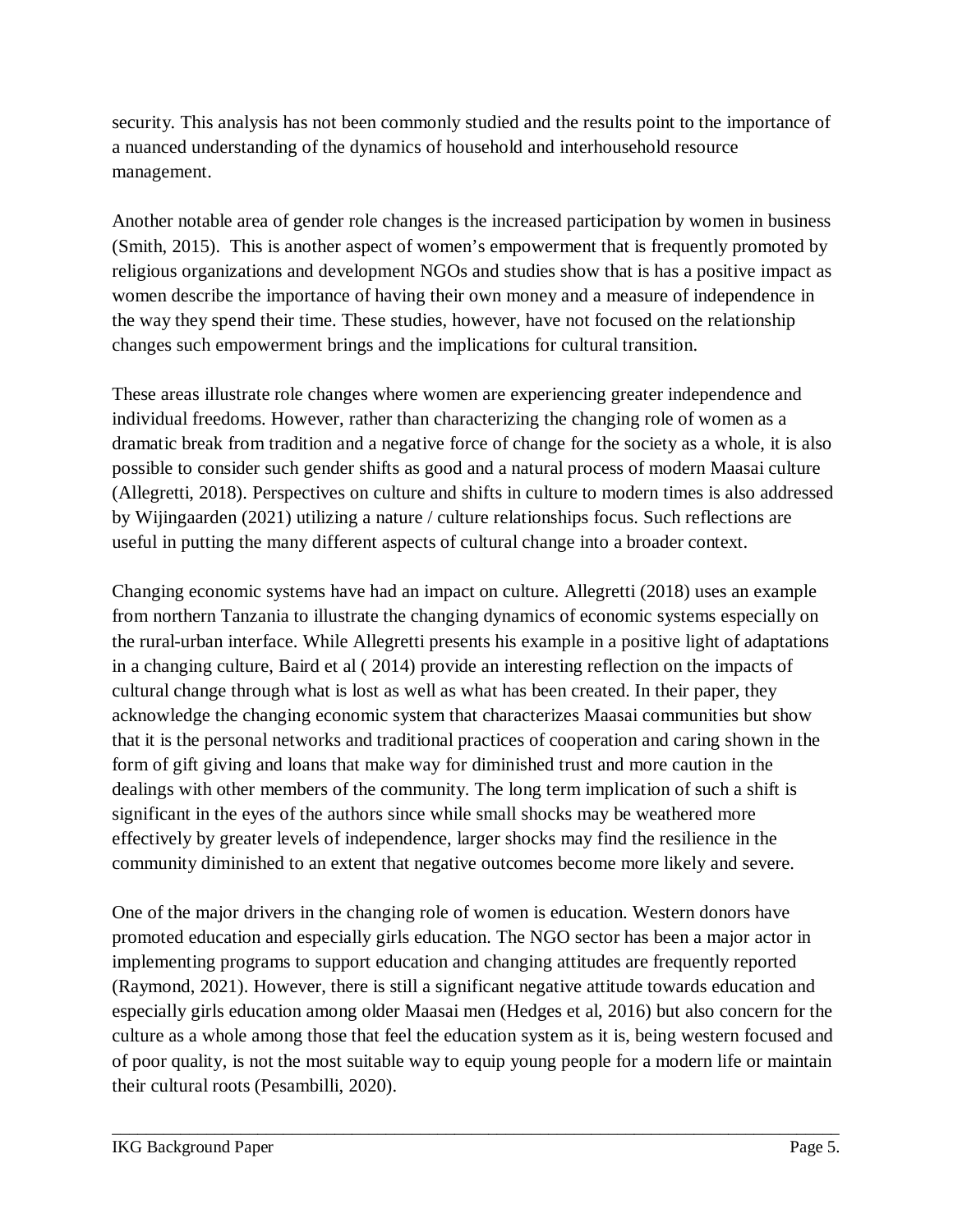security. This analysis has not been commonly studied and the results point to the importance of a nuanced understanding of the dynamics of household and interhousehold resource management.

Another notable area of gender role changes is the increased participation by women in business (Smith, 2015). This is another aspect of women's empowerment that is frequently promoted by religious organizations and development NGOs and studies show that is has a positive impact as women describe the importance of having their own money and a measure of independence in the way they spend their time. These studies, however, have not focused on the relationship changes such empowerment brings and the implications for cultural transition.

These areas illustrate role changes where women are experiencing greater independence and individual freedoms. However, rather than characterizing the changing role of women as a dramatic break from tradition and a negative force of change for the society as a whole, it is also possible to consider such gender shifts as good and a natural process of modern Maasai culture (Allegretti, 2018). Perspectives on culture and shifts in culture to modern times is also addressed by Wijingaarden (2021) utilizing a nature / culture relationships focus. Such reflections are useful in putting the many different aspects of cultural change into a broader context.

Changing economic systems have had an impact on culture. Allegretti (2018) uses an example from northern Tanzania to illustrate the changing dynamics of economic systems especially on the rural-urban interface. While Allegretti presents his example in a positive light of adaptations in a changing culture, Baird et al ( 2014) provide an interesting reflection on the impacts of cultural change through what is lost as well as what has been created. In their paper, they acknowledge the changing economic system that characterizes Maasai communities but show that it is the personal networks and traditional practices of cooperation and caring shown in the form of gift giving and loans that make way for diminished trust and more caution in the dealings with other members of the community. The long term implication of such a shift is significant in the eyes of the authors since while small shocks may be weathered more effectively by greater levels of independence, larger shocks may find the resilience in the community diminished to an extent that negative outcomes become more likely and severe.

One of the major drivers in the changing role of women is education. Western donors have promoted education and especially girls education. The NGO sector has been a major actor in implementing programs to support education and changing attitudes are frequently reported (Raymond, 2021). However, there is still a significant negative attitude towards education and especially girls education among older Maasai men (Hedges et al, 2016) but also concern for the culture as a whole among those that feel the education system as it is, being western focused and of poor quality, is not the most suitable way to equip young people for a modern life or maintain their cultural roots (Pesambilli, 2020).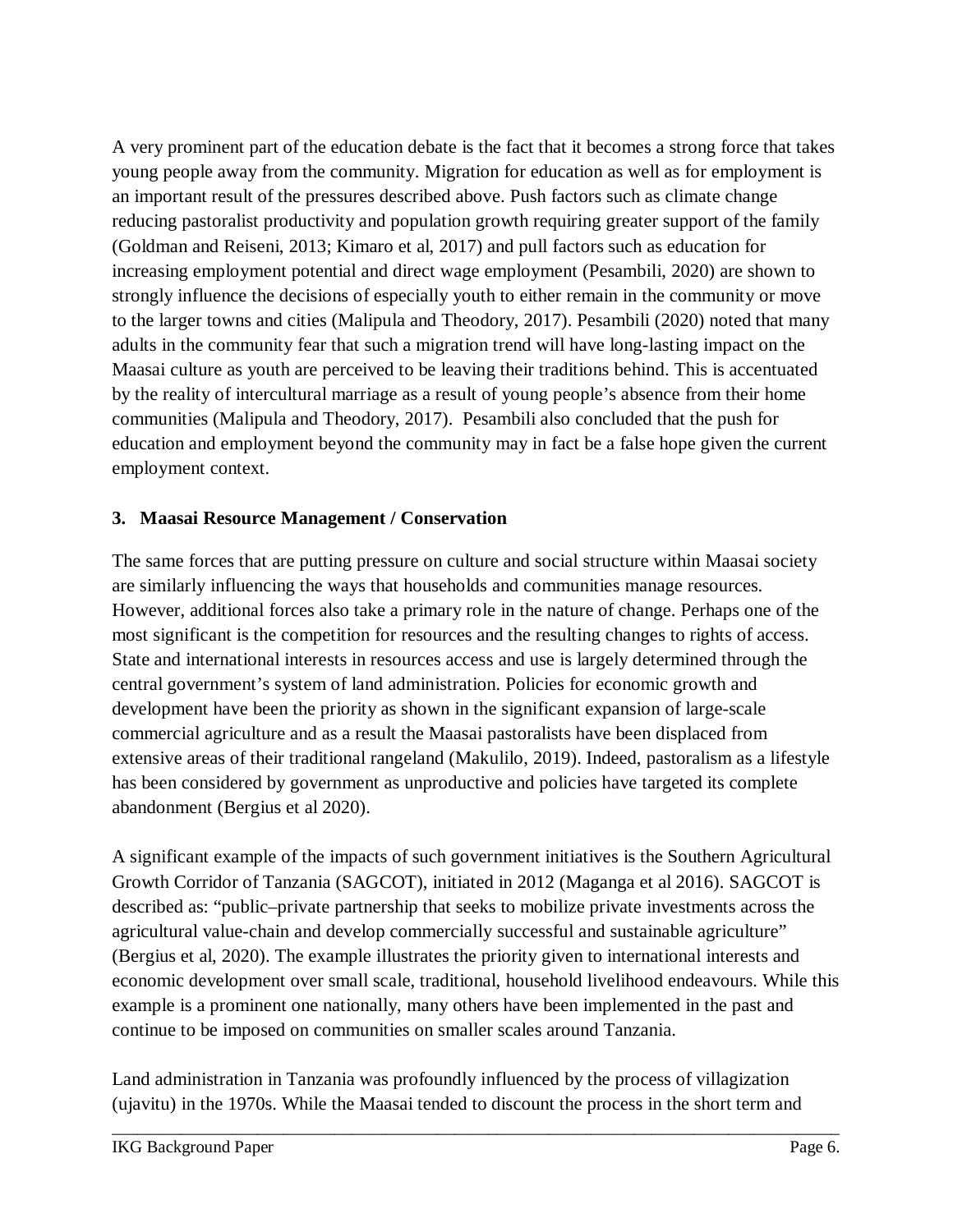A very prominent part of the education debate is the fact that it becomes a strong force that takes young people away from the community. Migration for education as well as for employment is an important result of the pressures described above. Push factors such as climate change reducing pastoralist productivity and population growth requiring greater support of the family (Goldman and Reiseni, 2013; Kimaro et al, 2017) and pull factors such as education for increasing employment potential and direct wage employment (Pesambili, 2020) are shown to strongly influence the decisions of especially youth to either remain in the community or move to the larger towns and cities (Malipula and Theodory, 2017). Pesambili (2020) noted that many adults in the community fear that such a migration trend will have long-lasting impact on the Maasai culture as youth are perceived to be leaving their traditions behind. This is accentuated by the reality of intercultural marriage as a result of young people's absence from their home communities (Malipula and Theodory, 2017). Pesambili also concluded that the push for education and employment beyond the community may in fact be a false hope given the current employment context.

### 3. Maasai Resource Management / Conservation

The same forces that are putting pressure on culture and social structure within Maasai society are similarly influencing the ways that households and communities manage resources. However, additional forces also take a primary role in the nature of change. Perhaps one of the most significant is the competition for resources and the resulting changes to rights of access. State and international interests in resources access and use is largely determined through the central government's system of land administration. Policies for economic growth and development have been the priority as shown in the significant expansion of large-scale commercial agriculture and as a result the Maasai pastoralists have been displaced from extensive areas of their traditional rangeland (Makulilo, 2019). Indeed, pastoralism as a lifestyle has been considered by government as unproductive and policies have targeted its complete abandonment (Bergius et al 2020).

A significant example of the impacts of such government initiatives is the Southern Agricultural Growth Corridor of Tanzania (SAGCOT), initiated in 2012 (Maganga et al 2016). SAGCOT is described as: "public–private partnership that seeks to mobilize private investments across the agricultural value-chain and develop commercially successful and sustainable agriculture" (Bergius et al, 2020). The example illustrates the priority given to international interests and economic development over small scale, traditional, household livelihood endeavours. While this example is a prominent one nationally, many others have been implemented in the past and continue to be imposed on communities on smaller scales around Tanzania.

Land administration in Tanzania was profoundly influenced by the process of villagization (ujavitu) in the 1970s. While the Maasai tended to discount the process in the short term and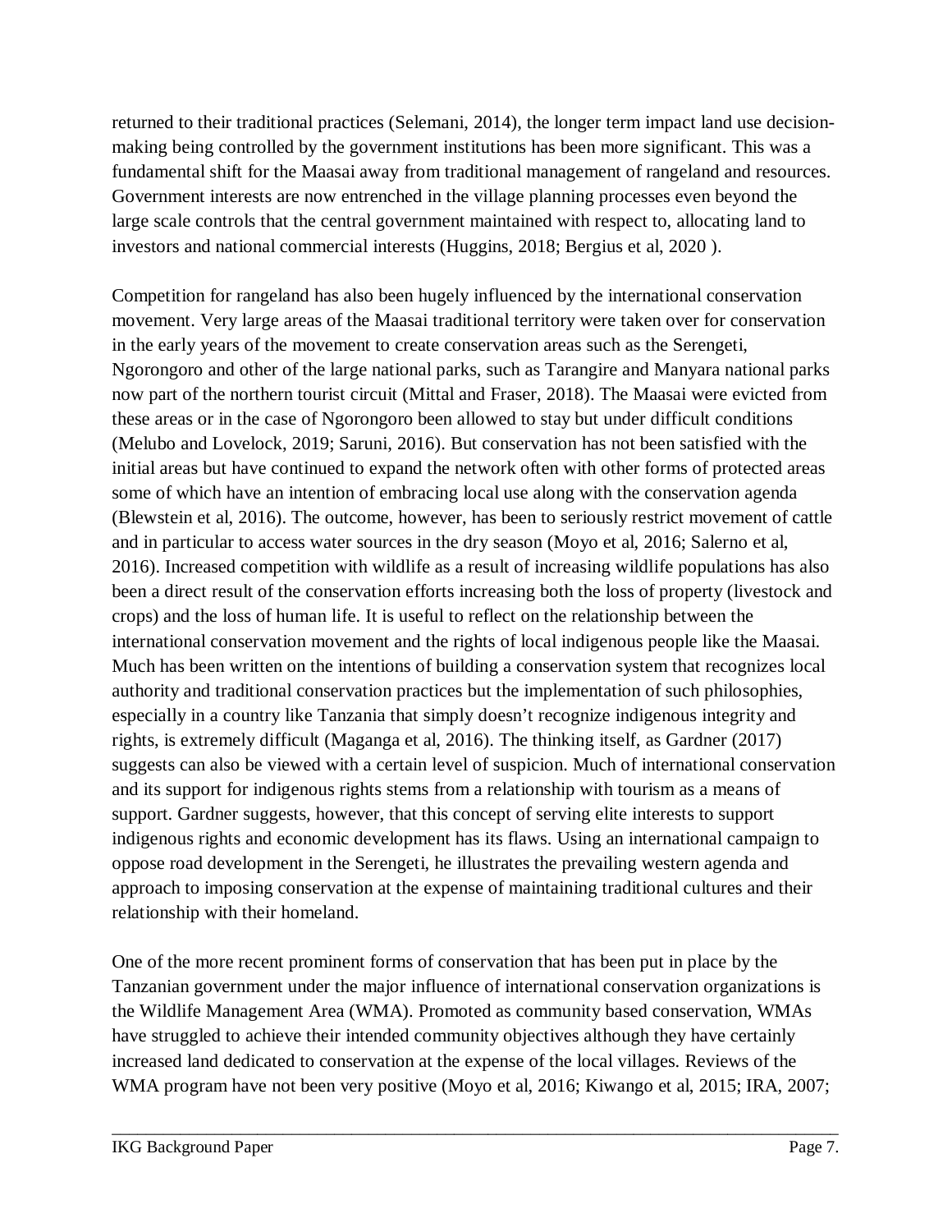returned to their traditional practices (Selemani, 2014), the longer term impact land use decision-making being controlled by the government institutions has been more significant. This was a fundamental shift for the Maasai away from traditional management of rangeland and resources. Government interests are now entrenched in the village planning processes even beyond the large scale controls that the central government maintained with respect to, allocating land to investors and national commercial interests (Huggins, 2018; Bergius et al, 2020 ).

Competition for rangeland has also been hugely influenced by the international conservation movement. Very large areas of the Maasai traditional territory were taken over for conservation in the early years of the movement to create conservation areas such as the Serengeti, Ngorongoro and other of the large national parks, such as Tarangire and Manyara national parks now part of the northern tourist circuit (Mittal and Fraser, 2018). The Maasai were evicted from these areas or in the case of Ngorongoro been allowed to stay but under difficult conditions (Melubo and Lovelock, 2019; Saruni, 2016). But conservation has not been satisfied with the initial areas but have continued to expand the network often with other forms of protected areas some of which have an intention of embracing local use along with the conservation agenda (Blewstein et al, 2016). The outcome, however, has been to seriously restrict movement of cattle and in particular to access water sources in the dry season (Moyo et al, 2016; Salerno et al, 2016). Increased competition with wildlife as a result of increasing wildlife populations has also been a direct result of the conservation efforts increasing both the loss of property (livestock and crops) and the loss of human life. It is useful to reflect on the relationship between the international conservation movement and the rights of local indigenous people like the Maasai. Much has been written on the intentions of building a conservation system that recognizes local authority and traditional conservation practices but the implementation of such philosophies, especially in a country like Tanzania that simply doesn't recognize indigenous integrity and rights, is extremely difficult (Maganga et al, 2016). The thinking itself, as Gardner (2017) suggests can also be viewed with a certain level of suspicion. Much of international conservation and its support for indigenous rights stems from a relationship with tourism as a means of support. Gardner suggests, however, that this concept of serving elite interests to support indigenous rights and economic development has its flaws. Using an international campaign to oppose road development in the Serengeti, he illustrates the prevailing western agenda and approach to imposing conservation at the expense of maintaining traditional cultures and their relationship with their homeland.

One of the more recent prominent forms of conservation that has been put in place by the Tanzanian government under the major influence of international conservation organizations is the Wildlife Management Area (WMA). Promoted as community based conservation, WMAs have struggled to achieve their intended community objectives although they have certainly increased land dedicated to conservation at the expense of the local villages. Reviews of the WMA program have not been very positive (Moyo et al, 2016; Kiwango et al, 2015; IRA, 2007;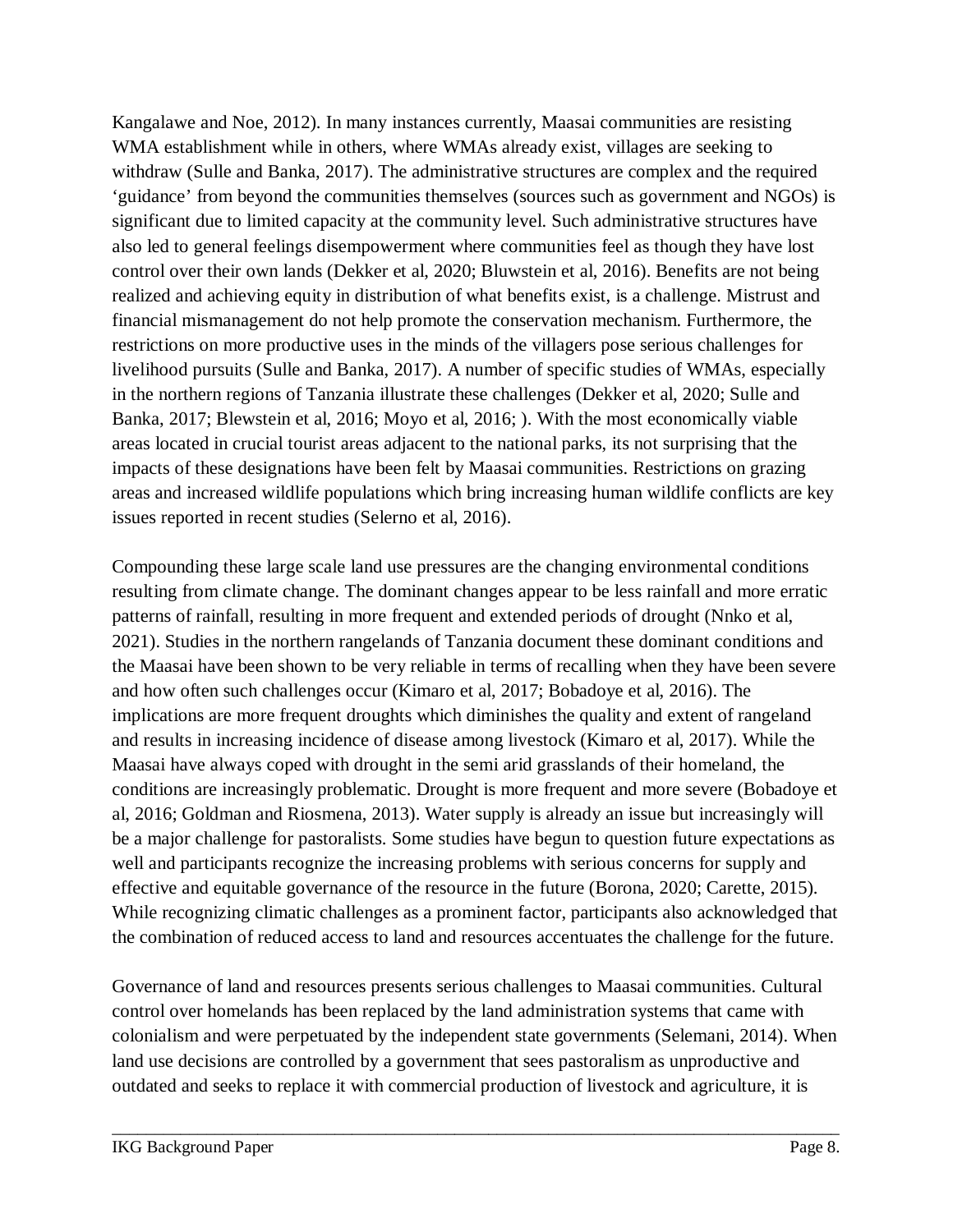Kangalawe and Noe, 2012). In many instances currently, Maasai communities are resisting WMA establishment while in others, where WMAs already exist, villages are seeking to withdraw (Sulle and Banka, 2017). The administrative structures are complex and the required 'guidance' from beyond the communities themselves (sources such as government and NGOs) is significant due to limited capacity at the community level. Such administrative structures have also led to general feelings disempowerment where communities feel as though they have lost control over their own lands (Dekker et al, 2020; Bluwstein et al, 2016). Benefits are not being realized and achieving equity in distribution of what benefits exist, is a challenge. Mistrust and financial mismanagement do not help promote the conservation mechanism. Furthermore, the restrictions on more productive uses in the minds of the villagers pose serious challenges for livelihood pursuits (Sulle and Banka, 2017). A number of specific studies of WMAs, especially in the northern regions of Tanzania illustrate these challenges (Dekker et al, 2020; Sulle and Banka, 2017; Blewstein et al, 2016; Moyo et al, 2016; ). With the most economically viable areas located in crucial tourist areas adjacent to the national parks, its not surprising that the impacts of these designations have been felt by Maasai communities. Restrictions on grazing areas and increased wildlife populations which bring increasing human wildlife conflicts are key issues reported in recent studies (Selerno et al, 2016).

Compounding these large scale land use pressures are the changing environmental conditions resulting from climate change. The dominant changes appear to be less rainfall and more erratic patterns of rainfall, resulting in more frequent and extended periods of drought (Nnko et al, 2021). Studies in the northern rangelands of Tanzania document these dominant conditions and the Maasai have been shown to be very reliable in terms of recalling when they have been severe and how often such challenges occur (Kimaro et al, 2017; Bobadoye et al, 2016). The implications are more frequent droughts which diminishes the quality and extent of rangeland and results in increasing incidence of disease among livestock (Kimaro et al, 2017). While the Maasai have always coped with drought in the semi arid grasslands of their homeland, the conditions are increasingly problematic. Drought is more frequent and more severe (Bobadoye et al, 2016; Goldman and Riosmena, 2013). Water supply is already an issue but increasingly will be a major challenge for pastoralists. Some studies have begun to question future expectations as well and participants recognize the increasing problems with serious concerns for supply and effective and equitable governance of the resource in the future (Borona, 2020; Carette, 2015). While recognizing climatic challenges as a prominent factor, participants also acknowledged that the combination of reduced access to land and resources accentuates the challenge for the future.

Governance of land and resources presents serious challenges to Maasai communities. Cultural control over homelands has been replaced by the land administration systems that came with colonialism and were perpetuated by the independent state governments (Selemani, 2014). When land use decisions are controlled by a government that sees pastoralism as unproductive and outdated and seeks to replace it with commercial production of livestock and agriculture, it is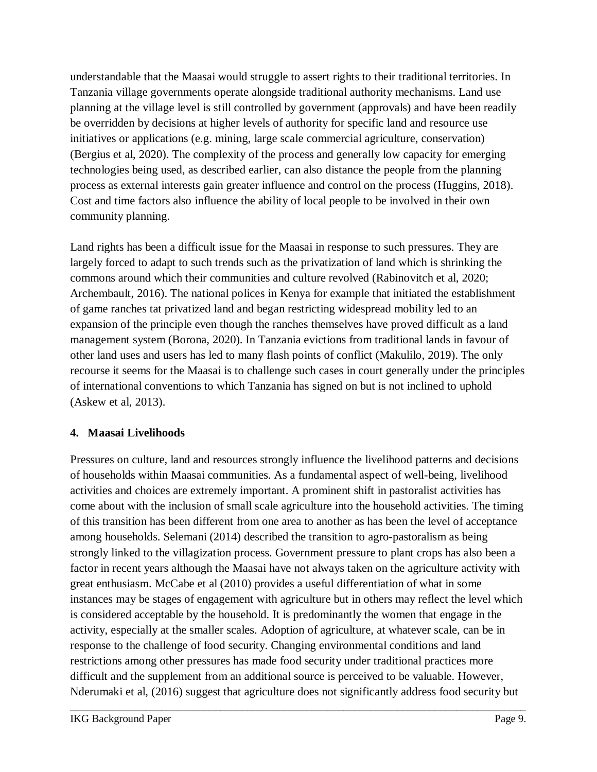understandable that the Maasai would struggle to assert rights to their traditional territories. In Tanzania village governments operate alongside traditional authority mechanisms. Land use planning at the village level is still controlled by government (approvals) and have been readily be overridden by decisions at higher levels of authority for specific land and resource use initiatives or applications (e.g. mining, large scale commercial agriculture, conservation) (Bergius et al, 2020). The complexity of the process and generally low capacity for emerging technologies being used, as described earlier, can also distance the people from the planning process as external interests gain greater influence and control on the process (Huggins, 2018). Cost and time factors also influence the ability of local people to be involved in their own community planning.

Land rights has been a difficult issue for the Maasai in response to such pressures. They are largely forced to adapt to such trends such as the privatization of land which is shrinking the commons around which their communities and culture revolved (Rabinovitch et al, 2020; Archembault, 2016). The national polices in Kenya for example that initiated the establishment of game ranches tat privatized land and began restricting widespread mobility led to an expansion of the principle even though the ranches themselves have proved difficult as a land management system (Borona, 2020). In Tanzania evictions from traditional lands in favour of other land uses and users has led to many flash points of conflict (Makulilo, 2019). The only recourse it seems for the Maasai is to challenge such cases in court generally under the principles of international conventions to which Tanzania has signed on but is not inclined to uphold (Askew et al, 2013).

## 4. Maasai Livelihoods

Pressures on culture, land and resources strongly influence the livelihood patterns and decisions of households within Maasai communities. As a fundamental aspect of well-being, livelihood activities and choices are extremely important. A prominent shift in pastoralist activities has come about with the inclusion of small scale agriculture into the household activities. The timing of this transition has been different from one area to another as has been the level of acceptance among households. Selemani (2014) described the transition to agro-pastoralism as being strongly linked to the villagization process. Government pressure to plant crops has also been a factor in recent years although the Maasai have not always taken on the agriculture activity with great enthusiasm. McCabe et al (2010) provides a useful differentiation of what in some instances may be stages of engagement with agriculture but in others may reflect the level which is considered acceptable by the household. It is predominantly the women that engage in the activity, especially at the smaller scales. Adoption of agriculture, at whatever scale, can be in response to the challenge of food security. Changing environmental conditions and land restrictions among other pressures has made food security under traditional practices more difficult and the supplement from an additional source is perceived to be valuable. However, Nderumaki et al, (2016) suggest that agriculture does not significantly address food security but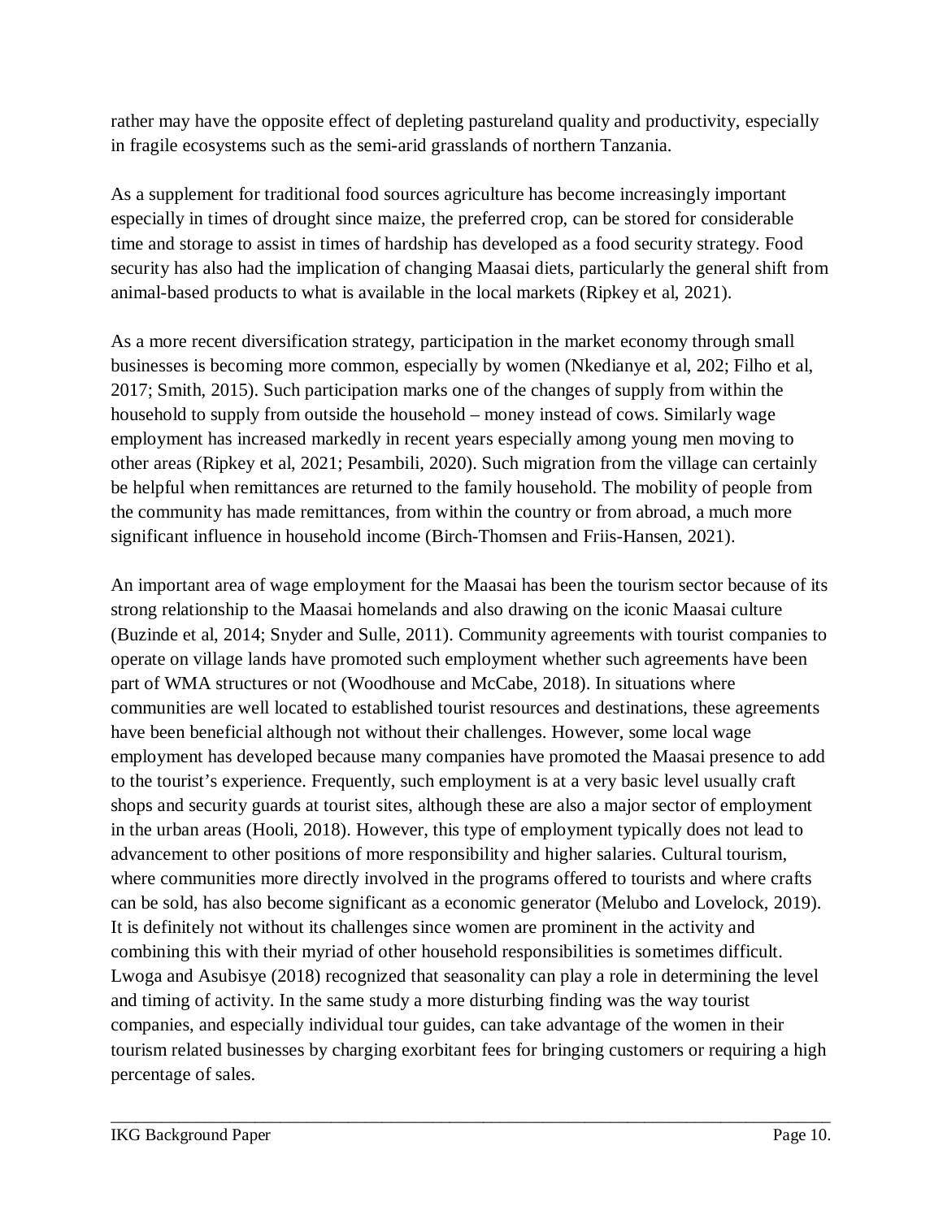rather may have the opposite effect of depleting pastureland quality and productivity, especially in fragile ecosystems such as the semi-arid grasslands of northern Tanzania.

As a supplement for traditional food sources agriculture has become increasingly important especially in times of drought since maize, the preferred crop, can be stored for considerable time and storage to assist in times of hardship has developed as a food security strategy. Food security has also had the implication of changing Maasai diets, particularly the general shift from animal-based products to what is available in the local markets (Ripkey et al, 2021).

As a more recent diversification strategy, participation in the market economy through small businesses is becoming more common, especially by women (Nkedianye et al, 202; Filho et al, 2017; Smith, 2015). Such participation marks one of the changes of supply from within the household to supply from outside the household – money instead of cows. Similarly wage employment has increased markedly in recent years especially among young men moving to other areas (Ripkey et al, 2021; Pesambili, 2020). Such migration from the village can certainly be helpful when remittances are returned to the family household. The mobility of people from the community has made remittances, from within the country or from abroad, a much more significant influence in household income (Birch-Thomsen and Friis-Hansen, 2021).

An important area of wage employment for the Maasai has been the tourism sector because of its strong relationship to the Maasai homelands and also drawing on the iconic Maasai culture (Buzinde et al, 2014; Snyder and Sulle, 2011). Community agreements with tourist companies to operate on village lands have promoted such employment whether such agreements have been part of WMA structures or not (Woodhouse and McCabe, 2018). In situations where communities are well located to established tourist resources and destinations, these agreements have been beneficial although not without their challenges. However, some local wage employment has developed because many companies have promoted the Maasai presence to add to the tourist's experience. Frequently, such employment is at a very basic level usually craft shops and security guards at tourist sites, although these are also a major sector of employment in the urban areas (Hooli, 2018). However, this type of employment typically does not lead to advancement to other positions of more responsibility and higher salaries. Cultural tourism, where communities more directly involved in the programs offered to tourists and where crafts can be sold, has also become significant as a economic generator (Melubo and Lovelock, 2019). It is definitely not without its challenges since women are prominent in the activity and combining this with their myriad of other household responsibilities is sometimes difficult. Lwoga and Asubisye (2018) recognized that seasonality can play a role in determining the level and timing of activity. In the same study a more disturbing finding was the way tourist companies, and especially individual tour guides, can take advantage of the women in their tourism related businesses by charging exorbitant fees for bringing customers or requiring a high percentage of sales.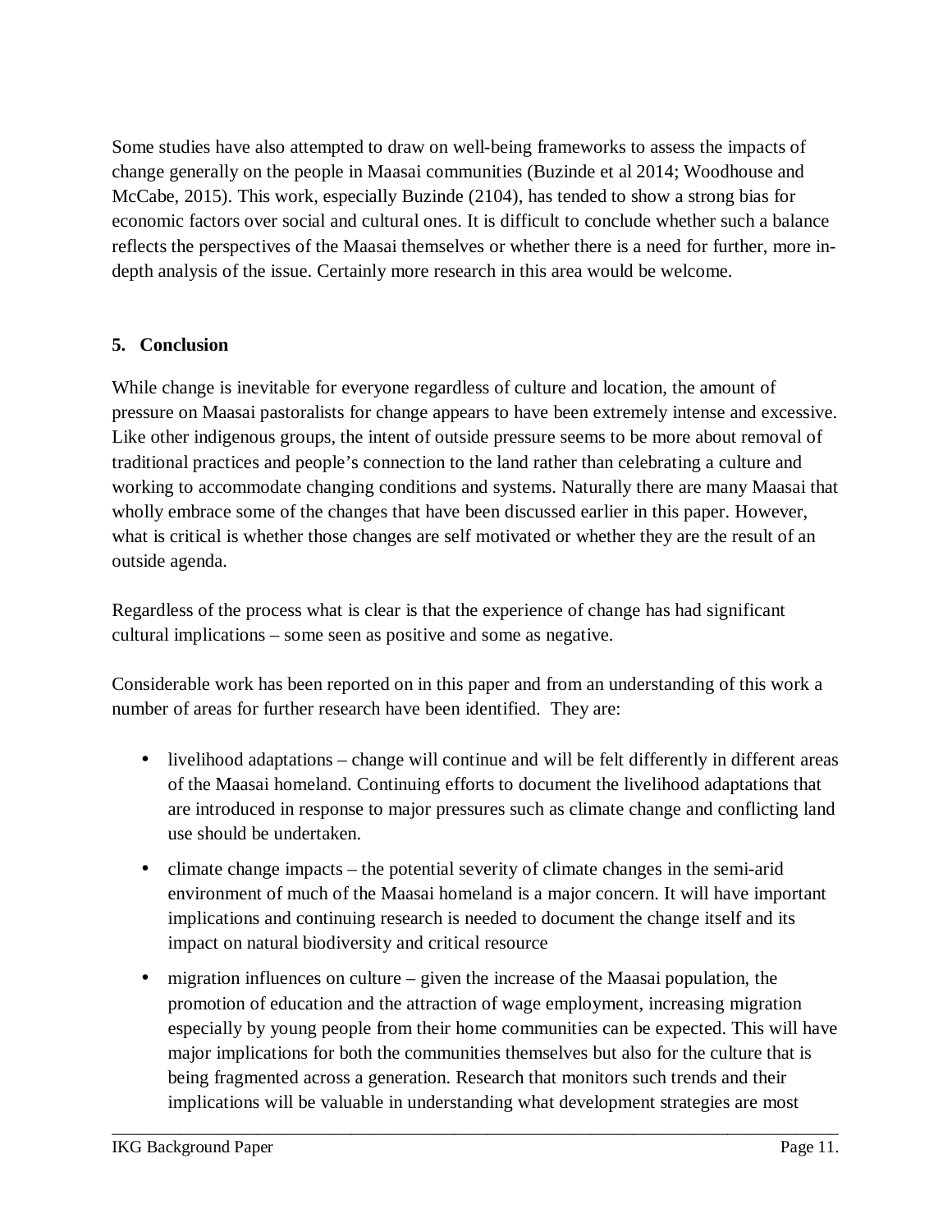Some studies have also attempted to draw on well-being frameworks to assess the impacts of change generally on the people in Maasai communities (Buzinde et al 2014; Woodhouse and McCabe, 2015). This work, especially Buzinde (2104), has tended to show a strong bias for economic factors over social and cultural ones. It is difficult to conclude whether such a balance reflects the perspectives of the Maasai themselves or whether there is a need for further, more in-depth analysis of the issue. Certainly more research in this area would be welcome.

## 5. Conclusion

While change is inevitable for everyone regardless of culture and location, the amount of pressure on Maasai pastoralists for change appears to have been extremely intense and excessive. Like other indigenous groups, the intent of outside pressure seems to be more about removal of traditional practices and people's connection to the land rather than celebrating a culture and working to accommodate changing conditions and systems. Naturally there are many Maasai that wholly embrace some of the changes that have been discussed earlier in this paper. However, what is critical is whether those changes are self motivated or whether they are the result of an outside agenda.

Regardless of the process what is clear is that the experience of change has had significant cultural implications – some seen as positive and some as negative.

Considerable work has been reported on in this paper and from an understanding of this work a number of areas for further research have been identified. They are:

- livelihood adaptations – change will continue and will be felt differently in different areas of the Maasai homeland. Continuing efforts to document the livelihood adaptations that are introduced in response to major pressures such as climate change and conflicting land use should be undertaken.
- climate change impacts – the potential severity of climate changes in the semi-arid environment of much of the Maasai homeland is a major concern. It will have important implications and continuing research is needed to document the change itself and its impact on natural biodiversity and critical resource
- migration influences on culture – given the increase of the Maasai population, the promotion of education and the attraction of wage employment, increasing migration especially by young people from their home communities can be expected. This will have major implications for both the communities themselves but also for the culture that is being fragmented across a generation. Research that monitors such trends and their implications will be valuable in understanding what development strategies are most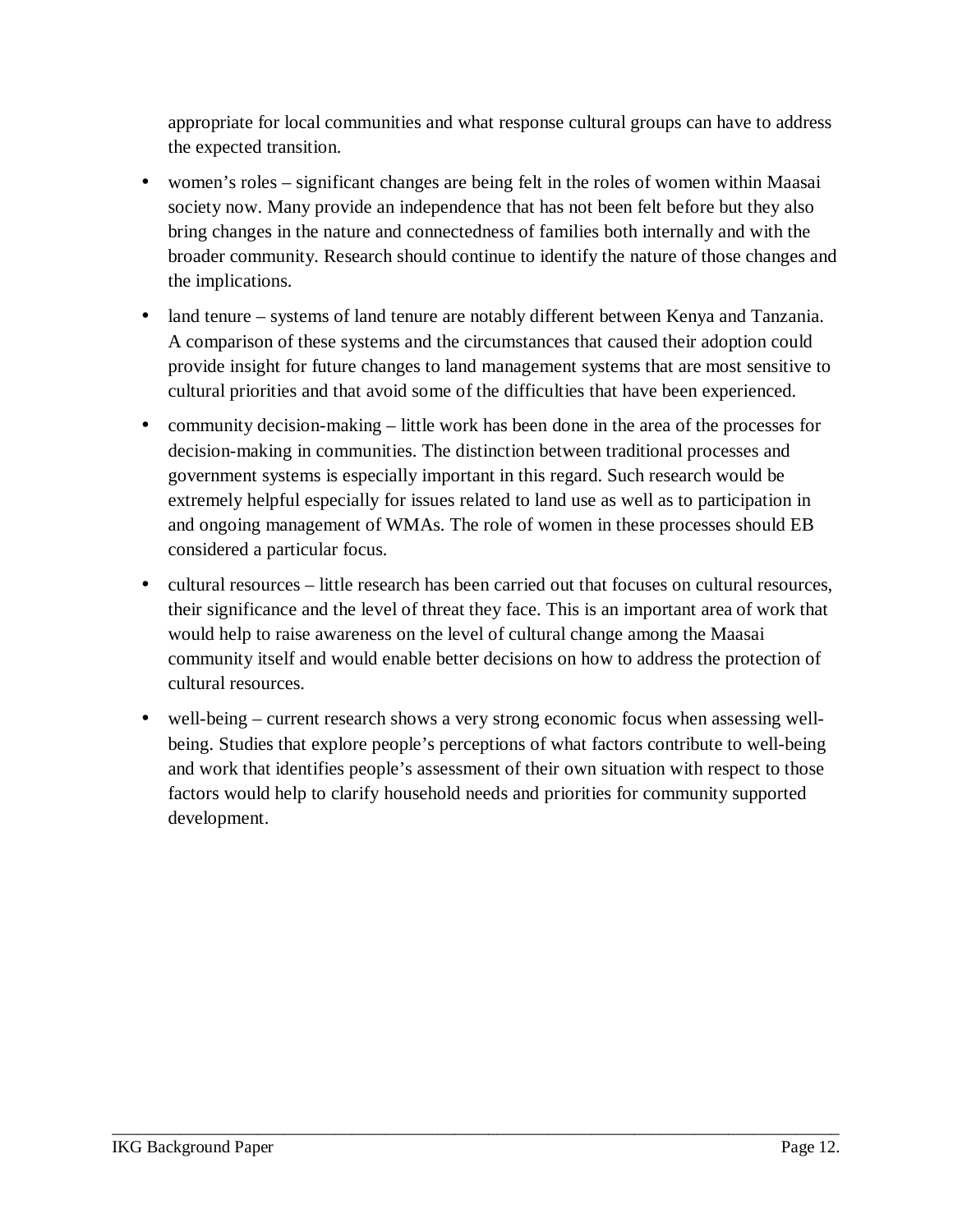appropriate for local communities and what response cultural groups can have to address the expected transition.

- women's roles – significant changes are being felt in the roles of women within Maasai society now. Many provide an independence that has not been felt before but they also bring changes in the nature and connectedness of families both internally and with the broader community. Research should continue to identify the nature of those changes and the implications.
- land tenure – systems of land tenure are notably different between Kenya and Tanzania. A comparison of these systems and the circumstances that caused their adoption could provide insight for future changes to land management systems that are most sensitive to cultural priorities and that avoid some of the difficulties that have been experienced.
- community decision-making – little work has been done in the area of the processes for decision-making in communities. The distinction between traditional processes and government systems is especially important in this regard. Such research would be extremely helpful especially for issues related to land use as well as to participation in and ongoing management of WMAs. The role of women in these processes should EB considered a particular focus.
- cultural resources – little research has been carried out that focuses on cultural resources, their significance and the level of threat they face. This is an important area of work that would help to raise awareness on the level of cultural change among the Maasai community itself and would enable better decisions on how to address the protection of cultural resources.
- well-being – current research shows a very strong economic focus when assessing well-being. Studies that explore people's perceptions of what factors contribute to well-being and work that identifies people's assessment of their own situation with respect to those factors would help to clarify household needs and priorities for community supported development.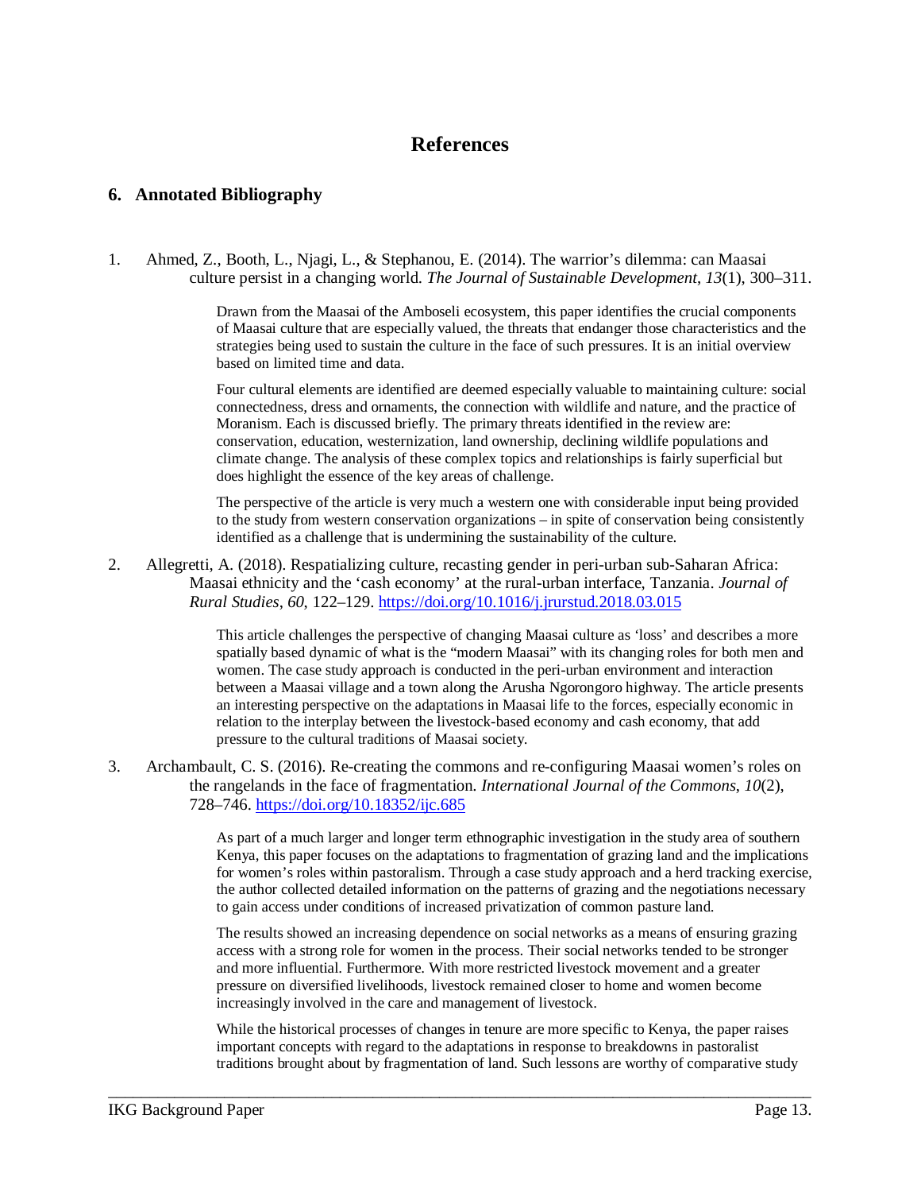# References

## 6. Annotated Bibliography

1. Ahmed, Z., Booth, L., Njagi, L., & Stephanou, E. (2014). The warrior's dilemma: can Maasai culture persist in a changing world. *The Journal of Sustainable Development*, *13*(1), 300–311.

    Drawn from the Maasai of the Amboseli ecosystem, this paper identifies the crucial components of Maasai culture that are especially valued, the threats that endanger those characteristics and the strategies being used to sustain the culture in the face of such pressures. It is an initial overview based on limited time and data.

    Four cultural elements are identified are deemed especially valuable to maintaining culture: social connectedness, dress and ornaments, the connection with wildlife and nature, and the practice of Moranism. Each is discussed briefly. The primary threats identified in the review are: conservation, education, westernization, land ownership, declining wildlife populations and climate change. The analysis of these complex topics and relationships is fairly superficial but does highlight the essence of the key areas of challenge.

    The perspective of the article is very much a western one with considerable input being provided to the study from western conservation organizations – in spite of conservation being consistently identified as a challenge that is undermining the sustainability of the culture.

2. Allegretti, A. (2018). Respatializing culture, recasting gender in peri-urban sub-Saharan Africa: Maasai ethnicity and the 'cash economy' at the rural-urban interface, Tanzania. *Journal of Rural Studies*, *60*, 122–129. https://doi.org/10.1016/j.jrurstud.2018.03.015

    This article challenges the perspective of changing Maasai culture as 'loss' and describes a more spatially based dynamic of what is the "modern Maasai" with its changing roles for both men and women. The case study approach is conducted in the peri-urban environment and interaction between a Maasai village and a town along the Arusha Ngorongoro highway. The article presents an interesting perspective on the adaptations in Maasai life to the forces, especially economic in relation to the interplay between the livestock-based economy and cash economy, that add pressure to the cultural traditions of Maasai society.

3. Archambault, C. S. (2016). Re-creating the commons and re-configuring Maasai women's roles on the rangelands in the face of fragmentation. *International Journal of the Commons*, *10*(2), 728–746. https://doi.org/10.18352/ijc.685

    As part of a much larger and longer term ethnographic investigation in the study area of southern Kenya, this paper focuses on the adaptations to fragmentation of grazing land and the implications for women's roles within pastoralism. Through a case study approach and a herd tracking exercise, the author collected detailed information on the patterns of grazing and the negotiations necessary to gain access under conditions of increased privatization of common pasture land.

    The results showed an increasing dependence on social networks as a means of ensuring grazing access with a strong role for women in the process. Their social networks tended to be stronger and more influential. Furthermore. With more restricted livestock movement and a greater pressure on diversified livelihoods, livestock remained closer to home and women become increasingly involved in the care and management of livestock.

    While the historical processes of changes in tenure are more specific to Kenya, the paper raises important concepts with regard to the adaptations in response to breakdowns in pastoralist traditions brought about by fragmentation of land. Such lessons are worthy of comparative study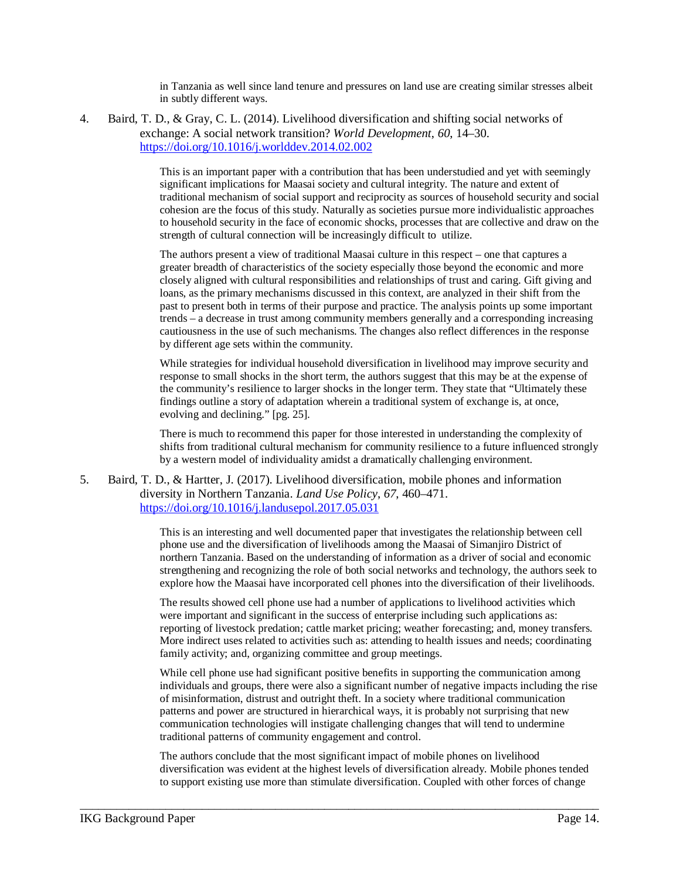in Tanzania as well since land tenure and pressures on land use are creating similar stresses albeit in subtly different ways.

4. Baird, T. D., & Gray, C. L. (2014). Livelihood diversification and shifting social networks of exchange: A social network transition? *World Development*, *60*, 14–30. https://doi.org/10.1016/j.worlddev.2014.02.002

   This is an important paper with a contribution that has been understudied and yet with seemingly significant implications for Maasai society and cultural integrity. The nature and extent of traditional mechanism of social support and reciprocity as sources of household security and social cohesion are the focus of this study. Naturally as societies pursue more individualistic approaches to household security in the face of economic shocks, processes that are collective and draw on the strength of cultural connection will be increasingly difficult to utilize.

   The authors present a view of traditional Maasai culture in this respect – one that captures a greater breadth of characteristics of the society especially those beyond the economic and more closely aligned with cultural responsibilities and relationships of trust and caring. Gift giving and loans, as the primary mechanisms discussed in this context, are analyzed in their shift from the past to present both in terms of their purpose and practice. The analysis points up some important trends – a decrease in trust among community members generally and a corresponding increasing cautiousness in the use of such mechanisms. The changes also reflect differences in the response by different age sets within the community.

   While strategies for individual household diversification in livelihood may improve security and response to small shocks in the short term, the authors suggest that this may be at the expense of the community's resilience to larger shocks in the longer term. They state that "Ultimately these findings outline a story of adaptation wherein a traditional system of exchange is, at once, evolving and declining." [pg. 25].

   There is much to recommend this paper for those interested in understanding the complexity of shifts from traditional cultural mechanism for community resilience to a future influenced strongly by a western model of individuality amidst a dramatically challenging environment.

5. Baird, T. D., & Hartter, J. (2017). Livelihood diversification, mobile phones and information diversity in Northern Tanzania. *Land Use Policy*, *67*, 460–471. https://doi.org/10.1016/j.landusepol.2017.05.031

   This is an interesting and well documented paper that investigates the relationship between cell phone use and the diversification of livelihoods among the Maasai of Simanjiro District of northern Tanzania. Based on the understanding of information as a driver of social and economic strengthening and recognizing the role of both social networks and technology, the authors seek to explore how the Maasai have incorporated cell phones into the diversification of their livelihoods.

   The results showed cell phone use had a number of applications to livelihood activities which were important and significant in the success of enterprise including such applications as: reporting of livestock predation; cattle market pricing; weather forecasting; and, money transfers. More indirect uses related to activities such as: attending to health issues and needs; coordinating family activity; and, organizing committee and group meetings.

   While cell phone use had significant positive benefits in supporting the communication among individuals and groups, there were also a significant number of negative impacts including the rise of misinformation, distrust and outright theft. In a society where traditional communication patterns and power are structured in hierarchical ways, it is probably not surprising that new communication technologies will instigate challenging changes that will tend to undermine traditional patterns of community engagement and control.

   The authors conclude that the most significant impact of mobile phones on livelihood diversification was evident at the highest levels of diversification already. Mobile phones tended to support existing use more than stimulate diversification. Coupled with other forces of change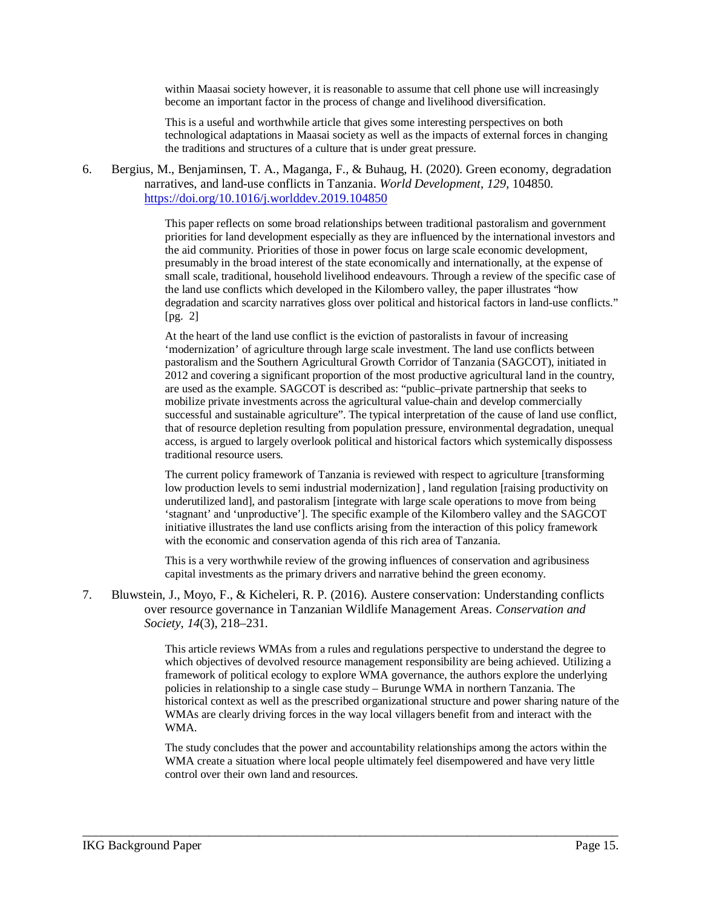within Maasai society however, it is reasonable to assume that cell phone use will increasingly become an important factor in the process of change and livelihood diversification.

This is a useful and worthwhile article that gives some interesting perspectives on both technological adaptations in Maasai society as well as the impacts of external forces in changing the traditions and structures of a culture that is under great pressure.

6. Bergius, M., Benjaminsen, T. A., Maganga, F., & Buhaug, H. (2020). Green economy, degradation narratives, and land-use conflicts in Tanzania. *World Development*, *129*, 104850. https://doi.org/10.1016/j.worlddev.2019.104850

   This paper reflects on some broad relationships between traditional pastoralism and government priorities for land development especially as they are influenced by the international investors and the aid community. Priorities of those in power focus on large scale economic development, presumably in the broad interest of the state economically and internationally, at the expense of small scale, traditional, household livelihood endeavours. Through a review of the specific case of the land use conflicts which developed in the Kilombero valley, the paper illustrates "how degradation and scarcity narratives gloss over political and historical factors in land-use conflicts." [pg. 2]

   At the heart of the land use conflict is the eviction of pastoralists in favour of increasing 'modernization' of agriculture through large scale investment. The land use conflicts between pastoralism and the Southern Agricultural Growth Corridor of Tanzania (SAGCOT), initiated in 2012 and covering a significant proportion of the most productive agricultural land in the country, are used as the example. SAGCOT is described as: "public–private partnership that seeks to mobilize private investments across the agricultural value-chain and develop commercially successful and sustainable agriculture". The typical interpretation of the cause of land use conflict, that of resource depletion resulting from population pressure, environmental degradation, unequal access, is argued to largely overlook political and historical factors which systemically dispossess traditional resource users.

   The current policy framework of Tanzania is reviewed with respect to agriculture [transforming low production levels to semi industrial modernization] , land regulation [raising productivity on underutilized land], and pastoralism [integrate with large scale operations to move from being 'stagnant' and 'unproductive']. The specific example of the Kilombero valley and the SAGCOT initiative illustrates the land use conflicts arising from the interaction of this policy framework with the economic and conservation agenda of this rich area of Tanzania.

   This is a very worthwhile review of the growing influences of conservation and agribusiness capital investments as the primary drivers and narrative behind the green economy.

7. Bluwstein, J., Moyo, F., & Kicheleri, R. P. (2016). Austere conservation: Understanding conflicts over resource governance in Tanzanian Wildlife Management Areas. *Conservation and Society*, *14*(3), 218–231.

   This article reviews WMAs from a rules and regulations perspective to understand the degree to which objectives of devolved resource management responsibility are being achieved. Utilizing a framework of political ecology to explore WMA governance, the authors explore the underlying policies in relationship to a single case study – Burunge WMA in northern Tanzania. The historical context as well as the prescribed organizational structure and power sharing nature of the WMAs are clearly driving forces in the way local villagers benefit from and interact with the WMA.

   The study concludes that the power and accountability relationships among the actors within the WMA create a situation where local people ultimately feel disempowered and have very little control over their own land and resources.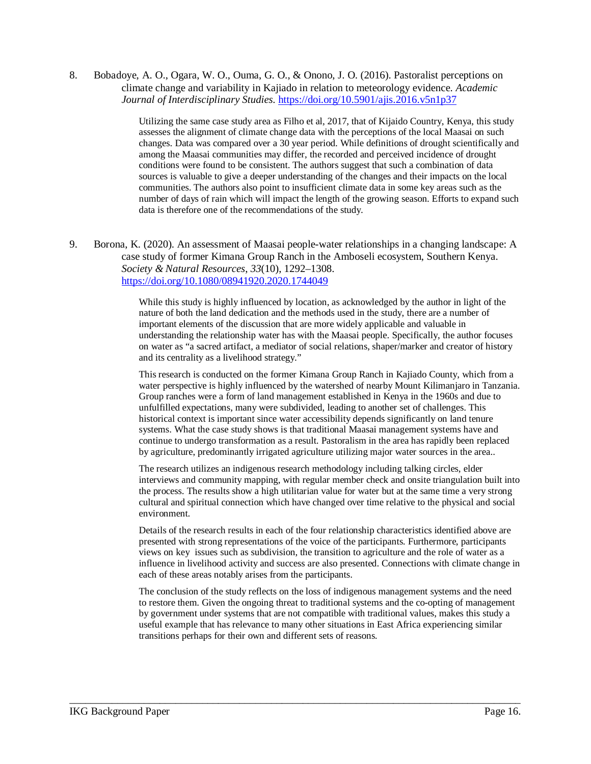8. Bobadoye, A. O., Ogara, W. O., Ouma, G. O., & Onono, J. O. (2016). Pastoralist perceptions on climate change and variability in Kajiado in relation to meteorology evidence. *Academic Journal of Interdisciplinary Studies*. https://doi.org/10.5901/ajis.2016.v5n1p37

   Utilizing the same case study area as Filho et al, 2017, that of Kijaido Country, Kenya, this study assesses the alignment of climate change data with the perceptions of the local Maasai on such changes. Data was compared over a 30 year period. While definitions of drought scientifically and among the Maasai communities may differ, the recorded and perceived incidence of drought conditions were found to be consistent. The authors suggest that such a combination of data sources is valuable to give a deeper understanding of the changes and their impacts on the local communities. The authors also point to insufficient climate data in some key areas such as the number of days of rain which will impact the length of the growing season. Efforts to expand such data is therefore one of the recommendations of the study.

9. Borona, K. (2020). An assessment of Maasai people-water relationships in a changing landscape: A case study of former Kimana Group Ranch in the Amboseli ecosystem, Southern Kenya. *Society & Natural Resources*, *33*(10), 1292–1308. https://doi.org/10.1080/08941920.2020.1744049

   While this study is highly influenced by location, as acknowledged by the author in light of the nature of both the land dedication and the methods used in the study, there are a number of important elements of the discussion that are more widely applicable and valuable in understanding the relationship water has with the Maasai people. Specifically, the author focuses on water as "a sacred artifact, a mediator of social relations, shaper/marker and creator of history and its centrality as a livelihood strategy."

   This research is conducted on the former Kimana Group Ranch in Kajiado County, which from a water perspective is highly influenced by the watershed of nearby Mount Kilimanjaro in Tanzania. Group ranches were a form of land management established in Kenya in the 1960s and due to unfulfilled expectations, many were subdivided, leading to another set of challenges. This historical context is important since water accessibility depends significantly on land tenure systems. What the case study shows is that traditional Maasai management systems have and continue to undergo transformation as a result. Pastoralism in the area has rapidly been replaced by agriculture, predominantly irrigated agriculture utilizing major water sources in the area..

   The research utilizes an indigenous research methodology including talking circles, elder interviews and community mapping, with regular member check and onsite triangulation built into the process. The results show a high utilitarian value for water but at the same time a very strong cultural and spiritual connection which have changed over time relative to the physical and social environment.

   Details of the research results in each of the four relationship characteristics identified above are presented with strong representations of the voice of the participants. Furthermore, participants views on key issues such as subdivision, the transition to agriculture and the role of water as a influence in livelihood activity and success are also presented. Connections with climate change in each of these areas notably arises from the participants.

   The conclusion of the study reflects on the loss of indigenous management systems and the need to restore them. Given the ongoing threat to traditional systems and the co-opting of management by government under systems that are not compatible with traditional values, makes this study a useful example that has relevance to many other situations in East Africa experiencing similar transitions perhaps for their own and different sets of reasons.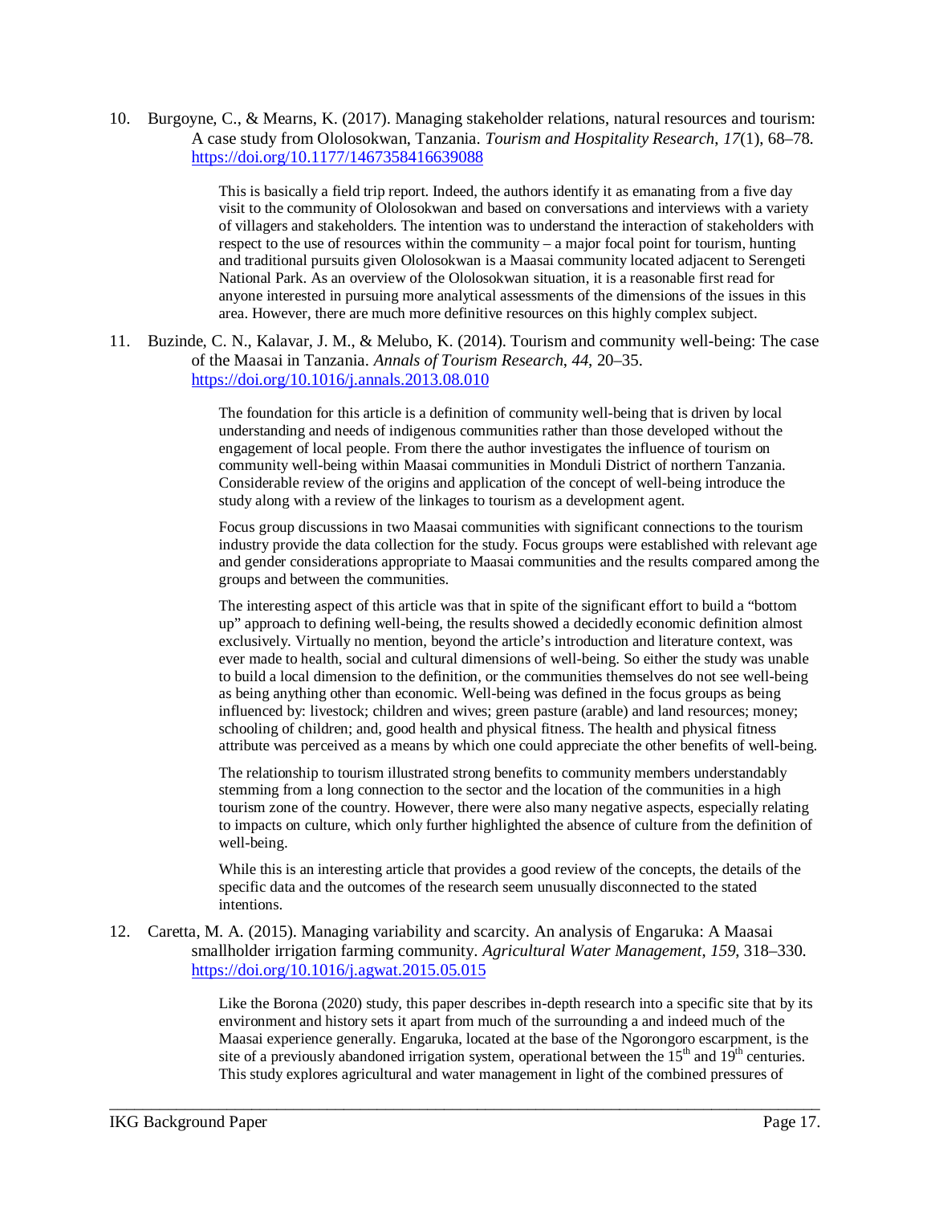10. Burgoyne, C., & Mearns, K. (2017). Managing stakeholder relations, natural resources and tourism: A case study from Ololosokwan, Tanzania. *Tourism and Hospitality Research*, *17*(1), 68–78. https://doi.org/10.1177/1467358416639088

    This is basically a field trip report. Indeed, the authors identify it as emanating from a five day visit to the community of Ololosokwan and based on conversations and interviews with a variety of villagers and stakeholders. The intention was to understand the interaction of stakeholders with respect to the use of resources within the community – a major focal point for tourism, hunting and traditional pursuits given Ololosokwan is a Maasai community located adjacent to Serengeti National Park. As an overview of the Ololosokwan situation, it is a reasonable first read for anyone interested in pursuing more analytical assessments of the dimensions of the issues in this area. However, there are much more definitive resources on this highly complex subject.

11. Buzinde, C. N., Kalavar, J. M., & Melubo, K. (2014). Tourism and community well-being: The case of the Maasai in Tanzania. *Annals of Tourism Research*, *44*, 20–35. https://doi.org/10.1016/j.annals.2013.08.010

    The foundation for this article is a definition of community well-being that is driven by local understanding and needs of indigenous communities rather than those developed without the engagement of local people. From there the author investigates the influence of tourism on community well-being within Maasai communities in Monduli District of northern Tanzania. Considerable review of the origins and application of the concept of well-being introduce the study along with a review of the linkages to tourism as a development agent.

    Focus group discussions in two Maasai communities with significant connections to the tourism industry provide the data collection for the study. Focus groups were established with relevant age and gender considerations appropriate to Maasai communities and the results compared among the groups and between the communities.

    The interesting aspect of this article was that in spite of the significant effort to build a "bottom up" approach to defining well-being, the results showed a decidedly economic definition almost exclusively. Virtually no mention, beyond the article's introduction and literature context, was ever made to health, social and cultural dimensions of well-being. So either the study was unable to build a local dimension to the definition, or the communities themselves do not see well-being as being anything other than economic. Well-being was defined in the focus groups as being influenced by: livestock; children and wives; green pasture (arable) and land resources; money; schooling of children; and, good health and physical fitness. The health and physical fitness attribute was perceived as a means by which one could appreciate the other benefits of well-being.

    The relationship to tourism illustrated strong benefits to community members understandably stemming from a long connection to the sector and the location of the communities in a high tourism zone of the country. However, there were also many negative aspects, especially relating to impacts on culture, which only further highlighted the absence of culture from the definition of well-being.

    While this is an interesting article that provides a good review of the concepts, the details of the specific data and the outcomes of the research seem unusually disconnected to the stated intentions.

12. Caretta, M. A. (2015). Managing variability and scarcity. An analysis of Engaruka: A Maasai smallholder irrigation farming community. *Agricultural Water Management, 159*, 318–330. https://doi.org/10.1016/j.agwat.2015.05.015

    Like the Borona (2020) study, this paper describes in-depth research into a specific site that by its environment and history sets it apart from much of the surrounding a and indeed much of the Maasai experience generally. Engaruka, located at the base of the Ngorongoro escarpment, is the site of a previously abandoned irrigation system, operational between the 15th and 19th centuries. This study explores agricultural and water management in light of the combined pressures of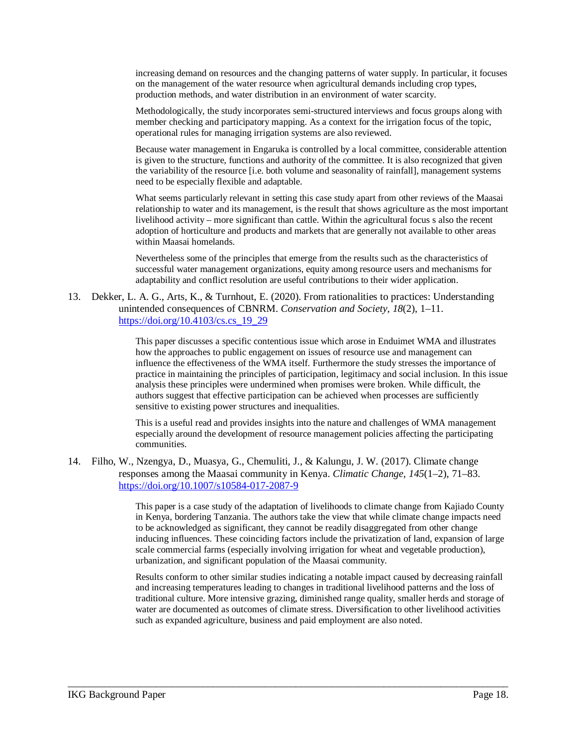increasing demand on resources and the changing patterns of water supply. In particular, it focuses on the management of the water resource when agricultural demands including crop types, production methods, and water distribution in an environment of water scarcity.

Methodologically, the study incorporates semi-structured interviews and focus groups along with member checking and participatory mapping. As a context for the irrigation focus of the topic, operational rules for managing irrigation systems are also reviewed.

Because water management in Engaruka is controlled by a local committee, considerable attention is given to the structure, functions and authority of the committee. It is also recognized that given the variability of the resource [i.e. both volume and seasonality of rainfall], management systems need to be especially flexible and adaptable.

What seems particularly relevant in setting this case study apart from other reviews of the Maasai relationship to water and its management, is the result that shows agriculture as the most important livelihood activity – more significant than cattle. Within the agricultural focus s also the recent adoption of horticulture and products and markets that are generally not available to other areas within Maasai homelands.

Nevertheless some of the principles that emerge from the results such as the characteristics of successful water management organizations, equity among resource users and mechanisms for adaptability and conflict resolution are useful contributions to their wider application.

13. Dekker, L. A. G., Arts, K., & Turnhout, E. (2020). From rationalities to practices: Understanding unintended consequences of CBNRM. *Conservation and Society*, *18*(2), 1–11. https://doi.org/10.4103/cs.cs_19_29

    This paper discusses a specific contentious issue which arose in Enduimet WMA and illustrates how the approaches to public engagement on issues of resource use and management can influence the effectiveness of the WMA itself. Furthermore the study stresses the importance of practice in maintaining the principles of participation, legitimacy and social inclusion. In this issue analysis these principles were undermined when promises were broken. While difficult, the authors suggest that effective participation can be achieved when processes are sufficiently sensitive to existing power structures and inequalities.

    This is a useful read and provides insights into the nature and challenges of WMA management especially around the development of resource management policies affecting the participating communities.

14. Filho, W., Nzengya, D., Muasya, G., Chemuliti, J., & Kalungu, J. W. (2017). Climate change responses among the Maasai community in Kenya. *Climatic Change*, *145*(1–2), 71–83. https://doi.org/10.1007/s10584-017-2087-9

    This paper is a case study of the adaptation of livelihoods to climate change from Kajiado County in Kenya, bordering Tanzania. The authors take the view that while climate change impacts need to be acknowledged as significant, they cannot be readily disaggregated from other change inducing influences. These coinciding factors include the privatization of land, expansion of large scale commercial farms (especially involving irrigation for wheat and vegetable production), urbanization, and significant population of the Maasai community.

    Results conform to other similar studies indicating a notable impact caused by decreasing rainfall and increasing temperatures leading to changes in traditional livelihood patterns and the loss of traditional culture. More intensive grazing, diminished range quality, smaller herds and storage of water are documented as outcomes of climate stress. Diversification to other livelihood activities such as expanded agriculture, business and paid employment are also noted.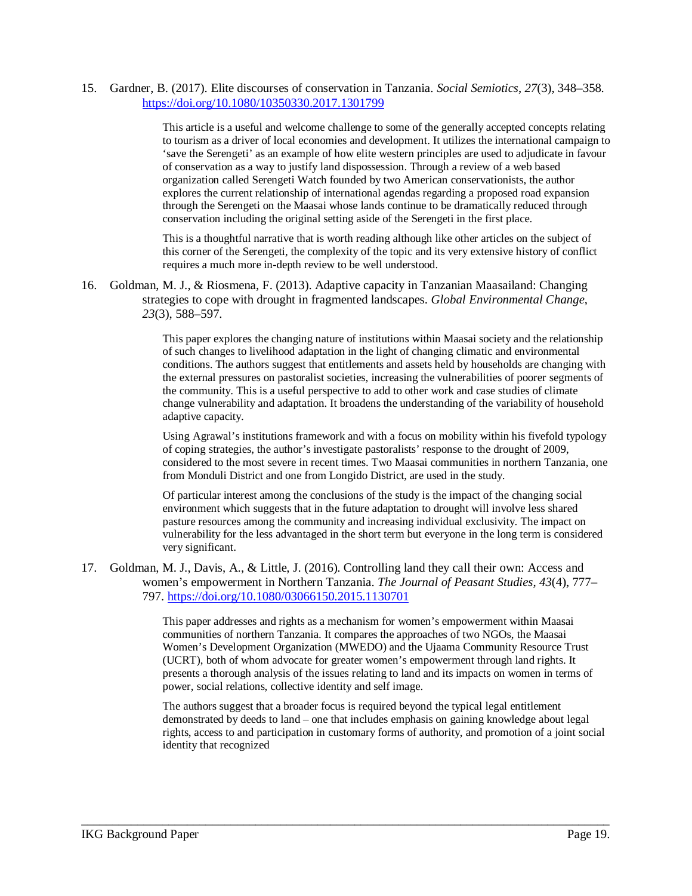15. Gardner, B. (2017). Elite discourses of conservation in Tanzania. *Social Semiotics*, *27*(3), 348–358. https://doi.org/10.1080/10350330.2017.1301799

    This article is a useful and welcome challenge to some of the generally accepted concepts relating to tourism as a driver of local economies and development. It utilizes the international campaign to 'save the Serengeti' as an example of how elite western principles are used to adjudicate in favour of conservation as a way to justify land dispossession. Through a review of a web based organization called Serengeti Watch founded by two American conservationists, the author explores the current relationship of international agendas regarding a proposed road expansion through the Serengeti on the Maasai whose lands continue to be dramatically reduced through conservation including the original setting aside of the Serengeti in the first place.

    This is a thoughtful narrative that is worth reading although like other articles on the subject of this corner of the Serengeti, the complexity of the topic and its very extensive history of conflict requires a much more in-depth review to be well understood.

16. Goldman, M. J., & Riosmena, F. (2013). Adaptive capacity in Tanzanian Maasailand: Changing strategies to cope with drought in fragmented landscapes. *Global Environmental Change*, *23*(3), 588–597.

    This paper explores the changing nature of institutions within Maasai society and the relationship of such changes to livelihood adaptation in the light of changing climatic and environmental conditions. The authors suggest that entitlements and assets held by households are changing with the external pressures on pastoralist societies, increasing the vulnerabilities of poorer segments of the community. This is a useful perspective to add to other work and case studies of climate change vulnerability and adaptation. It broadens the understanding of the variability of household adaptive capacity.

    Using Agrawal's institutions framework and with a focus on mobility within his fivefold typology of coping strategies, the author's investigate pastoralists' response to the drought of 2009, considered to the most severe in recent times. Two Maasai communities in northern Tanzania, one from Monduli District and one from Longido District, are used in the study.

    Of particular interest among the conclusions of the study is the impact of the changing social environment which suggests that in the future adaptation to drought will involve less shared pasture resources among the community and increasing individual exclusivity. The impact on vulnerability for the less advantaged in the short term but everyone in the long term is considered very significant.

17. Goldman, M. J., Davis, A., & Little, J. (2016). Controlling land they call their own: Access and women's empowerment in Northern Tanzania. *The Journal of Peasant Studies*, *43*(4), 777–797. https://doi.org/10.1080/03066150.2015.1130701

    This paper addresses and rights as a mechanism for women's empowerment within Maasai communities of northern Tanzania. It compares the approaches of two NGOs, the Maasai Women's Development Organization (MWEDO) and the Ujaama Community Resource Trust (UCRT), both of whom advocate for greater women's empowerment through land rights. It presents a thorough analysis of the issues relating to land and its impacts on women in terms of power, social relations, collective identity and self image.

    The authors suggest that a broader focus is required beyond the typical legal entitlement demonstrated by deeds to land – one that includes emphasis on gaining knowledge about legal rights, access to and participation in customary forms of authority, and promotion of a joint social identity that recognized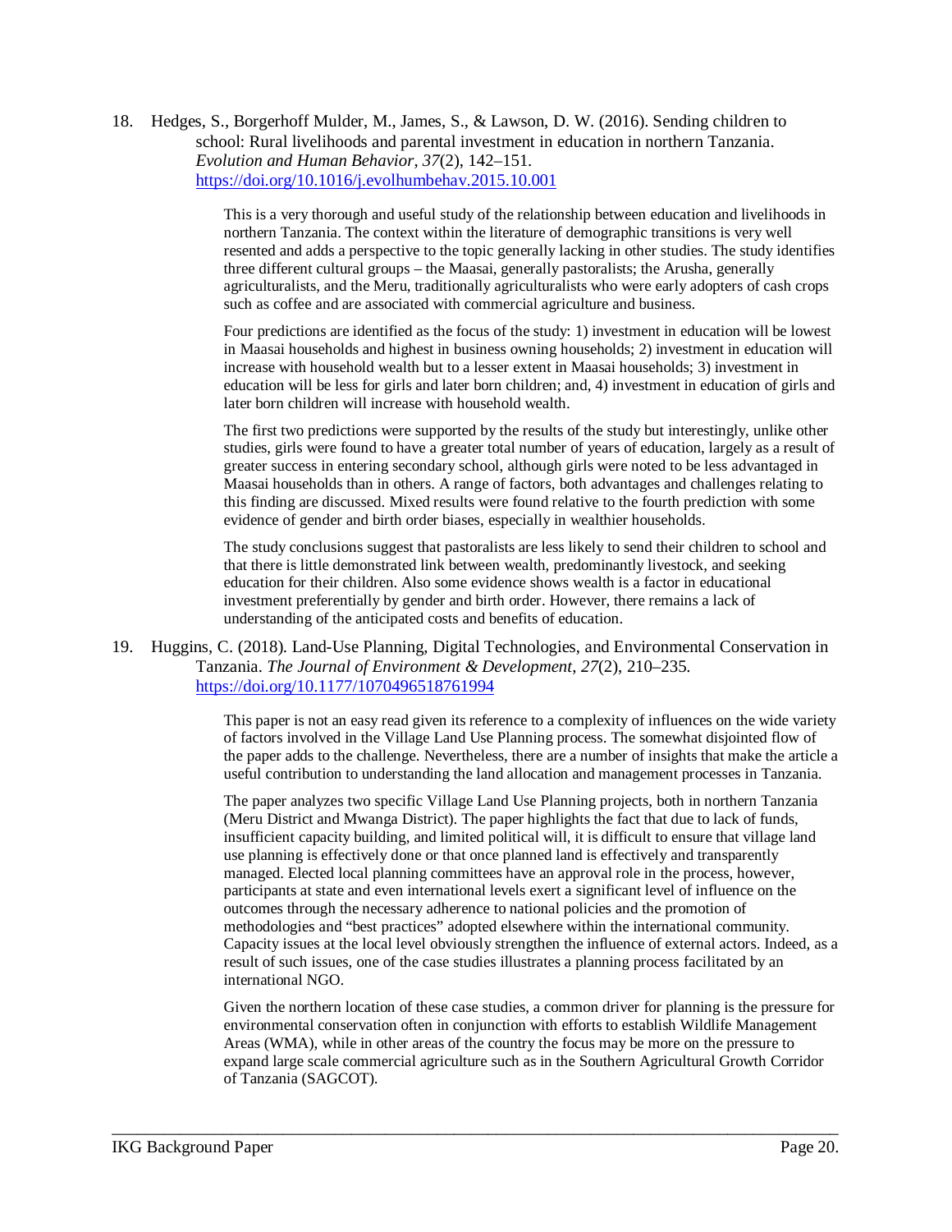18. Hedges, S., Borgerhoff Mulder, M., James, S., & Lawson, D. W. (2016). Sending children to school: Rural livelihoods and parental investment in education in northern Tanzania. *Evolution and Human Behavior*, *37*(2), 142–151. https://doi.org/10.1016/j.evolhumbehav.2015.10.001

    This is a very thorough and useful study of the relationship between education and livelihoods in northern Tanzania. The context within the literature of demographic transitions is very well resented and adds a perspective to the topic generally lacking in other studies. The study identifies three different cultural groups – the Maasai, generally pastoralists; the Arusha, generally agriculturalists, and the Meru, traditionally agriculturalists who were early adopters of cash crops such as coffee and are associated with commercial agriculture and business.

    Four predictions are identified as the focus of the study: 1) investment in education will be lowest in Maasai households and highest in business owning households; 2) investment in education will increase with household wealth but to a lesser extent in Maasai households; 3) investment in education will be less for girls and later born children; and, 4) investment in education of girls and later born children will increase with household wealth.

    The first two predictions were supported by the results of the study but interestingly, unlike other studies, girls were found to have a greater total number of years of education, largely as a result of greater success in entering secondary school, although girls were noted to be less advantaged in Maasai households than in others. A range of factors, both advantages and challenges relating to this finding are discussed. Mixed results were found relative to the fourth prediction with some evidence of gender and birth order biases, especially in wealthier households.

    The study conclusions suggest that pastoralists are less likely to send their children to school and that there is little demonstrated link between wealth, predominantly livestock, and seeking education for their children. Also some evidence shows wealth is a factor in educational investment preferentially by gender and birth order. However, there remains a lack of understanding of the anticipated costs and benefits of education.

19. Huggins, C. (2018). Land-Use Planning, Digital Technologies, and Environmental Conservation in Tanzania. *The Journal of Environment & Development*, *27*(2), 210–235. https://doi.org/10.1177/1070496518761994

    This paper is not an easy read given its reference to a complexity of influences on the wide variety of factors involved in the Village Land Use Planning process. The somewhat disjointed flow of the paper adds to the challenge. Nevertheless, there are a number of insights that make the article a useful contribution to understanding the land allocation and management processes in Tanzania.

    The paper analyzes two specific Village Land Use Planning projects, both in northern Tanzania (Meru District and Mwanga District). The paper highlights the fact that due to lack of funds, insufficient capacity building, and limited political will, it is difficult to ensure that village land use planning is effectively done or that once planned land is effectively and transparently managed. Elected local planning committees have an approval role in the process, however, participants at state and even international levels exert a significant level of influence on the outcomes through the necessary adherence to national policies and the promotion of methodologies and "best practices" adopted elsewhere within the international community. Capacity issues at the local level obviously strengthen the influence of external actors. Indeed, as a result of such issues, one of the case studies illustrates a planning process facilitated by an international NGO.

    Given the northern location of these case studies, a common driver for planning is the pressure for environmental conservation often in conjunction with efforts to establish Wildlife Management Areas (WMA), while in other areas of the country the focus may be more on the pressure to expand large scale commercial agriculture such as in the Southern Agricultural Growth Corridor of Tanzania (SAGCOT).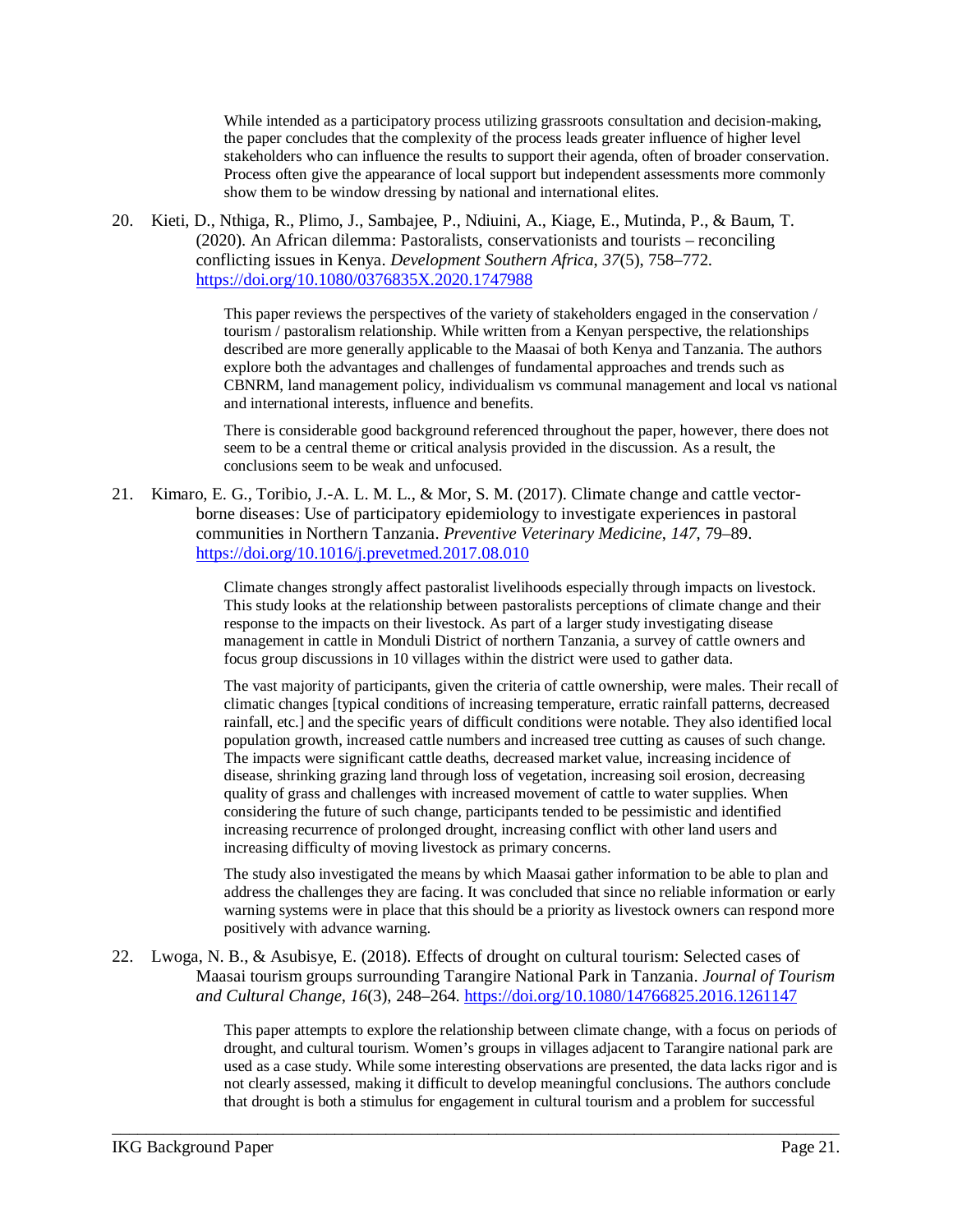While intended as a participatory process utilizing grassroots consultation and decision-making, the paper concludes that the complexity of the process leads greater influence of higher level stakeholders who can influence the results to support their agenda, often of broader conservation. Process often give the appearance of local support but independent assessments more commonly show them to be window dressing by national and international elites.

20. Kieti, D., Nthiga, R., Plimo, J., Sambajee, P., Ndiuini, A., Kiage, E., Mutinda, P., & Baum, T. (2020). An African dilemma: Pastoralists, conservationists and tourists – reconciling conflicting issues in Kenya. *Development Southern Africa*, *37*(5), 758–772. https://doi.org/10.1080/0376835X.2020.1747988

    This paper reviews the perspectives of the variety of stakeholders engaged in the conservation / tourism / pastoralism relationship. While written from a Kenyan perspective, the relationships described are more generally applicable to the Maasai of both Kenya and Tanzania. The authors explore both the advantages and challenges of fundamental approaches and trends such as CBNRM, land management policy, individualism vs communal management and local vs national and international interests, influence and benefits.

    There is considerable good background referenced throughout the paper, however, there does not seem to be a central theme or critical analysis provided in the discussion. As a result, the conclusions seem to be weak and unfocused.

21. Kimaro, E. G., Toribio, J.-A. L. M. L., & Mor, S. M. (2017). Climate change and cattle vector-borne diseases: Use of participatory epidemiology to investigate experiences in pastoral communities in Northern Tanzania. *Preventive Veterinary Medicine*, *147*, 79–89. https://doi.org/10.1016/j.prevetmed.2017.08.010

    Climate changes strongly affect pastoralist livelihoods especially through impacts on livestock. This study looks at the relationship between pastoralists perceptions of climate change and their response to the impacts on their livestock. As part of a larger study investigating disease management in cattle in Monduli District of northern Tanzania, a survey of cattle owners and focus group discussions in 10 villages within the district were used to gather data.

    The vast majority of participants, given the criteria of cattle ownership, were males. Their recall of climatic changes [typical conditions of increasing temperature, erratic rainfall patterns, decreased rainfall, etc.] and the specific years of difficult conditions were notable. They also identified local population growth, increased cattle numbers and increased tree cutting as causes of such change. The impacts were significant cattle deaths, decreased market value, increasing incidence of disease, shrinking grazing land through loss of vegetation, increasing soil erosion, decreasing quality of grass and challenges with increased movement of cattle to water supplies. When considering the future of such change, participants tended to be pessimistic and identified increasing recurrence of prolonged drought, increasing conflict with other land users and increasing difficulty of moving livestock as primary concerns.

    The study also investigated the means by which Maasai gather information to be able to plan and address the challenges they are facing. It was concluded that since no reliable information or early warning systems were in place that this should be a priority as livestock owners can respond more positively with advance warning.

22. Lwoga, N. B., & Asubisye, E. (2018). Effects of drought on cultural tourism: Selected cases of Maasai tourism groups surrounding Tarangire National Park in Tanzania. *Journal of Tourism and Cultural Change*, *16*(3), 248–264. https://doi.org/10.1080/14766825.2016.1261147

    This paper attempts to explore the relationship between climate change, with a focus on periods of drought, and cultural tourism. Women's groups in villages adjacent to Tarangire national park are used as a case study. While some interesting observations are presented, the data lacks rigor and is not clearly assessed, making it difficult to develop meaningful conclusions. The authors conclude that drought is both a stimulus for engagement in cultural tourism and a problem for successful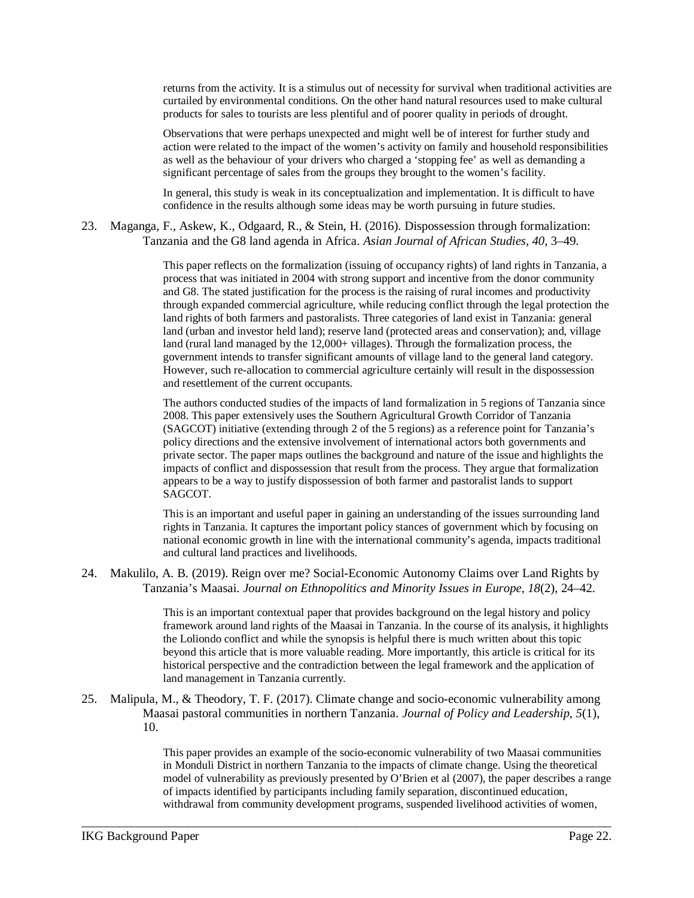returns from the activity. It is a stimulus out of necessity for survival when traditional activities are curtailed by environmental conditions. On the other hand natural resources used to make cultural products for sales to tourists are less plentiful and of poorer quality in periods of drought.

Observations that were perhaps unexpected and might well be of interest for further study and action were related to the impact of the women's activity on family and household responsibilities as well as the behaviour of your drivers who charged a 'stopping fee' as well as demanding a significant percentage of sales from the groups they brought to the women's facility.

In general, this study is weak in its conceptualization and implementation. It is difficult to have confidence in the results although some ideas may be worth pursuing in future studies.

23. Maganga, F., Askew, K., Odgaard, R., & Stein, H. (2016). Dispossession through formalization: Tanzania and the G8 land agenda in Africa. *Asian Journal of African Studies*, *40*, 3–49.

    This paper reflects on the formalization (issuing of occupancy rights) of land rights in Tanzania, a process that was initiated in 2004 with strong support and incentive from the donor community and G8. The stated justification for the process is the raising of rural incomes and productivity through expanded commercial agriculture, while reducing conflict through the legal protection the land rights of both farmers and pastoralists. Three categories of land exist in Tanzania: general land (urban and investor held land); reserve land (protected areas and conservation); and, village land (rural land managed by the 12,000+ villages). Through the formalization process, the government intends to transfer significant amounts of village land to the general land category. However, such re-allocation to commercial agriculture certainly will result in the dispossession and resettlement of the current occupants.

    The authors conducted studies of the impacts of land formalization in 5 regions of Tanzania since 2008. This paper extensively uses the Southern Agricultural Growth Corridor of Tanzania (SAGCOT) initiative (extending through 2 of the 5 regions) as a reference point for Tanzania's policy directions and the extensive involvement of international actors both governments and private sector. The paper maps outlines the background and nature of the issue and highlights the impacts of conflict and dispossession that result from the process. They argue that formalization appears to be a way to justify dispossession of both farmer and pastoralist lands to support SAGCOT.

    This is an important and useful paper in gaining an understanding of the issues surrounding land rights in Tanzania. It captures the important policy stances of government which by focusing on national economic growth in line with the international community's agenda, impacts traditional and cultural land practices and livelihoods.

24. Makulilo, A. B. (2019). Reign over me? Social-Economic Autonomy Claims over Land Rights by Tanzania's Maasai. *Journal on Ethnopolitics and Minority Issues in Europe*, *18*(2), 24–42.

    This is an important contextual paper that provides background on the legal history and policy framework around land rights of the Maasai in Tanzania. In the course of its analysis, it highlights the Loliondo conflict and while the synopsis is helpful there is much written about this topic beyond this article that is more valuable reading. More importantly, this article is critical for its historical perspective and the contradiction between the legal framework and the application of land management in Tanzania currently.

25. Malipula, M., & Theodory, T. F. (2017). Climate change and socio-economic vulnerability among Maasai pastoral communities in northern Tanzania. *Journal of Policy and Leadership*, *5*(1), 10.

    This paper provides an example of the socio-economic vulnerability of two Maasai communities in Monduli District in northern Tanzania to the impacts of climate change. Using the theoretical model of vulnerability as previously presented by O'Brien et al (2007), the paper describes a range of impacts identified by participants including family separation, discontinued education, withdrawal from community development programs, suspended livelihood activities of women,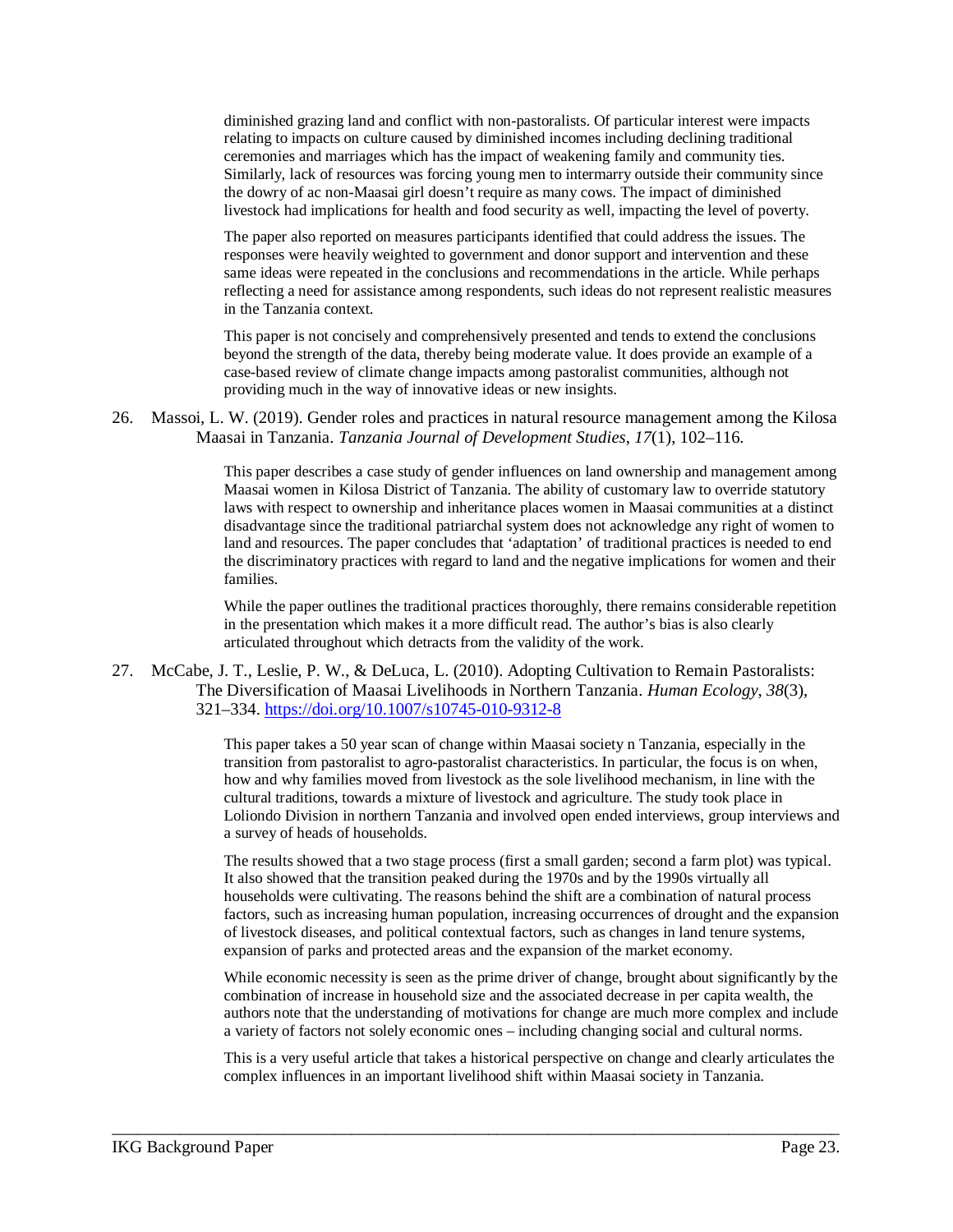diminished grazing land and conflict with non-pastoralists. Of particular interest were impacts relating to impacts on culture caused by diminished incomes including declining traditional ceremonies and marriages which has the impact of weakening family and community ties. Similarly, lack of resources was forcing young men to intermarry outside their community since the dowry of ac non-Maasai girl doesn't require as many cows. The impact of diminished livestock had implications for health and food security as well, impacting the level of poverty.

The paper also reported on measures participants identified that could address the issues. The responses were heavily weighted to government and donor support and intervention and these same ideas were repeated in the conclusions and recommendations in the article. While perhaps reflecting a need for assistance among respondents, such ideas do not represent realistic measures in the Tanzania context.

This paper is not concisely and comprehensively presented and tends to extend the conclusions beyond the strength of the data, thereby being moderate value. It does provide an example of a case-based review of climate change impacts among pastoralist communities, although not providing much in the way of innovative ideas or new insights.

26. Massoi, L. W. (2019). Gender roles and practices in natural resource management among the Kilosa Maasai in Tanzania. *Tanzania Journal of Development Studies*, *17*(1), 102–116.

    This paper describes a case study of gender influences on land ownership and management among Maasai women in Kilosa District of Tanzania. The ability of customary law to override statutory laws with respect to ownership and inheritance places women in Maasai communities at a distinct disadvantage since the traditional patriarchal system does not acknowledge any right of women to land and resources. The paper concludes that 'adaptation' of traditional practices is needed to end the discriminatory practices with regard to land and the negative implications for women and their families.

    While the paper outlines the traditional practices thoroughly, there remains considerable repetition in the presentation which makes it a more difficult read. The author's bias is also clearly articulated throughout which detracts from the validity of the work.

27. McCabe, J. T., Leslie, P. W., & DeLuca, L. (2010). Adopting Cultivation to Remain Pastoralists: The Diversification of Maasai Livelihoods in Northern Tanzania. *Human Ecology*, *38*(3), 321–334. https://doi.org/10.1007/s10745-010-9312-8

    This paper takes a 50 year scan of change within Maasai society n Tanzania, especially in the transition from pastoralist to agro-pastoralist characteristics. In particular, the focus is on when, how and why families moved from livestock as the sole livelihood mechanism, in line with the cultural traditions, towards a mixture of livestock and agriculture. The study took place in Loliondo Division in northern Tanzania and involved open ended interviews, group interviews and a survey of heads of households.

    The results showed that a two stage process (first a small garden; second a farm plot) was typical. It also showed that the transition peaked during the 1970s and by the 1990s virtually all households were cultivating. The reasons behind the shift are a combination of natural process factors, such as increasing human population, increasing occurrences of drought and the expansion of livestock diseases, and political contextual factors, such as changes in land tenure systems, expansion of parks and protected areas and the expansion of the market economy.

    While economic necessity is seen as the prime driver of change, brought about significantly by the combination of increase in household size and the associated decrease in per capita wealth, the authors note that the understanding of motivations for change are much more complex and include a variety of factors not solely economic ones – including changing social and cultural norms.

    This is a very useful article that takes a historical perspective on change and clearly articulates the complex influences in an important livelihood shift within Maasai society in Tanzania.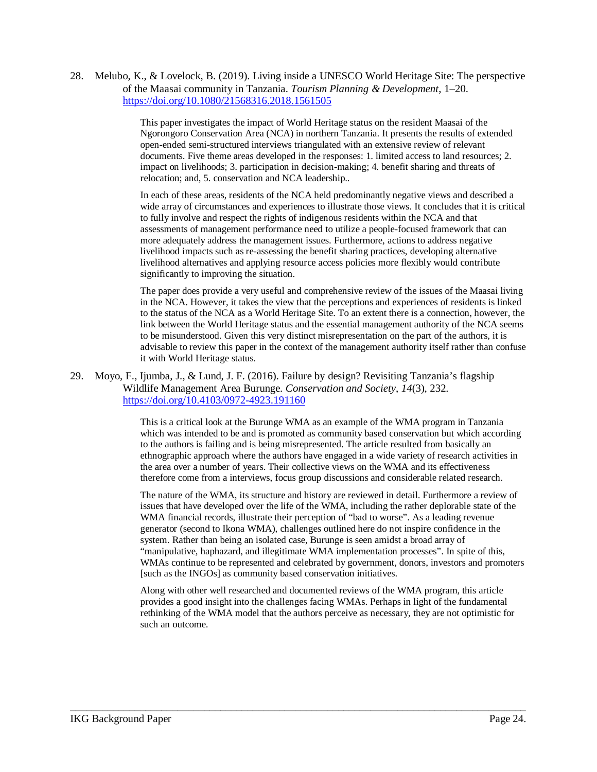28. Melubo, K., & Lovelock, B. (2019). Living inside a UNESCO World Heritage Site: The perspective of the Maasai community in Tanzania. *Tourism Planning & Development*, 1–20. https://doi.org/10.1080/21568316.2018.1561505

    This paper investigates the impact of World Heritage status on the resident Maasai of the Ngorongoro Conservation Area (NCA) in northern Tanzania. It presents the results of extended open-ended semi-structured interviews triangulated with an extensive review of relevant documents. Five theme areas developed in the responses: 1. limited access to land resources; 2. impact on livelihoods; 3. participation in decision-making; 4. benefit sharing and threats of relocation; and, 5. conservation and NCA leadership..

    In each of these areas, residents of the NCA held predominantly negative views and described a wide array of circumstances and experiences to illustrate those views. It concludes that it is critical to fully involve and respect the rights of indigenous residents within the NCA and that assessments of management performance need to utilize a people-focused framework that can more adequately address the management issues. Furthermore, actions to address negative livelihood impacts such as re-assessing the benefit sharing practices, developing alternative livelihood alternatives and applying resource access policies more flexibly would contribute significantly to improving the situation.

    The paper does provide a very useful and comprehensive review of the issues of the Maasai living in the NCA. However, it takes the view that the perceptions and experiences of residents is linked to the status of the NCA as a World Heritage Site. To an extent there is a connection, however, the link between the World Heritage status and the essential management authority of the NCA seems to be misunderstood. Given this very distinct misrepresentation on the part of the authors, it is advisable to review this paper in the context of the management authority itself rather than confuse it with World Heritage status.

29. Moyo, F., Ijumba, J., & Lund, J. F. (2016). Failure by design? Revisiting Tanzania's flagship Wildlife Management Area Burunge. *Conservation and Society*, *14*(3), 232. https://doi.org/10.4103/0972-4923.191160

    This is a critical look at the Burunge WMA as an example of the WMA program in Tanzania which was intended to be and is promoted as community based conservation but which according to the authors is failing and is being misrepresented. The article resulted from basically an ethnographic approach where the authors have engaged in a wide variety of research activities in the area over a number of years. Their collective views on the WMA and its effectiveness therefore come from a interviews, focus group discussions and considerable related research.

    The nature of the WMA, its structure and history are reviewed in detail. Furthermore a review of issues that have developed over the life of the WMA, including the rather deplorable state of the WMA financial records, illustrate their perception of "bad to worse". As a leading revenue generator (second to Ikona WMA), challenges outlined here do not inspire confidence in the system. Rather than being an isolated case, Burunge is seen amidst a broad array of "manipulative, haphazard, and illegitimate WMA implementation processes". In spite of this, WMAs continue to be represented and celebrated by government, donors, investors and promoters [such as the INGOs] as community based conservation initiatives.

    Along with other well researched and documented reviews of the WMA program, this article provides a good insight into the challenges facing WMAs. Perhaps in light of the fundamental rethinking of the WMA model that the authors perceive as necessary, they are not optimistic for such an outcome.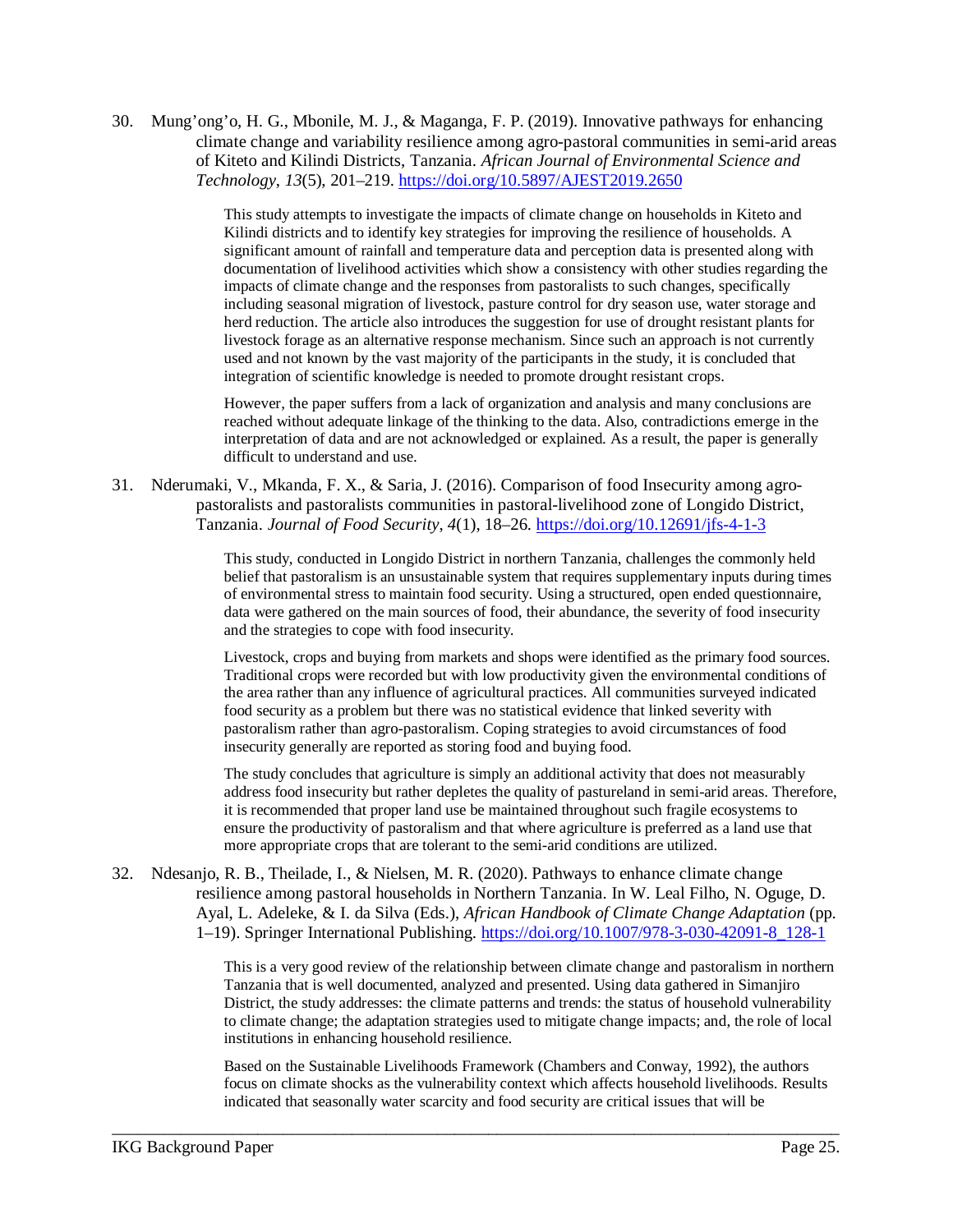30. Mung'ong'o, H. G., Mbonile, M. J., & Maganga, F. P. (2019). Innovative pathways for enhancing climate change and variability resilience among agro-pastoral communities in semi-arid areas of Kiteto and Kilindi Districts, Tanzania. *African Journal of Environmental Science and Technology*, *13*(5), 201–219. https://doi.org/10.5897/AJEST2019.2650

    This study attempts to investigate the impacts of climate change on households in Kiteto and Kilindi districts and to identify key strategies for improving the resilience of households. A significant amount of rainfall and temperature data and perception data is presented along with documentation of livelihood activities which show a consistency with other studies regarding the impacts of climate change and the responses from pastoralists to such changes, specifically including seasonal migration of livestock, pasture control for dry season use, water storage and herd reduction. The article also introduces the suggestion for use of drought resistant plants for livestock forage as an alternative response mechanism. Since such an approach is not currently used and not known by the vast majority of the participants in the study, it is concluded that integration of scientific knowledge is needed to promote drought resistant crops.

    However, the paper suffers from a lack of organization and analysis and many conclusions are reached without adequate linkage of the thinking to the data. Also, contradictions emerge in the interpretation of data and are not acknowledged or explained. As a result, the paper is generally difficult to understand and use.

31. Nderumaki, V., Mkanda, F. X., & Saria, J. (2016). Comparison of food Insecurity among agro-pastoralists and pastoralists communities in pastoral-livelihood zone of Longido District, Tanzania. *Journal of Food Security*, *4*(1), 18–26. https://doi.org/10.12691/jfs-4-1-3

    This study, conducted in Longido District in northern Tanzania, challenges the commonly held belief that pastoralism is an unsustainable system that requires supplementary inputs during times of environmental stress to maintain food security. Using a structured, open ended questionnaire, data were gathered on the main sources of food, their abundance, the severity of food insecurity and the strategies to cope with food insecurity.

    Livestock, crops and buying from markets and shops were identified as the primary food sources. Traditional crops were recorded but with low productivity given the environmental conditions of the area rather than any influence of agricultural practices. All communities surveyed indicated food security as a problem but there was no statistical evidence that linked severity with pastoralism rather than agro-pastoralism. Coping strategies to avoid circumstances of food insecurity generally are reported as storing food and buying food.

    The study concludes that agriculture is simply an additional activity that does not measurably address food insecurity but rather depletes the quality of pastureland in semi-arid areas. Therefore, it is recommended that proper land use be maintained throughout such fragile ecosystems to ensure the productivity of pastoralism and that where agriculture is preferred as a land use that more appropriate crops that are tolerant to the semi-arid conditions are utilized.

32. Ndesanjo, R. B., Theilade, I., & Nielsen, M. R. (2020). Pathways to enhance climate change resilience among pastoral households in Northern Tanzania. In W. Leal Filho, N. Oguge, D. Ayal, L. Adeleke, & I. da Silva (Eds.), *African Handbook of Climate Change Adaptation* (pp. 1–19). Springer International Publishing. https://doi.org/10.1007/978-3-030-42091-8_128-1

    This is a very good review of the relationship between climate change and pastoralism in northern Tanzania that is well documented, analyzed and presented. Using data gathered in Simanjiro District, the study addresses: the climate patterns and trends: the status of household vulnerability to climate change; the adaptation strategies used to mitigate change impacts; and, the role of local institutions in enhancing household resilience.

    Based on the Sustainable Livelihoods Framework (Chambers and Conway, 1992), the authors focus on climate shocks as the vulnerability context which affects household livelihoods. Results indicated that seasonally water scarcity and food security are critical issues that will be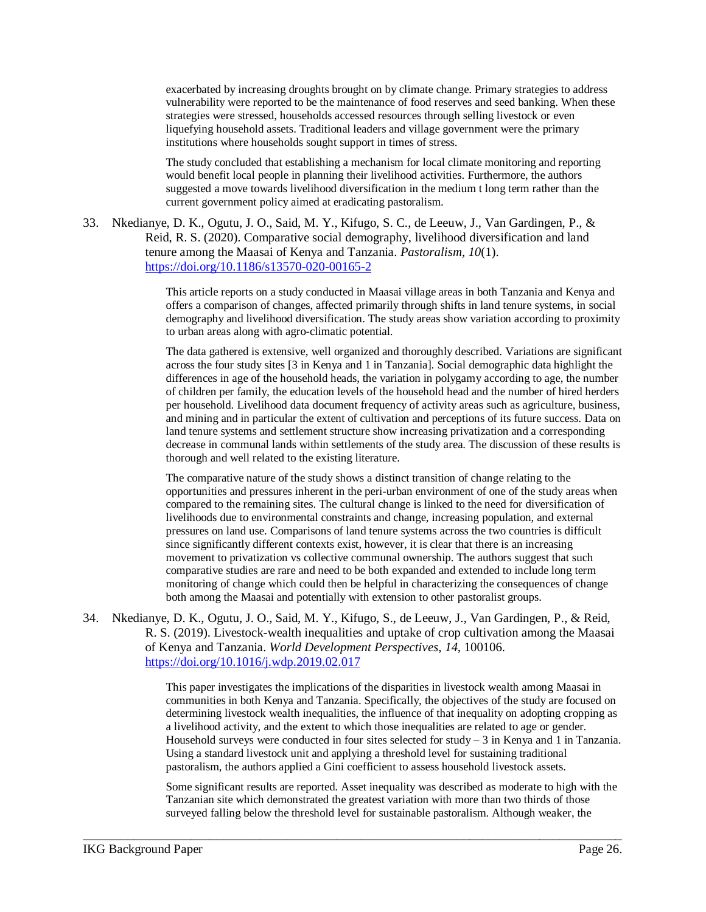exacerbated by increasing droughts brought on by climate change. Primary strategies to address vulnerability were reported to be the maintenance of food reserves and seed banking. When these strategies were stressed, households accessed resources through selling livestock or even liquefying household assets. Traditional leaders and village government were the primary institutions where households sought support in times of stress.

The study concluded that establishing a mechanism for local climate monitoring and reporting would benefit local people in planning their livelihood activities. Furthermore, the authors suggested a move towards livelihood diversification in the medium t long term rather than the current government policy aimed at eradicating pastoralism.

33. Nkedianye, D. K., Ogutu, J. O., Said, M. Y., Kifugo, S. C., de Leeuw, J., Van Gardingen, P., & Reid, R. S. (2020). Comparative social demography, livelihood diversification and land tenure among the Maasai of Kenya and Tanzania. *Pastoralism*, *10*(1). https://doi.org/10.1186/s13570-020-00165-2

    This article reports on a study conducted in Maasai village areas in both Tanzania and Kenya and offers a comparison of changes, affected primarily through shifts in land tenure systems, in social demography and livelihood diversification. The study areas show variation according to proximity to urban areas along with agro-climatic potential.

    The data gathered is extensive, well organized and thoroughly described. Variations are significant across the four study sites [3 in Kenya and 1 in Tanzania]. Social demographic data highlight the differences in age of the household heads, the variation in polygamy according to age, the number of children per family, the education levels of the household head and the number of hired herders per household. Livelihood data document frequency of activity areas such as agriculture, business, and mining and in particular the extent of cultivation and perceptions of its future success. Data on land tenure systems and settlement structure show increasing privatization and a corresponding decrease in communal lands within settlements of the study area. The discussion of these results is thorough and well related to the existing literature.

    The comparative nature of the study shows a distinct transition of change relating to the opportunities and pressures inherent in the peri-urban environment of one of the study areas when compared to the remaining sites. The cultural change is linked to the need for diversification of livelihoods due to environmental constraints and change, increasing population, and external pressures on land use. Comparisons of land tenure systems across the two countries is difficult since significantly different contexts exist, however, it is clear that there is an increasing movement to privatization vs collective communal ownership. The authors suggest that such comparative studies are rare and need to be both expanded and extended to include long term monitoring of change which could then be helpful in characterizing the consequences of change both among the Maasai and potentially with extension to other pastoralist groups.

34. Nkedianye, D. K., Ogutu, J. O., Said, M. Y., Kifugo, S., de Leeuw, J., Van Gardingen, P., & Reid, R. S. (2019). Livestock-wealth inequalities and uptake of crop cultivation among the Maasai of Kenya and Tanzania. *World Development Perspectives*, *14*, 100106. https://doi.org/10.1016/j.wdp.2019.02.017

    This paper investigates the implications of the disparities in livestock wealth among Maasai in communities in both Kenya and Tanzania. Specifically, the objectives of the study are focused on determining livestock wealth inequalities, the influence of that inequality on adopting cropping as a livelihood activity, and the extent to which those inequalities are related to age or gender. Household surveys were conducted in four sites selected for study – 3 in Kenya and 1 in Tanzania. Using a standard livestock unit and applying a threshold level for sustaining traditional pastoralism, the authors applied a Gini coefficient to assess household livestock assets.

    Some significant results are reported. Asset inequality was described as moderate to high with the Tanzanian site which demonstrated the greatest variation with more than two thirds of those surveyed falling below the threshold level for sustainable pastoralism. Although weaker, the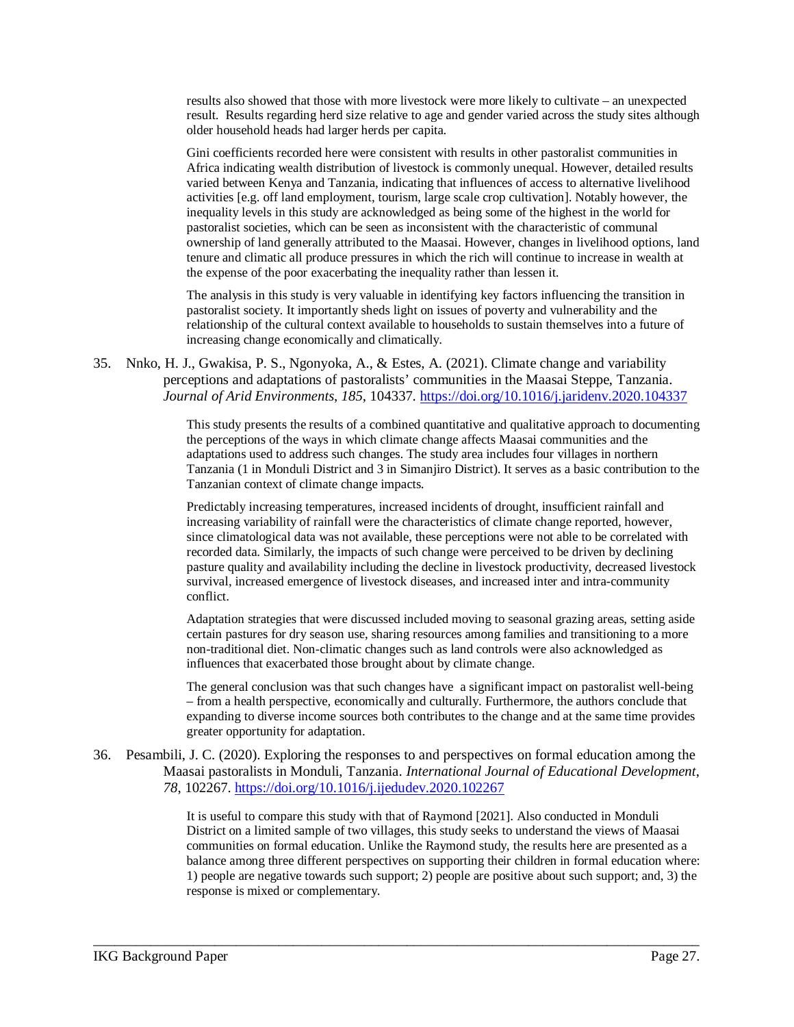results also showed that those with more livestock were more likely to cultivate – an unexpected result. Results regarding herd size relative to age and gender varied across the study sites although older household heads had larger herds per capita.

Gini coefficients recorded here were consistent with results in other pastoralist communities in Africa indicating wealth distribution of livestock is commonly unequal. However, detailed results varied between Kenya and Tanzania, indicating that influences of access to alternative livelihood activities [e.g. off land employment, tourism, large scale crop cultivation]. Notably however, the inequality levels in this study are acknowledged as being some of the highest in the world for pastoralist societies, which can be seen as inconsistent with the characteristic of communal ownership of land generally attributed to the Maasai. However, changes in livelihood options, land tenure and climatic all produce pressures in which the rich will continue to increase in wealth at the expense of the poor exacerbating the inequality rather than lessen it.

The analysis in this study is very valuable in identifying key factors influencing the transition in pastoralist society. It importantly sheds light on issues of poverty and vulnerability and the relationship of the cultural context available to households to sustain themselves into a future of increasing change economically and climatically.

35. Nnko, H. J., Gwakisa, P. S., Ngonyoka, A., & Estes, A. (2021). Climate change and variability perceptions and adaptations of pastoralists' communities in the Maasai Steppe, Tanzania. *Journal of Arid Environments*, *185*, 104337. https://doi.org/10.1016/j.jaridenv.2020.104337

    This study presents the results of a combined quantitative and qualitative approach to documenting the perceptions of the ways in which climate change affects Maasai communities and the adaptations used to address such changes. The study area includes four villages in northern Tanzania (1 in Monduli District and 3 in Simanjiro District). It serves as a basic contribution to the Tanzanian context of climate change impacts.

    Predictably increasing temperatures, increased incidents of drought, insufficient rainfall and increasing variability of rainfall were the characteristics of climate change reported, however, since climatological data was not available, these perceptions were not able to be correlated with recorded data. Similarly, the impacts of such change were perceived to be driven by declining pasture quality and availability including the decline in livestock productivity, decreased livestock survival, increased emergence of livestock diseases, and increased inter and intra-community conflict.

    Adaptation strategies that were discussed included moving to seasonal grazing areas, setting aside certain pastures for dry season use, sharing resources among families and transitioning to a more non-traditional diet. Non-climatic changes such as land controls were also acknowledged as influences that exacerbated those brought about by climate change.

    The general conclusion was that such changes have a significant impact on pastoralist well-being – from a health perspective, economically and culturally. Furthermore, the authors conclude that expanding to diverse income sources both contributes to the change and at the same time provides greater opportunity for adaptation.

36. Pesambili, J. C. (2020). Exploring the responses to and perspectives on formal education among the Maasai pastoralists in Monduli, Tanzania. *International Journal of Educational Development*, *78*, 102267. https://doi.org/10.1016/j.ijedudev.2020.102267

    It is useful to compare this study with that of Raymond [2021]. Also conducted in Monduli District on a limited sample of two villages, this study seeks to understand the views of Maasai communities on formal education. Unlike the Raymond study, the results here are presented as a balance among three different perspectives on supporting their children in formal education where: 1) people are negative towards such support; 2) people are positive about such support; and, 3) the response is mixed or complementary.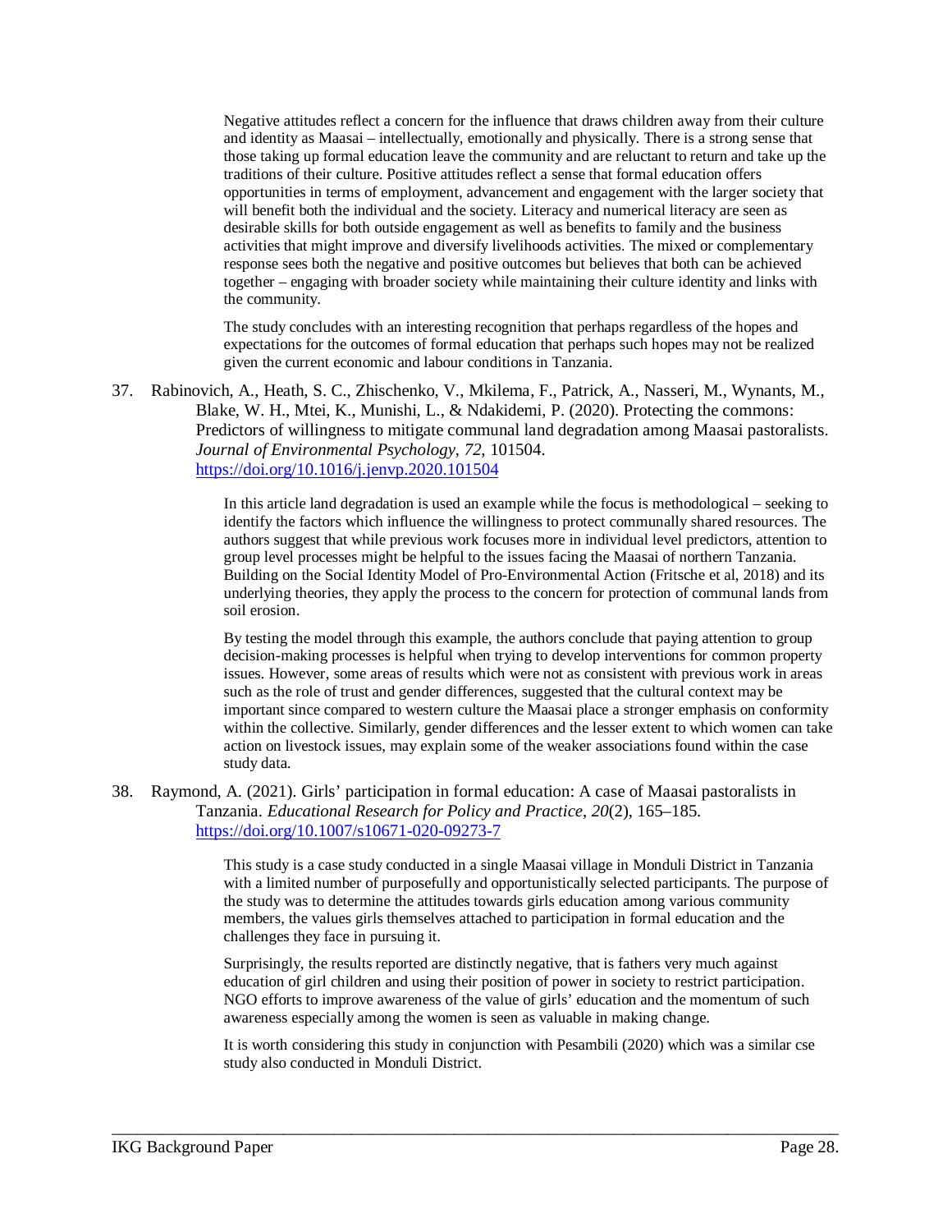Negative attitudes reflect a concern for the influence that draws children away from their culture and identity as Maasai – intellectually, emotionally and physically. There is a strong sense that those taking up formal education leave the community and are reluctant to return and take up the traditions of their culture. Positive attitudes reflect a sense that formal education offers opportunities in terms of employment, advancement and engagement with the larger society that will benefit both the individual and the society. Literacy and numerical literacy are seen as desirable skills for both outside engagement as well as benefits to family and the business activities that might improve and diversify livelihoods activities. The mixed or complementary response sees both the negative and positive outcomes but believes that both can be achieved together – engaging with broader society while maintaining their culture identity and links with the community.

The study concludes with an interesting recognition that perhaps regardless of the hopes and expectations for the outcomes of formal education that perhaps such hopes may not be realized given the current economic and labour conditions in Tanzania.

37. Rabinovich, A., Heath, S. C., Zhischenko, V., Mkilema, F., Patrick, A., Nasseri, M., Wynants, M., Blake, W. H., Mtei, K., Munishi, L., & Ndakidemi, P. (2020). Protecting the commons: Predictors of willingness to mitigate communal land degradation among Maasai pastoralists. *Journal of Environmental Psychology*, *72*, 101504. https://doi.org/10.1016/j.jenvp.2020.101504

    In this article land degradation is used an example while the focus is methodological – seeking to identify the factors which influence the willingness to protect communally shared resources. The authors suggest that while previous work focuses more in individual level predictors, attention to group level processes might be helpful to the issues facing the Maasai of northern Tanzania. Building on the Social Identity Model of Pro-Environmental Action (Fritsche et al, 2018) and its underlying theories, they apply the process to the concern for protection of communal lands from soil erosion.

    By testing the model through this example, the authors conclude that paying attention to group decision-making processes is helpful when trying to develop interventions for common property issues. However, some areas of results which were not as consistent with previous work in areas such as the role of trust and gender differences, suggested that the cultural context may be important since compared to western culture the Maasai place a stronger emphasis on conformity within the collective. Similarly, gender differences and the lesser extent to which women can take action on livestock issues, may explain some of the weaker associations found within the case study data.

38. Raymond, A. (2021). Girls' participation in formal education: A case of Maasai pastoralists in Tanzania. *Educational Research for Policy and Practice*, *20*(2), 165–185. https://doi.org/10.1007/s10671-020-09273-7

    This study is a case study conducted in a single Maasai village in Monduli District in Tanzania with a limited number of purposefully and opportunistically selected participants. The purpose of the study was to determine the attitudes towards girls education among various community members, the values girls themselves attached to participation in formal education and the challenges they face in pursuing it.

    Surprisingly, the results reported are distinctly negative, that is fathers very much against education of girl children and using their position of power in society to restrict participation. NGO efforts to improve awareness of the value of girls' education and the momentum of such awareness especially among the women is seen as valuable in making change.

    It is worth considering this study in conjunction with Pesambili (2020) which was a similar cse study also conducted in Monduli District.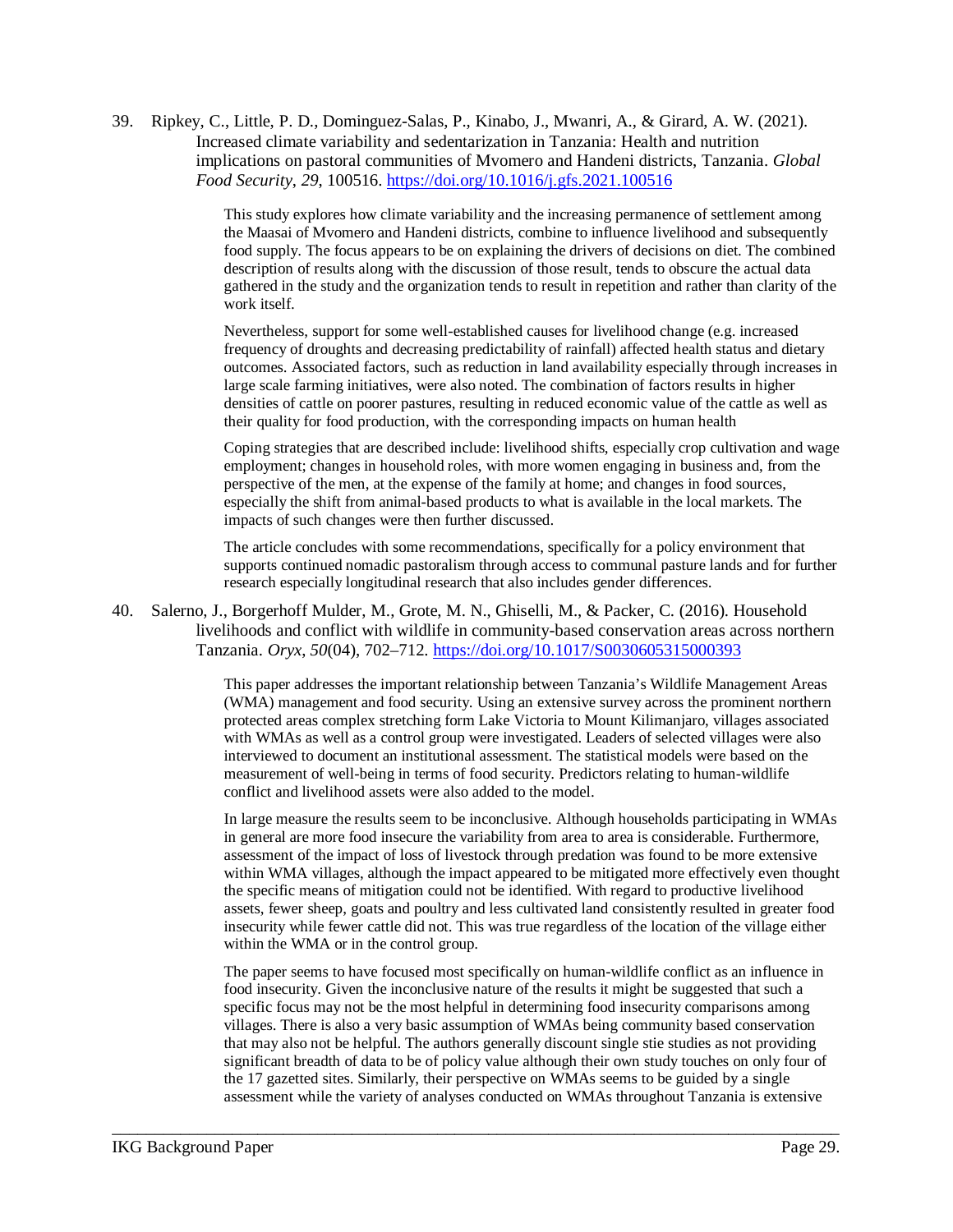39. Ripkey, C., Little, P. D., Dominguez-Salas, P., Kinabo, J., Mwanri, A., & Girard, A. W. (2021). Increased climate variability and sedentarization in Tanzania: Health and nutrition implications on pastoral communities of Mvomero and Handeni districts, Tanzania. *Global Food Security*, *29*, 100516. https://doi.org/10.1016/j.gfs.2021.100516

    This study explores how climate variability and the increasing permanence of settlement among the Maasai of Mvomero and Handeni districts, combine to influence livelihood and subsequently food supply. The focus appears to be on explaining the drivers of decisions on diet. The combined description of results along with the discussion of those result, tends to obscure the actual data gathered in the study and the organization tends to result in repetition and rather than clarity of the work itself.

    Nevertheless, support for some well-established causes for livelihood change (e.g. increased frequency of droughts and decreasing predictability of rainfall) affected health status and dietary outcomes. Associated factors, such as reduction in land availability especially through increases in large scale farming initiatives, were also noted. The combination of factors results in higher densities of cattle on poorer pastures, resulting in reduced economic value of the cattle as well as their quality for food production, with the corresponding impacts on human health

    Coping strategies that are described include: livelihood shifts, especially crop cultivation and wage employment; changes in household roles, with more women engaging in business and, from the perspective of the men, at the expense of the family at home; and changes in food sources, especially the shift from animal-based products to what is available in the local markets. The impacts of such changes were then further discussed.

    The article concludes with some recommendations, specifically for a policy environment that supports continued nomadic pastoralism through access to communal pasture lands and for further research especially longitudinal research that also includes gender differences.

40. Salerno, J., Borgerhoff Mulder, M., Grote, M. N., Ghiselli, M., & Packer, C. (2016). Household livelihoods and conflict with wildlife in community-based conservation areas across northern Tanzania. *Oryx*, *50*(04), 702–712. https://doi.org/10.1017/S0030605315000393

    This paper addresses the important relationship between Tanzania's Wildlife Management Areas (WMA) management and food security. Using an extensive survey across the prominent northern protected areas complex stretching form Lake Victoria to Mount Kilimanjaro, villages associated with WMAs as well as a control group were investigated. Leaders of selected villages were also interviewed to document an institutional assessment. The statistical models were based on the measurement of well-being in terms of food security. Predictors relating to human-wildlife conflict and livelihood assets were also added to the model.

    In large measure the results seem to be inconclusive. Although households participating in WMAs in general are more food insecure the variability from area to area is considerable. Furthermore, assessment of the impact of loss of livestock through predation was found to be more extensive within WMA villages, although the impact appeared to be mitigated more effectively even thought the specific means of mitigation could not be identified. With regard to productive livelihood assets, fewer sheep, goats and poultry and less cultivated land consistently resulted in greater food insecurity while fewer cattle did not. This was true regardless of the location of the village either within the WMA or in the control group.

    The paper seems to have focused most specifically on human-wildlife conflict as an influence in food insecurity. Given the inconclusive nature of the results it might be suggested that such a specific focus may not be the most helpful in determining food insecurity comparisons among villages. There is also a very basic assumption of WMAs being community based conservation that may also not be helpful. The authors generally discount single stie studies as not providing significant breadth of data to be of policy value although their own study touches on only four of the 17 gazetted sites. Similarly, their perspective on WMAs seems to be guided by a single assessment while the variety of analyses conducted on WMAs throughout Tanzania is extensive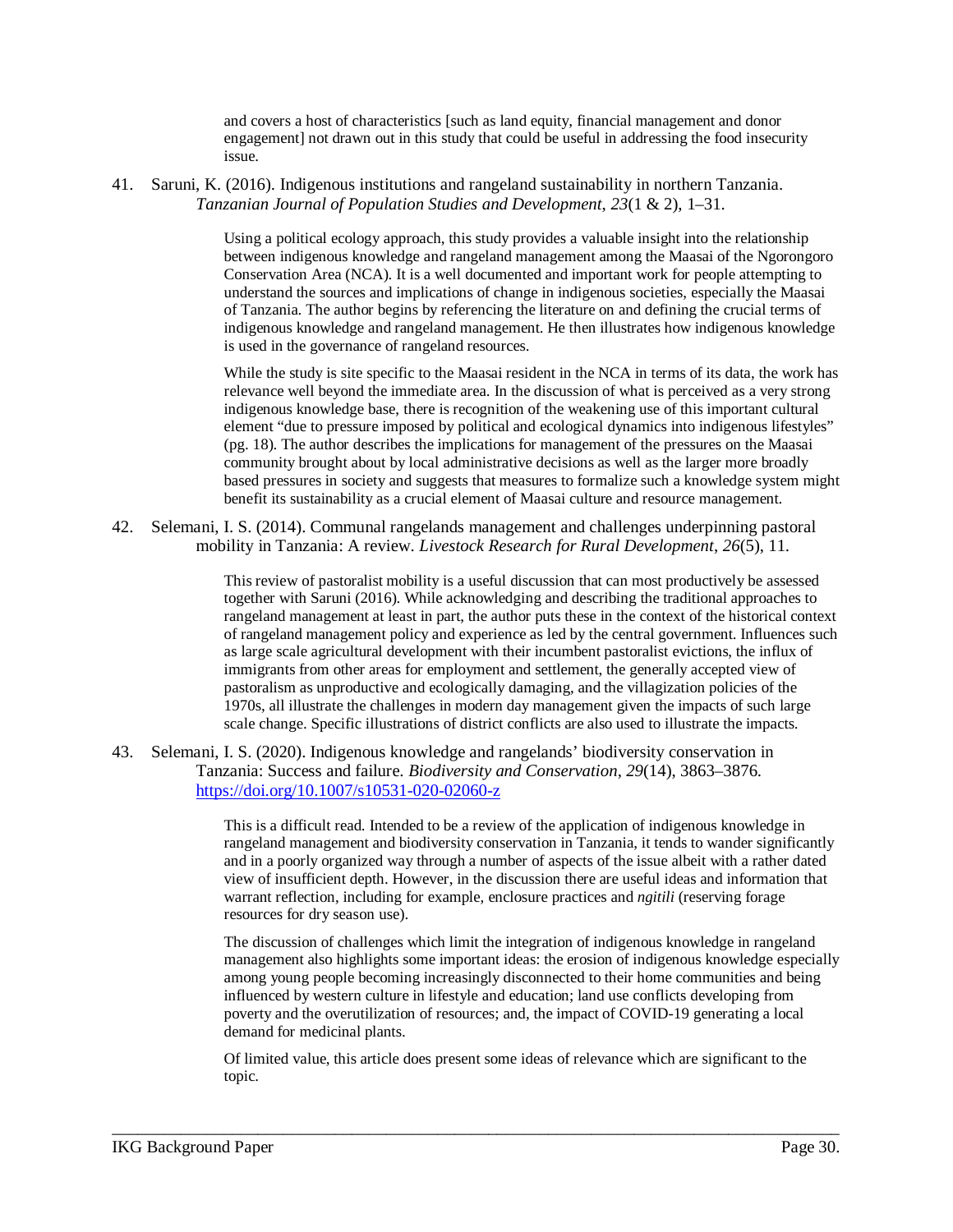and covers a host of characteristics [such as land equity, financial management and donor engagement] not drawn out in this study that could be useful in addressing the food insecurity issue.

41. Saruni, K. (2016). Indigenous institutions and rangeland sustainability in northern Tanzania. *Tanzanian Journal of Population Studies and Development*, *23*(1 & 2), 1–31.

    Using a political ecology approach, this study provides a valuable insight into the relationship between indigenous knowledge and rangeland management among the Maasai of the Ngorongoro Conservation Area (NCA). It is a well documented and important work for people attempting to understand the sources and implications of change in indigenous societies, especially the Maasai of Tanzania. The author begins by referencing the literature on and defining the crucial terms of indigenous knowledge and rangeland management. He then illustrates how indigenous knowledge is used in the governance of rangeland resources.

    While the study is site specific to the Maasai resident in the NCA in terms of its data, the work has relevance well beyond the immediate area. In the discussion of what is perceived as a very strong indigenous knowledge base, there is recognition of the weakening use of this important cultural element "due to pressure imposed by political and ecological dynamics into indigenous lifestyles" (pg. 18). The author describes the implications for management of the pressures on the Maasai community brought about by local administrative decisions as well as the larger more broadly based pressures in society and suggests that measures to formalize such a knowledge system might benefit its sustainability as a crucial element of Maasai culture and resource management.

42. Selemani, I. S. (2014). Communal rangelands management and challenges underpinning pastoral mobility in Tanzania: A review. *Livestock Research for Rural Development*, *26*(5), 11.

    This review of pastoralist mobility is a useful discussion that can most productively be assessed together with Saruni (2016). While acknowledging and describing the traditional approaches to rangeland management at least in part, the author puts these in the context of the historical context of rangeland management policy and experience as led by the central government. Influences such as large scale agricultural development with their incumbent pastoralist evictions, the influx of immigrants from other areas for employment and settlement, the generally accepted view of pastoralism as unproductive and ecologically damaging, and the villagization policies of the 1970s, all illustrate the challenges in modern day management given the impacts of such large scale change. Specific illustrations of district conflicts are also used to illustrate the impacts.

43. Selemani, I. S. (2020). Indigenous knowledge and rangelands' biodiversity conservation in Tanzania: Success and failure. *Biodiversity and Conservation*, *29*(14), 3863–3876. https://doi.org/10.1007/s10531-020-02060-z

    This is a difficult read. Intended to be a review of the application of indigenous knowledge in rangeland management and biodiversity conservation in Tanzania, it tends to wander significantly and in a poorly organized way through a number of aspects of the issue albeit with a rather dated view of insufficient depth. However, in the discussion there are useful ideas and information that warrant reflection, including for example, enclosure practices and *ngitili* (reserving forage resources for dry season use).

    The discussion of challenges which limit the integration of indigenous knowledge in rangeland management also highlights some important ideas: the erosion of indigenous knowledge especially among young people becoming increasingly disconnected to their home communities and being influenced by western culture in lifestyle and education; land use conflicts developing from poverty and the overutilization of resources; and, the impact of COVID-19 generating a local demand for medicinal plants.

    Of limited value, this article does present some ideas of relevance which are significant to the topic.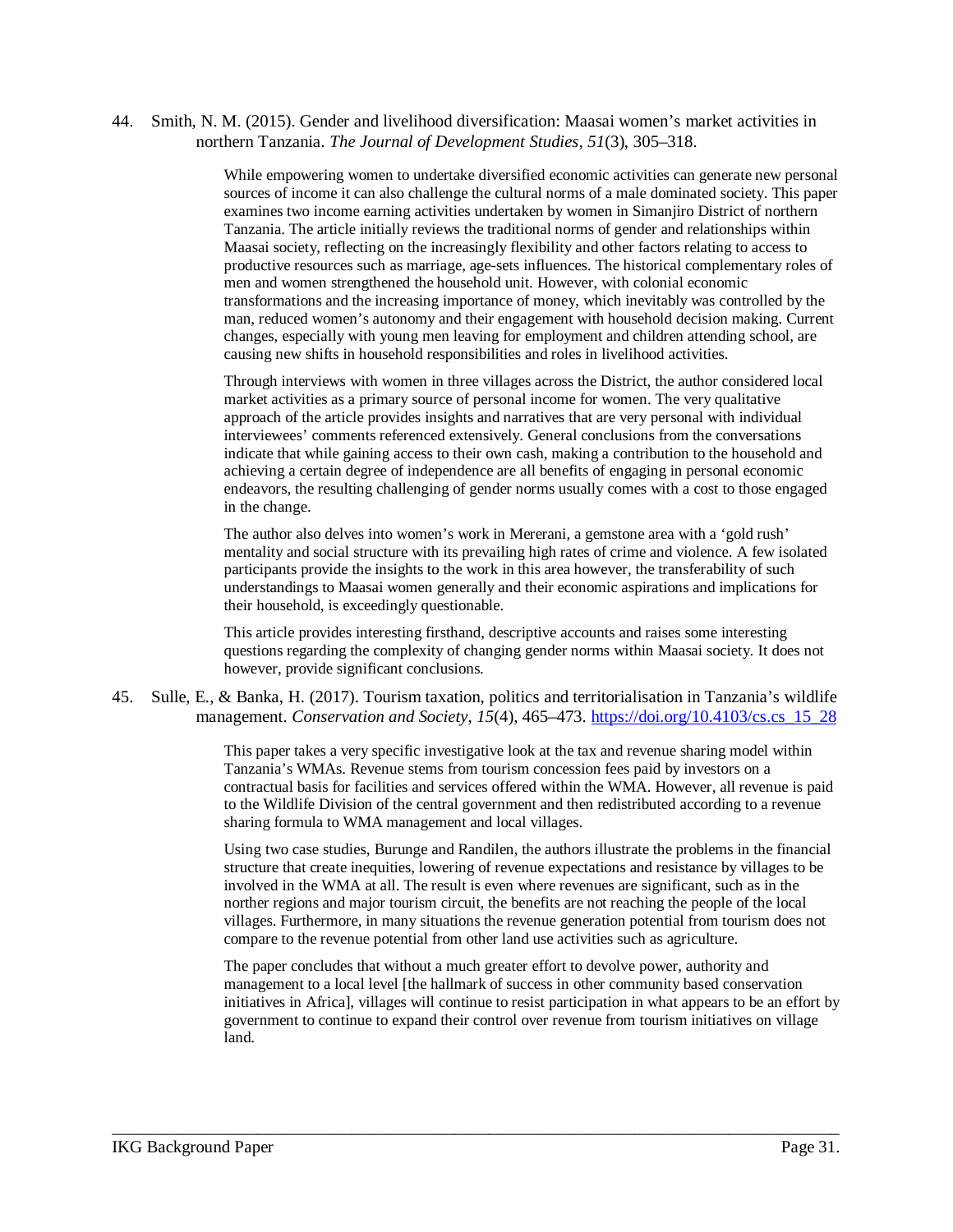44. Smith, N. M. (2015). Gender and livelihood diversification: Maasai women's market activities in northern Tanzania. *The Journal of Development Studies*, *51*(3), 305–318.

    While empowering women to undertake diversified economic activities can generate new personal sources of income it can also challenge the cultural norms of a male dominated society. This paper examines two income earning activities undertaken by women in Simanjiro District of northern Tanzania. The article initially reviews the traditional norms of gender and relationships within Maasai society, reflecting on the increasingly flexibility and other factors relating to access to productive resources such as marriage, age-sets influences. The historical complementary roles of men and women strengthened the household unit. However, with colonial economic transformations and the increasing importance of money, which inevitably was controlled by the man, reduced women's autonomy and their engagement with household decision making. Current changes, especially with young men leaving for employment and children attending school, are causing new shifts in household responsibilities and roles in livelihood activities.

    Through interviews with women in three villages across the District, the author considered local market activities as a primary source of personal income for women. The very qualitative approach of the article provides insights and narratives that are very personal with individual interviewees' comments referenced extensively. General conclusions from the conversations indicate that while gaining access to their own cash, making a contribution to the household and achieving a certain degree of independence are all benefits of engaging in personal economic endeavors, the resulting challenging of gender norms usually comes with a cost to those engaged in the change.

    The author also delves into women's work in Mererani, a gemstone area with a 'gold rush' mentality and social structure with its prevailing high rates of crime and violence. A few isolated participants provide the insights to the work in this area however, the transferability of such understandings to Maasai women generally and their economic aspirations and implications for their household, is exceedingly questionable.

    This article provides interesting firsthand, descriptive accounts and raises some interesting questions regarding the complexity of changing gender norms within Maasai society. It does not however, provide significant conclusions.

45. Sulle, E., & Banka, H. (2017). Tourism taxation, politics and territorialisation in Tanzania's wildlife management. *Conservation and Society*, *15*(4), 465–473. https://doi.org/10.4103/cs.cs_15_28

    This paper takes a very specific investigative look at the tax and revenue sharing model within Tanzania's WMAs. Revenue stems from tourism concession fees paid by investors on a contractual basis for facilities and services offered within the WMA. However, all revenue is paid to the Wildlife Division of the central government and then redistributed according to a revenue sharing formula to WMA management and local villages.

    Using two case studies, Burunge and Randilen, the authors illustrate the problems in the financial structure that create inequities, lowering of revenue expectations and resistance by villages to be involved in the WMA at all. The result is even where revenues are significant, such as in the norther regions and major tourism circuit, the benefits are not reaching the people of the local villages. Furthermore, in many situations the revenue generation potential from tourism does not compare to the revenue potential from other land use activities such as agriculture.

    The paper concludes that without a much greater effort to devolve power, authority and management to a local level [the hallmark of success in other community based conservation initiatives in Africa], villages will continue to resist participation in what appears to be an effort by government to continue to expand their control over revenue from tourism initiatives on village land.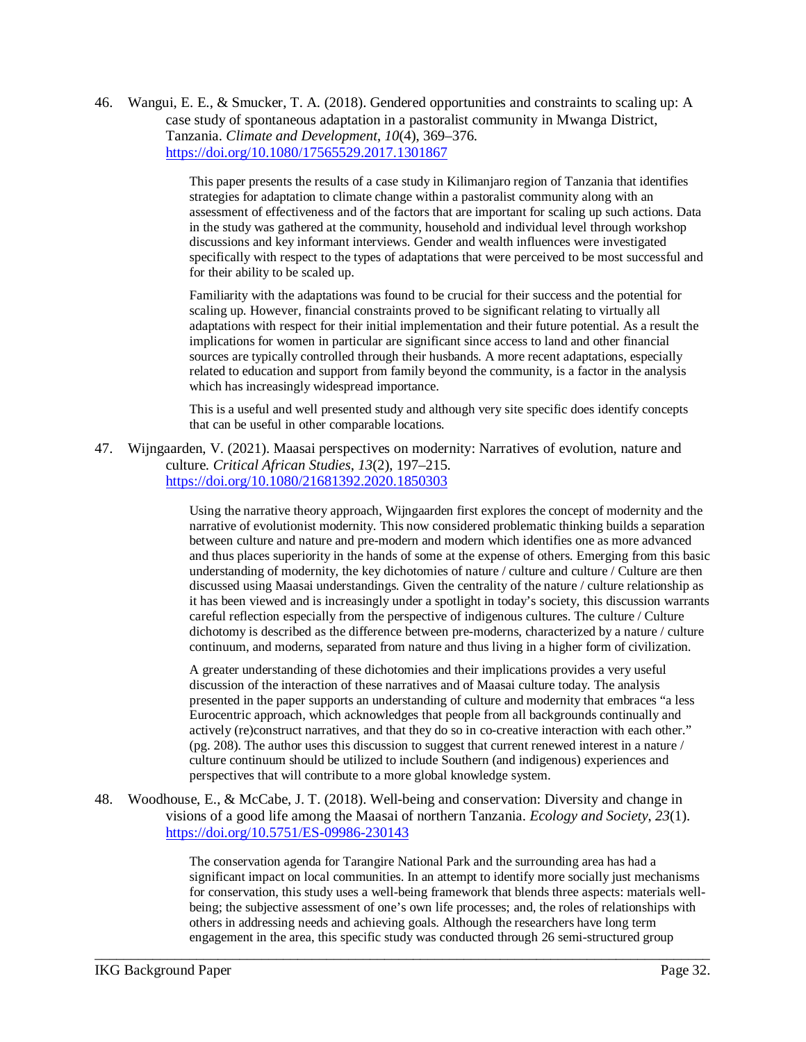46. Wangui, E. E., & Smucker, T. A. (2018). Gendered opportunities and constraints to scaling up: A case study of spontaneous adaptation in a pastoralist community in Mwanga District, Tanzania. *Climate and Development*, *10*(4), 369–376. https://doi.org/10.1080/17565529.2017.1301867

    This paper presents the results of a case study in Kilimanjaro region of Tanzania that identifies strategies for adaptation to climate change within a pastoralist community along with an assessment of effectiveness and of the factors that are important for scaling up such actions. Data in the study was gathered at the community, household and individual level through workshop discussions and key informant interviews. Gender and wealth influences were investigated specifically with respect to the types of adaptations that were perceived to be most successful and for their ability to be scaled up.

    Familiarity with the adaptations was found to be crucial for their success and the potential for scaling up. However, financial constraints proved to be significant relating to virtually all adaptations with respect for their initial implementation and their future potential. As a result the implications for women in particular are significant since access to land and other financial sources are typically controlled through their husbands. A more recent adaptations, especially related to education and support from family beyond the community, is a factor in the analysis which has increasingly widespread importance.

    This is a useful and well presented study and although very site specific does identify concepts that can be useful in other comparable locations.

47. Wijngaarden, V. (2021). Maasai perspectives on modernity: Narratives of evolution, nature and culture. *Critical African Studies*, *13*(2), 197–215. https://doi.org/10.1080/21681392.2020.1850303

    Using the narrative theory approach, Wijngaarden first explores the concept of modernity and the narrative of evolutionist modernity. This now considered problematic thinking builds a separation between culture and nature and pre-modern and modern which identifies one as more advanced and thus places superiority in the hands of some at the expense of others. Emerging from this basic understanding of modernity, the key dichotomies of nature / culture and culture / Culture are then discussed using Maasai understandings. Given the centrality of the nature / culture relationship as it has been viewed and is increasingly under a spotlight in today's society, this discussion warrants careful reflection especially from the perspective of indigenous cultures. The culture / Culture dichotomy is described as the difference between pre-moderns, characterized by a nature / culture continuum, and moderns, separated from nature and thus living in a higher form of civilization.

    A greater understanding of these dichotomies and their implications provides a very useful discussion of the interaction of these narratives and of Maasai culture today. The analysis presented in the paper supports an understanding of culture and modernity that embraces "a less Eurocentric approach, which acknowledges that people from all backgrounds continually and actively (re)construct narratives, and that they do so in co-creative interaction with each other." (pg. 208). The author uses this discussion to suggest that current renewed interest in a nature / culture continuum should be utilized to include Southern (and indigenous) experiences and perspectives that will contribute to a more global knowledge system.

48. Woodhouse, E., & McCabe, J. T. (2018). Well-being and conservation: Diversity and change in visions of a good life among the Maasai of northern Tanzania. *Ecology and Society*, *23*(1). https://doi.org/10.5751/ES-09986-230143

    The conservation agenda for Tarangire National Park and the surrounding area has had a significant impact on local communities. In an attempt to identify more socially just mechanisms for conservation, this study uses a well-being framework that blends three aspects: materials well-being; the subjective assessment of one's own life processes; and, the roles of relationships with others in addressing needs and achieving goals. Although the researchers have long term engagement in the area, this specific study was conducted through 26 semi-structured group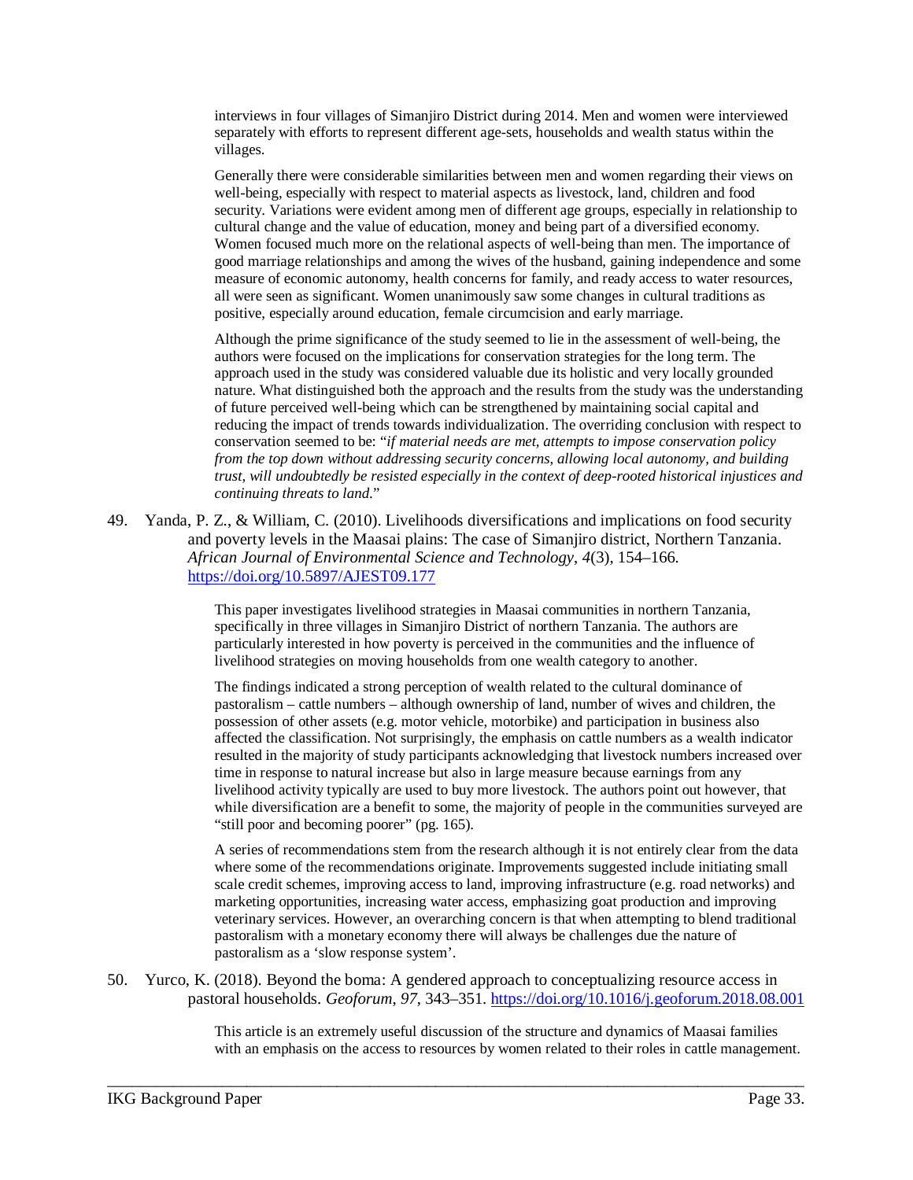interviews in four villages of Simanjiro District during 2014. Men and women were interviewed separately with efforts to represent different age-sets, households and wealth status within the villages.

Generally there were considerable similarities between men and women regarding their views on well-being, especially with respect to material aspects as livestock, land, children and food security. Variations were evident among men of different age groups, especially in relationship to cultural change and the value of education, money and being part of a diversified economy. Women focused much more on the relational aspects of well-being than men. The importance of good marriage relationships and among the wives of the husband, gaining independence and some measure of economic autonomy, health concerns for family, and ready access to water resources, all were seen as significant. Women unanimously saw some changes in cultural traditions as positive, especially around education, female circumcision and early marriage.

Although the prime significance of the study seemed to lie in the assessment of well-being, the authors were focused on the implications for conservation strategies for the long term. The approach used in the study was considered valuable due its holistic and very locally grounded nature. What distinguished both the approach and the results from the study was the understanding of future perceived well-being which can be strengthened by maintaining social capital and reducing the impact of trends towards individualization. The overriding conclusion with respect to conservation seemed to be: "*if material needs are met, attempts to impose conservation policy from the top down without addressing security concerns, allowing local autonomy, and building trust, will undoubtedly be resisted especially in the context of deep-rooted historical injustices and continuing threats to land.*"

49. Yanda, P. Z., & William, C. (2010). Livelihoods diversifications and implications on food security and poverty levels in the Maasai plains: The case of Simanjiro district, Northern Tanzania. *African Journal of Environmental Science and Technology*, *4*(3), 154–166. https://doi.org/10.5897/AJEST09.177

    This paper investigates livelihood strategies in Maasai communities in northern Tanzania, specifically in three villages in Simanjiro District of northern Tanzania. The authors are particularly interested in how poverty is perceived in the communities and the influence of livelihood strategies on moving households from one wealth category to another.

    The findings indicated a strong perception of wealth related to the cultural dominance of pastoralism – cattle numbers – although ownership of land, number of wives and children, the possession of other assets (e.g. motor vehicle, motorbike) and participation in business also affected the classification. Not surprisingly, the emphasis on cattle numbers as a wealth indicator resulted in the majority of study participants acknowledging that livestock numbers increased over time in response to natural increase but also in large measure because earnings from any livelihood activity typically are used to buy more livestock. The authors point out however, that while diversification are a benefit to some, the majority of people in the communities surveyed are "still poor and becoming poorer" (pg. 165).

    A series of recommendations stem from the research although it is not entirely clear from the data where some of the recommendations originate. Improvements suggested include initiating small scale credit schemes, improving access to land, improving infrastructure (e.g. road networks) and marketing opportunities, increasing water access, emphasizing goat production and improving veterinary services. However, an overarching concern is that when attempting to blend traditional pastoralism with a monetary economy there will always be challenges due the nature of pastoralism as a 'slow response system'.

50. Yurco, K. (2018). Beyond the boma: A gendered approach to conceptualizing resource access in pastoral households. *Geoforum*, *97*, 343–351. https://doi.org/10.1016/j.geoforum.2018.08.001

    This article is an extremely useful discussion of the structure and dynamics of Maasai families with an emphasis on the access to resources by women related to their roles in cattle management.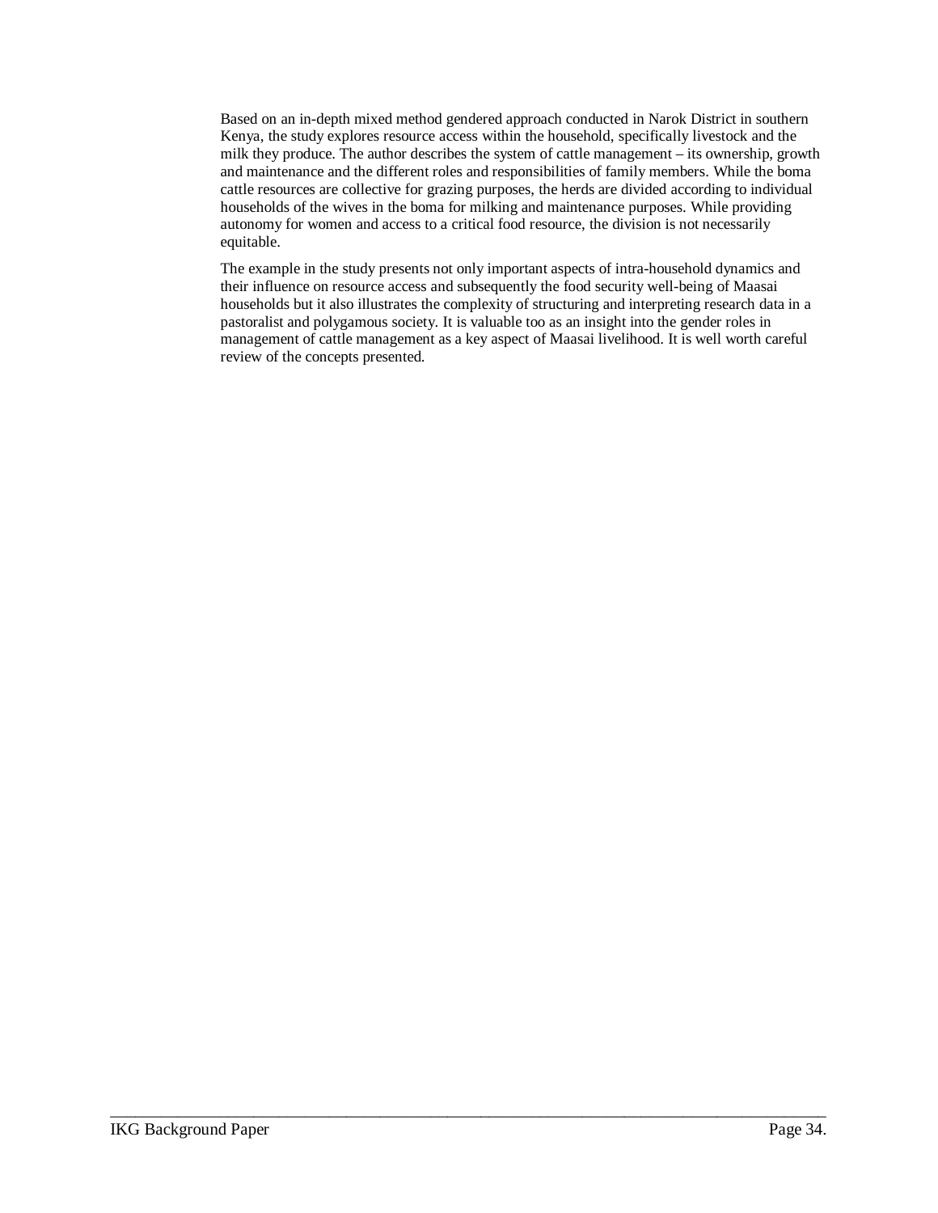Based on an in-depth mixed method gendered approach conducted in Narok District in southern Kenya, the study explores resource access within the household, specifically livestock and the milk they produce. The author describes the system of cattle management – its ownership, growth and maintenance and the different roles and responsibilities of family members. While the boma cattle resources are collective for grazing purposes, the herds are divided according to individual households of the wives in the boma for milking and maintenance purposes. While providing autonomy for women and access to a critical food resource, the division is not necessarily equitable.

The example in the study presents not only important aspects of intra-household dynamics and their influence on resource access and subsequently the food security well-being of Maasai households but it also illustrates the complexity of structuring and interpreting research data in a pastoralist and polygamous society. It is valuable too as an insight into the gender roles in management of cattle management as a key aspect of Maasai livelihood. It is well worth careful review of the concepts presented.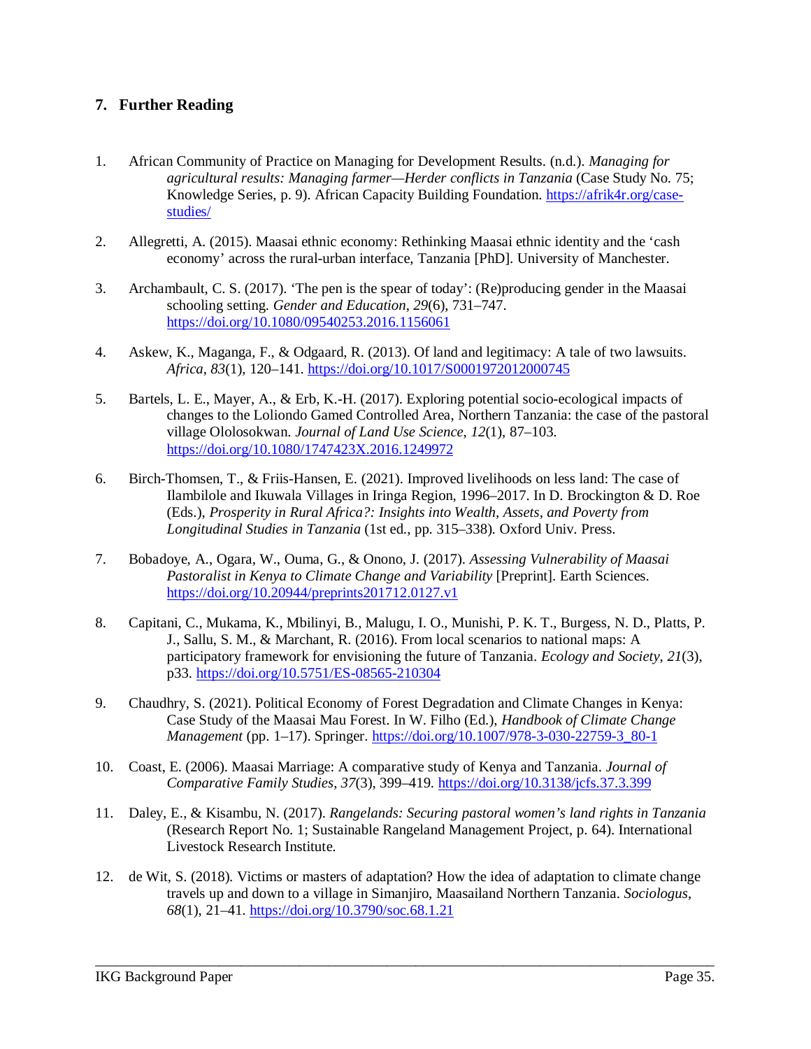## 7. Further Reading

1. African Community of Practice on Managing for Development Results. (n.d.). *Managing for agricultural results: Managing farmer—Herder conflicts in Tanzania* (Case Study No. 75; Knowledge Series, p. 9). African Capacity Building Foundation. https://afrik4r.org/case-studies/

2. Allegretti, A. (2015). Maasai ethnic economy: Rethinking Maasai ethnic identity and the 'cash economy' across the rural-urban interface, Tanzania [PhD]. University of Manchester.

3. Archambault, C. S. (2017). 'The pen is the spear of today': (Re)producing gender in the Maasai schooling setting. *Gender and Education*, *29*(6), 731–747. https://doi.org/10.1080/09540253.2016.1156061

4. Askew, K., Maganga, F., & Odgaard, R. (2013). Of land and legitimacy: A tale of two lawsuits. *Africa*, *83*(1), 120–141. https://doi.org/10.1017/S0001972012000745

5. Bartels, L. E., Mayer, A., & Erb, K.-H. (2017). Exploring potential socio-ecological impacts of changes to the Loliondo Gamed Controlled Area, Northern Tanzania: the case of the pastoral village Ololosokwan. *Journal of Land Use Science*, *12*(1), 87–103. https://doi.org/10.1080/1747423X.2016.1249972

6. Birch-Thomsen, T., & Friis-Hansen, E. (2021). Improved livelihoods on less land: The case of Ilambilole and Ikuwala Villages in Iringa Region, 1996–2017. In D. Brockington & D. Roe (Eds.), *Prosperity in Rural Africa?: Insights into Wealth, Assets, and Poverty from Longitudinal Studies in Tanzania* (1st ed., pp. 315–338). Oxford Univ. Press.

7. Bobadoye, A., Ogara, W., Ouma, G., & Onono, J. (2017). *Assessing Vulnerability of Maasai Pastoralist in Kenya to Climate Change and Variability* [Preprint]. Earth Sciences. https://doi.org/10.20944/preprints201712.0127.v1

8. Capitani, C., Mukama, K., Mbilinyi, B., Malugu, I. O., Munishi, P. K. T., Burgess, N. D., Platts, P. J., Sallu, S. M., & Marchant, R. (2016). From local scenarios to national maps: A participatory framework for envisioning the future of Tanzania. *Ecology and Society*, *21*(3), p33. https://doi.org/10.5751/ES-08565-210304

9. Chaudhry, S. (2021). Political Economy of Forest Degradation and Climate Changes in Kenya: Case Study of the Maasai Mau Forest. In W. Filho (Ed.), *Handbook of Climate Change Management* (pp. 1–17). Springer. https://doi.org/10.1007/978-3-030-22759-3_80-1

10. Coast, E. (2006). Maasai Marriage: A comparative study of Kenya and Tanzania. *Journal of Comparative Family Studies*, *37*(3), 399–419. https://doi.org/10.3138/jcfs.37.3.399

11. Daley, E., & Kisambu, N. (2017). *Rangelands: Securing pastoral women's land rights in Tanzania* (Research Report No. 1; Sustainable Rangeland Management Project, p. 64). International Livestock Research Institute.

12. de Wit, S. (2018). Victims or masters of adaptation? How the idea of adaptation to climate change travels up and down to a village in Simanjiro, Maasailand Northern Tanzania. *Sociologus*, *68*(1), 21–41. https://doi.org/10.3790/soc.68.1.21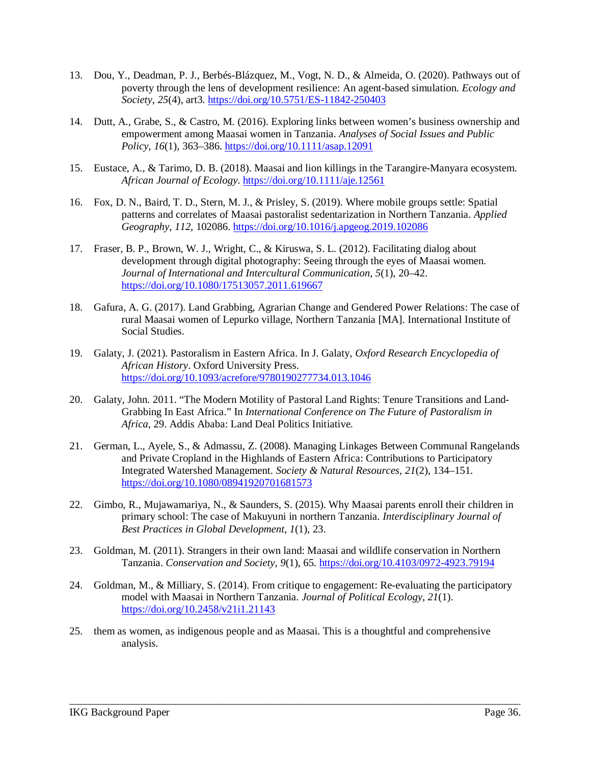13. Dou, Y., Deadman, P. J., Berbés-Blázquez, M., Vogt, N. D., & Almeida, O. (2020). Pathways out of poverty through the lens of development resilience: An agent-based simulation. *Ecology and Society*, *25*(4), art3. https://doi.org/10.5751/ES-11842-250403

14. Dutt, A., Grabe, S., & Castro, M. (2016). Exploring links between women's business ownership and empowerment among Maasai women in Tanzania. *Analyses of Social Issues and Public Policy*, *16*(1), 363–386. https://doi.org/10.1111/asap.12091

15. Eustace, A., & Tarimo, D. B. (2018). Maasai and lion killings in the Tarangire-Manyara ecosystem. *African Journal of Ecology*. https://doi.org/10.1111/aje.12561

16. Fox, D. N., Baird, T. D., Stern, M. J., & Prisley, S. (2019). Where mobile groups settle: Spatial patterns and correlates of Maasai pastoralist sedentarization in Northern Tanzania. *Applied Geography*, *112*, 102086. https://doi.org/10.1016/j.apgeog.2019.102086

17. Fraser, B. P., Brown, W. J., Wright, C., & Kiruswa, S. L. (2012). Facilitating dialog about development through digital photography: Seeing through the eyes of Maasai women. *Journal of International and Intercultural Communication*, *5*(1), 20–42. https://doi.org/10.1080/17513057.2011.619667

18. Gafura, A. G. (2017). Land Grabbing, Agrarian Change and Gendered Power Relations: The case of rural Maasai women of Lepurko village, Northern Tanzania [MA]. International Institute of Social Studies.

19. Galaty, J. (2021). Pastoralism in Eastern Africa. In J. Galaty, *Oxford Research Encyclopedia of African History*. Oxford University Press. https://doi.org/10.1093/acrefore/9780190277734.013.1046

20. Galaty, John. 2011. "The Modern Motility of Pastoral Land Rights: Tenure Transitions and Land-Grabbing In East Africa." In *International Conference on The Future of Pastoralism in Africa*, 29. Addis Ababa: Land Deal Politics Initiative.

21. German, L., Ayele, S., & Admassu, Z. (2008). Managing Linkages Between Communal Rangelands and Private Cropland in the Highlands of Eastern Africa: Contributions to Participatory Integrated Watershed Management. *Society & Natural Resources*, *21*(2), 134–151. https://doi.org/10.1080/08941920701681573

22. Gimbo, R., Mujawamariya, N., & Saunders, S. (2015). Why Maasai parents enroll their children in primary school: The case of Makuyuni in northern Tanzania. *Interdisciplinary Journal of Best Practices in Global Development*, *1*(1), 23.

23. Goldman, M. (2011). Strangers in their own land: Maasai and wildlife conservation in Northern Tanzania. *Conservation and Society*, *9*(1), 65. https://doi.org/10.4103/0972-4923.79194

24. Goldman, M., & Milliary, S. (2014). From critique to engagement: Re-evaluating the participatory model with Maasai in Northern Tanzania. *Journal of Political Ecology*, *21*(1). https://doi.org/10.2458/v21i1.21143

25. them as women, as indigenous people and as Maasai. This is a thoughtful and comprehensive analysis.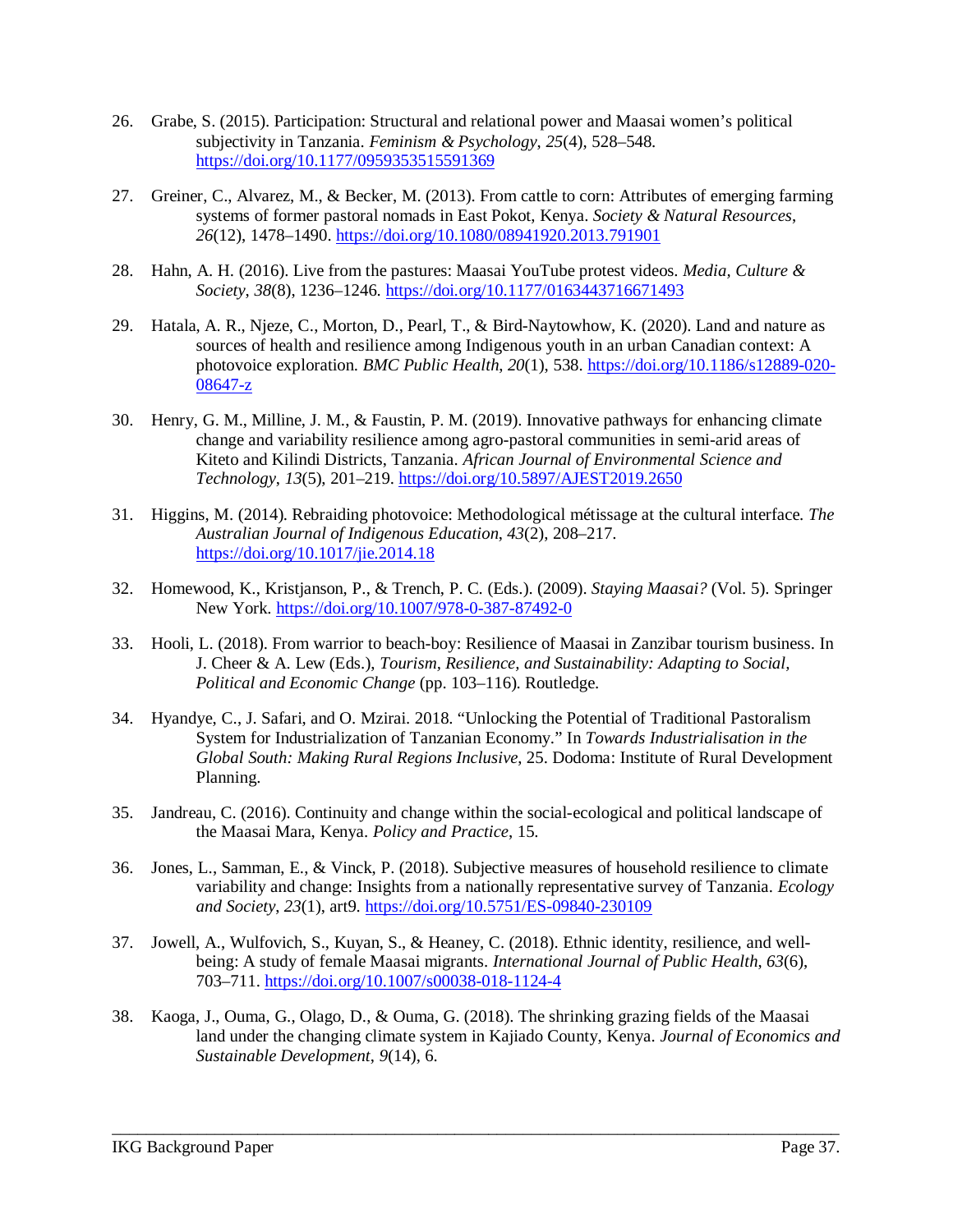26. Grabe, S. (2015). Participation: Structural and relational power and Maasai women's political subjectivity in Tanzania. *Feminism & Psychology*, *25*(4), 528–548. https://doi.org/10.1177/0959353515591369

27. Greiner, C., Alvarez, M., & Becker, M. (2013). From cattle to corn: Attributes of emerging farming systems of former pastoral nomads in East Pokot, Kenya. *Society & Natural Resources*, *26*(12), 1478–1490. https://doi.org/10.1080/08941920.2013.791901

28. Hahn, A. H. (2016). Live from the pastures: Maasai YouTube protest videos. *Media, Culture & Society*, *38*(8), 1236–1246. https://doi.org/10.1177/0163443716671493

29. Hatala, A. R., Njeze, C., Morton, D., Pearl, T., & Bird-Naytowhow, K. (2020). Land and nature as sources of health and resilience among Indigenous youth in an urban Canadian context: A photovoice exploration. *BMC Public Health*, *20*(1), 538. https://doi.org/10.1186/s12889-020-08647-z

30. Henry, G. M., Milline, J. M., & Faustin, P. M. (2019). Innovative pathways for enhancing climate change and variability resilience among agro-pastoral communities in semi-arid areas of Kiteto and Kilindi Districts, Tanzania. *African Journal of Environmental Science and Technology*, *13*(5), 201–219. https://doi.org/10.5897/AJEST2019.2650

31. Higgins, M. (2014). Rebraiding photovoice: Methodological métissage at the cultural interface. *The Australian Journal of Indigenous Education*, *43*(2), 208–217. https://doi.org/10.1017/jie.2014.18

32. Homewood, K., Kristjanson, P., & Trench, P. C. (Eds.). (2009). *Staying Maasai?* (Vol. 5). Springer New York. https://doi.org/10.1007/978-0-387-87492-0

33. Hooli, L. (2018). From warrior to beach-boy: Resilience of Maasai in Zanzibar tourism business. In J. Cheer & A. Lew (Eds.), *Tourism, Resilience, and Sustainability: Adapting to Social, Political and Economic Change* (pp. 103–116). Routledge.

34. Hyandye, C., J. Safari, and O. Mzirai. 2018. "Unlocking the Potential of Traditional Pastoralism System for Industrialization of Tanzanian Economy." In *Towards Industrialisation in the Global South: Making Rural Regions Inclusive*, 25. Dodoma: Institute of Rural Development Planning.

35. Jandreau, C. (2016). Continuity and change within the social-ecological and political landscape of the Maasai Mara, Kenya. *Policy and Practice*, 15.

36. Jones, L., Samman, E., & Vinck, P. (2018). Subjective measures of household resilience to climate variability and change: Insights from a nationally representative survey of Tanzania. *Ecology and Society*, *23*(1), art9. https://doi.org/10.5751/ES-09840-230109

37. Jowell, A., Wulfovich, S., Kuyan, S., & Heaney, C. (2018). Ethnic identity, resilience, and well-being: A study of female Maasai migrants. *International Journal of Public Health*, *63*(6), 703–711. https://doi.org/10.1007/s00038-018-1124-4

38. Kaoga, J., Ouma, G., Olago, D., & Ouma, G. (2018). The shrinking grazing fields of the Maasai land under the changing climate system in Kajiado County, Kenya. *Journal of Economics and Sustainable Development*, *9*(14), 6.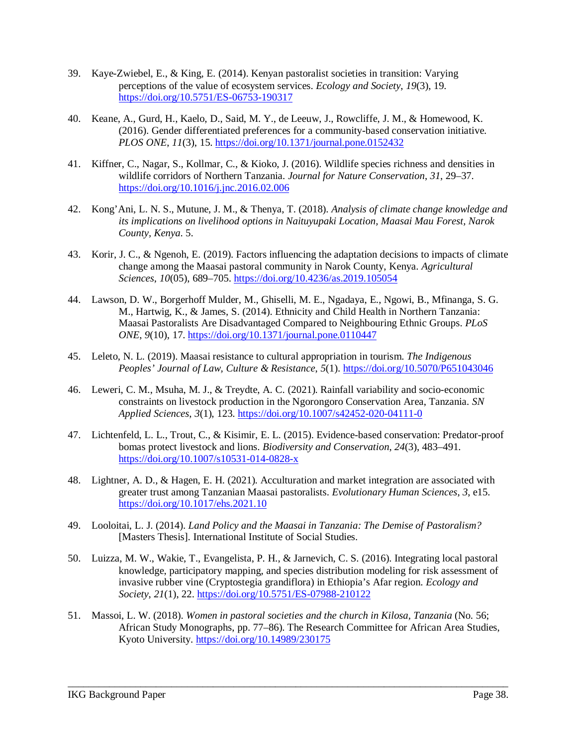39. Kaye-Zwiebel, E., & King, E. (2014). Kenyan pastoralist societies in transition: Varying perceptions of the value of ecosystem services. *Ecology and Society*, *19*(3), 19. https://doi.org/10.5751/ES-06753-190317

40. Keane, A., Gurd, H., Kaelo, D., Said, M. Y., de Leeuw, J., Rowcliffe, J. M., & Homewood, K. (2016). Gender differentiated preferences for a community-based conservation initiative. *PLOS ONE*, *11*(3), 15. https://doi.org/10.1371/journal.pone.0152432

41. Kiffner, C., Nagar, S., Kollmar, C., & Kioko, J. (2016). Wildlife species richness and densities in wildlife corridors of Northern Tanzania. *Journal for Nature Conservation*, *31*, 29–37. https://doi.org/10.1016/j.jnc.2016.02.006

42. Kong'Ani, L. N. S., Mutune, J. M., & Thenya, T. (2018). *Analysis of climate change knowledge and its implications on livelihood options in Naituyupaki Location, Maasai Mau Forest, Narok County, Kenya*. 5.

43. Korir, J. C., & Ngenoh, E. (2019). Factors influencing the adaptation decisions to impacts of climate change among the Maasai pastoral community in Narok County, Kenya. *Agricultural Sciences*, *10*(05), 689–705. https://doi.org/10.4236/as.2019.105054

44. Lawson, D. W., Borgerhoff Mulder, M., Ghiselli, M. E., Ngadaya, E., Ngowi, B., Mfinanga, S. G. M., Hartwig, K., & James, S. (2014). Ethnicity and Child Health in Northern Tanzania: Maasai Pastoralists Are Disadvantaged Compared to Neighbouring Ethnic Groups. *PLoS ONE*, *9*(10), 17. https://doi.org/10.1371/journal.pone.0110447

45. Leleto, N. L. (2019). Maasai resistance to cultural appropriation in tourism. *The Indigenous Peoples' Journal of Law, Culture & Resistance*, *5*(1). https://doi.org/10.5070/P651043046

46. Leweri, C. M., Msuha, M. J., & Treydte, A. C. (2021). Rainfall variability and socio-economic constraints on livestock production in the Ngorongoro Conservation Area, Tanzania. *SN Applied Sciences*, *3*(1), 123. https://doi.org/10.1007/s42452-020-04111-0

47. Lichtenfeld, L. L., Trout, C., & Kisimir, E. L. (2015). Evidence-based conservation: Predator-proof bomas protect livestock and lions. *Biodiversity and Conservation*, *24*(3), 483–491. https://doi.org/10.1007/s10531-014-0828-x

48. Lightner, A. D., & Hagen, E. H. (2021). Acculturation and market integration are associated with greater trust among Tanzanian Maasai pastoralists. *Evolutionary Human Sciences*, *3*, e15. https://doi.org/10.1017/ehs.2021.10

49. Looloitai, L. J. (2014). *Land Policy and the Maasai in Tanzania: The Demise of Pastoralism?* [Masters Thesis]. International Institute of Social Studies.

50. Luizza, M. W., Wakie, T., Evangelista, P. H., & Jarnevich, C. S. (2016). Integrating local pastoral knowledge, participatory mapping, and species distribution modeling for risk assessment of invasive rubber vine (Cryptostegia grandiflora) in Ethiopia's Afar region. *Ecology and Society*, *21*(1), 22. https://doi.org/10.5751/ES-07988-210122

51. Massoi, L. W. (2018). *Women in pastoral societies and the church in Kilosa, Tanzania* (No. 56; African Study Monographs, pp. 77–86). The Research Committee for African Area Studies, Kyoto University. https://doi.org/10.14989/230175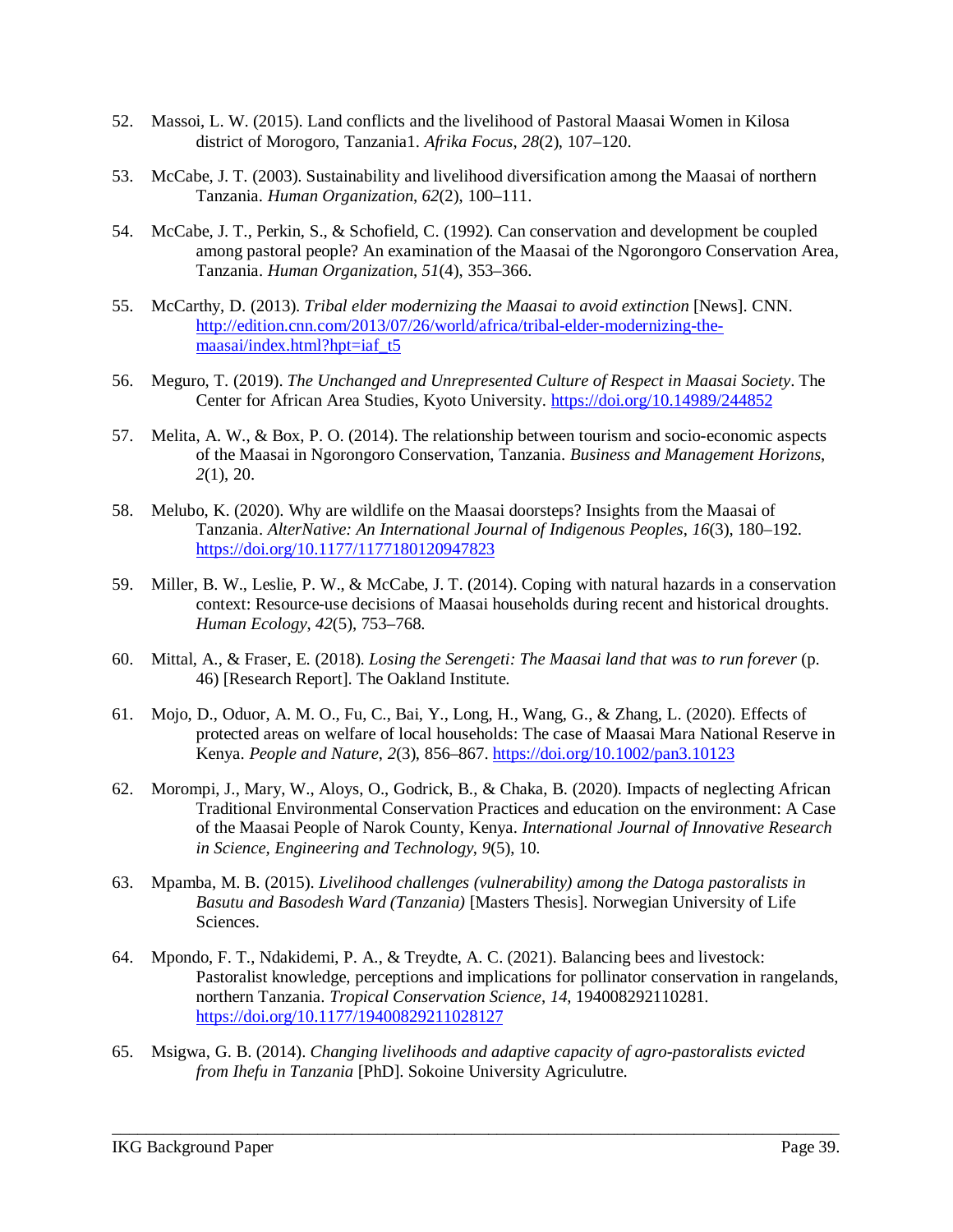52. Massoi, L. W. (2015). Land conflicts and the livelihood of Pastoral Maasai Women in Kilosa district of Morogoro, Tanzania1. *Afrika Focus*, *28*(2), 107–120.

53. McCabe, J. T. (2003). Sustainability and livelihood diversification among the Maasai of northern Tanzania. *Human Organization*, *62*(2), 100–111.

54. McCabe, J. T., Perkin, S., & Schofield, C. (1992). Can conservation and development be coupled among pastoral people? An examination of the Maasai of the Ngorongoro Conservation Area, Tanzania. *Human Organization*, *51*(4), 353–366.

55. McCarthy, D. (2013). *Tribal elder modernizing the Maasai to avoid extinction* [News]. CNN. http://edition.cnn.com/2013/07/26/world/africa/tribal-elder-modernizing-the-maasai/index.html?hpt=iaf_t5

56. Meguro, T. (2019). *The Unchanged and Unrepresented Culture of Respect in Maasai Society*. The Center for African Area Studies, Kyoto University. https://doi.org/10.14989/244852

57. Melita, A. W., & Box, P. O. (2014). The relationship between tourism and socio-economic aspects of the Maasai in Ngorongoro Conservation, Tanzania. *Business and Management Horizons*, *2*(1), 20.

58. Melubo, K. (2020). Why are wildlife on the Maasai doorsteps? Insights from the Maasai of Tanzania. *AlterNative: An International Journal of Indigenous Peoples*, *16*(3), 180–192. https://doi.org/10.1177/1177180120947823

59. Miller, B. W., Leslie, P. W., & McCabe, J. T. (2014). Coping with natural hazards in a conservation context: Resource-use decisions of Maasai households during recent and historical droughts. *Human Ecology*, *42*(5), 753–768.

60. Mittal, A., & Fraser, E. (2018). *Losing the Serengeti: The Maasai land that was to run forever* (p. 46) [Research Report]. The Oakland Institute.

61. Mojo, D., Oduor, A. M. O., Fu, C., Bai, Y., Long, H., Wang, G., & Zhang, L. (2020). Effects of protected areas on welfare of local households: The case of Maasai Mara National Reserve in Kenya. *People and Nature*, *2*(3), 856–867. https://doi.org/10.1002/pan3.10123

62. Morompi, J., Mary, W., Aloys, O., Godrick, B., & Chaka, B. (2020). Impacts of neglecting African Traditional Environmental Conservation Practices and education on the environment: A Case of the Maasai People of Narok County, Kenya. *International Journal of Innovative Research in Science, Engineering and Technology*, *9*(5), 10.

63. Mpamba, M. B. (2015). *Livelihood challenges (vulnerability) among the Datoga pastoralists in Basutu and Basodesh Ward (Tanzania)* [Masters Thesis]. Norwegian University of Life Sciences.

64. Mpondo, F. T., Ndakidemi, P. A., & Treydte, A. C. (2021). Balancing bees and livestock: Pastoralist knowledge, perceptions and implications for pollinator conservation in rangelands, northern Tanzania. *Tropical Conservation Science*, *14*, 194008292110281. https://doi.org/10.1177/19400829211028127

65. Msigwa, G. B. (2014). *Changing livelihoods and adaptive capacity of agro-pastoralists evicted from Ihefu in Tanzania* [PhD]. Sokoine University Agriculutre.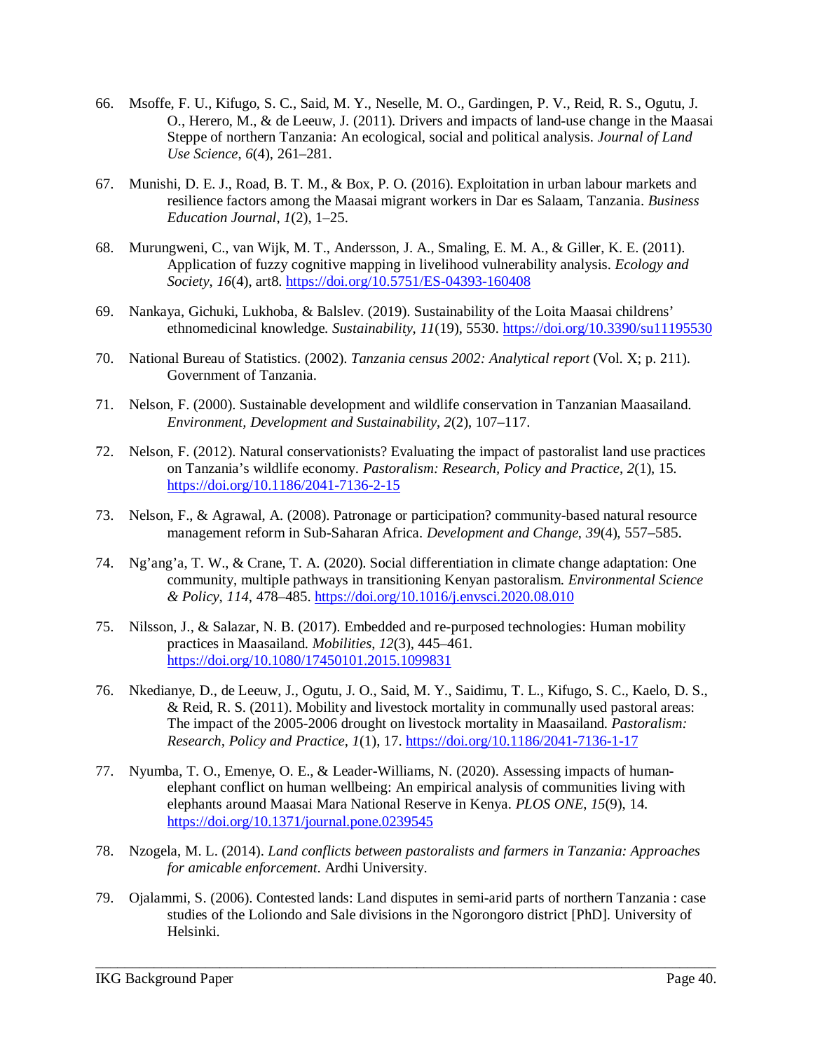66. Msoffe, F. U., Kifugo, S. C., Said, M. Y., Neselle, M. O., Gardingen, P. V., Reid, R. S., Ogutu, J. O., Herero, M., & de Leeuw, J. (2011). Drivers and impacts of land-use change in the Maasai Steppe of northern Tanzania: An ecological, social and political analysis. *Journal of Land Use Science*, *6*(4), 261–281.

67. Munishi, D. E. J., Road, B. T. M., & Box, P. O. (2016). Exploitation in urban labour markets and resilience factors among the Maasai migrant workers in Dar es Salaam, Tanzania. *Business Education Journal*, *1*(2), 1–25.

68. Murungweni, C., van Wijk, M. T., Andersson, J. A., Smaling, E. M. A., & Giller, K. E. (2011). Application of fuzzy cognitive mapping in livelihood vulnerability analysis. *Ecology and Society*, *16*(4), art8. https://doi.org/10.5751/ES-04393-160408

69. Nankaya, Gichuki, Lukhoba, & Balslev. (2019). Sustainability of the Loita Maasai childrens' ethnomedicinal knowledge. *Sustainability*, *11*(19), 5530. https://doi.org/10.3390/su11195530

70. National Bureau of Statistics. (2002). *Tanzania census 2002: Analytical report* (Vol. X; p. 211). Government of Tanzania.

71. Nelson, F. (2000). Sustainable development and wildlife conservation in Tanzanian Maasailand. *Environment, Development and Sustainability*, *2*(2), 107–117.

72. Nelson, F. (2012). Natural conservationists? Evaluating the impact of pastoralist land use practices on Tanzania's wildlife economy. *Pastoralism: Research, Policy and Practice*, *2*(1), 15. https://doi.org/10.1186/2041-7136-2-15

73. Nelson, F., & Agrawal, A. (2008). Patronage or participation? community-based natural resource management reform in Sub-Saharan Africa. *Development and Change*, *39*(4), 557–585.

74. Ng'ang'a, T. W., & Crane, T. A. (2020). Social differentiation in climate change adaptation: One community, multiple pathways in transitioning Kenyan pastoralism. *Environmental Science & Policy*, *114*, 478–485. https://doi.org/10.1016/j.envsci.2020.08.010

75. Nilsson, J., & Salazar, N. B. (2017). Embedded and re-purposed technologies: Human mobility practices in Maasailand. *Mobilities*, *12*(3), 445–461. https://doi.org/10.1080/17450101.2015.1099831

76. Nkedianye, D., de Leeuw, J., Ogutu, J. O., Said, M. Y., Saidimu, T. L., Kifugo, S. C., Kaelo, D. S., & Reid, R. S. (2011). Mobility and livestock mortality in communally used pastoral areas: The impact of the 2005-2006 drought on livestock mortality in Maasailand. *Pastoralism: Research, Policy and Practice*, *1*(1), 17. https://doi.org/10.1186/2041-7136-1-17

77. Nyumba, T. O., Emenye, O. E., & Leader-Williams, N. (2020). Assessing impacts of human-elephant conflict on human wellbeing: An empirical analysis of communities living with elephants around Maasai Mara National Reserve in Kenya. *PLOS ONE*, *15*(9), 14. https://doi.org/10.1371/journal.pone.0239545

78. Nzogela, M. L. (2014). *Land conflicts between pastoralists and farmers in Tanzania: Approaches for amicable enforcement*. Ardhi University.

79. Ojalammi, S. (2006). Contested lands: Land disputes in semi-arid parts of northern Tanzania : case studies of the Loliondo and Sale divisions in the Ngorongoro district [PhD]. University of Helsinki.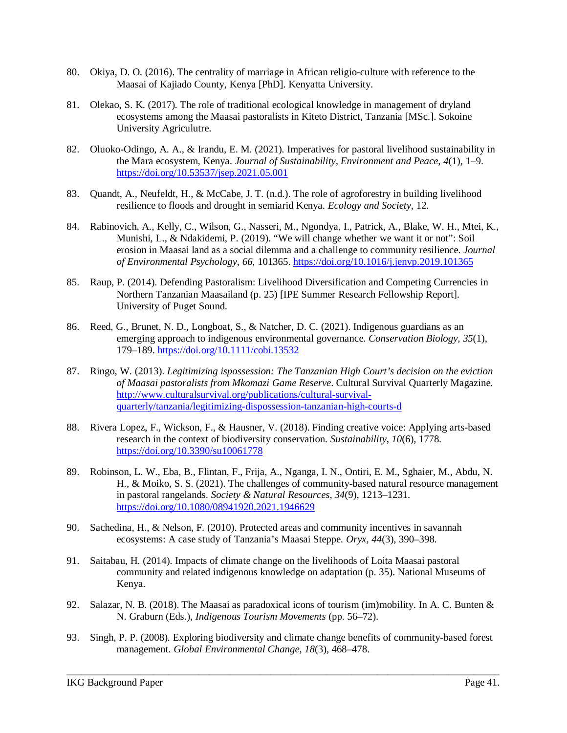80. Okiya, D. O. (2016). The centrality of marriage in African religio-culture with reference to the Maasai of Kajiado County, Kenya [PhD]. Kenyatta University.

81. Olekao, S. K. (2017). The role of traditional ecological knowledge in management of dryland ecosystems among the Maasai pastoralists in Kiteto District, Tanzania [MSc.]. Sokoine University Agriculutre.

82. Oluoko-Odingo, A. A., & Irandu, E. M. (2021). Imperatives for pastoral livelihood sustainability in the Mara ecosystem, Kenya. *Journal of Sustainability, Environment and Peace*, *4*(1), 1–9. https://doi.org/10.53537/jsep.2021.05.001

83. Quandt, A., Neufeldt, H., & McCabe, J. T. (n.d.). The role of agroforestry in building livelihood resilience to floods and drought in semiarid Kenya. *Ecology and Society*, 12.

84. Rabinovich, A., Kelly, C., Wilson, G., Nasseri, M., Ngondya, I., Patrick, A., Blake, W. H., Mtei, K., Munishi, L., & Ndakidemi, P. (2019). "We will change whether we want it or not": Soil erosion in Maasai land as a social dilemma and a challenge to community resilience. *Journal of Environmental Psychology*, *66*, 101365. https://doi.org/10.1016/j.jenvp.2019.101365

85. Raup, P. (2014). Defending Pastoralism: Livelihood Diversification and Competing Currencies in Northern Tanzanian Maasailand (p. 25) [IPE Summer Research Fellowship Report]. University of Puget Sound.

86. Reed, G., Brunet, N. D., Longboat, S., & Natcher, D. C. (2021). Indigenous guardians as an emerging approach to indigenous environmental governance. *Conservation Biology*, *35*(1), 179–189. https://doi.org/10.1111/cobi.13532

87. Ringo, W. (2013). *Legitimizing ispossession: The Tanzanian High Court's decision on the eviction of Maasai pastoralists from Mkomazi Game Reserve*. Cultural Survival Quarterly Magazine. http://www.culturalsurvival.org/publications/cultural-survival-quarterly/tanzania/legitimizing-dispossession-tanzanian-high-courts-d

88. Rivera Lopez, F., Wickson, F., & Hausner, V. (2018). Finding creative voice: Applying arts-based research in the context of biodiversity conservation. *Sustainability*, *10*(6), 1778. https://doi.org/10.3390/su10061778

89. Robinson, L. W., Eba, B., Flintan, F., Frija, A., Nganga, I. N., Ontiri, E. M., Sghaier, M., Abdu, N. H., & Moiko, S. S. (2021). The challenges of community-based natural resource management in pastoral rangelands. *Society & Natural Resources*, *34*(9), 1213–1231. https://doi.org/10.1080/08941920.2021.1946629

90. Sachedina, H., & Nelson, F. (2010). Protected areas and community incentives in savannah ecosystems: A case study of Tanzania's Maasai Steppe. *Oryx*, *44*(3), 390–398.

91. Saitabau, H. (2014). Impacts of climate change on the livelihoods of Loita Maasai pastoral community and related indigenous knowledge on adaptation (p. 35). National Museums of Kenya.

92. Salazar, N. B. (2018). The Maasai as paradoxical icons of tourism (im)mobility. In A. C. Bunten & N. Graburn (Eds.), *Indigenous Tourism Movements* (pp. 56–72).

93. Singh, P. P. (2008). Exploring biodiversity and climate change benefits of community-based forest management. *Global Environmental Change*, *18*(3), 468–478.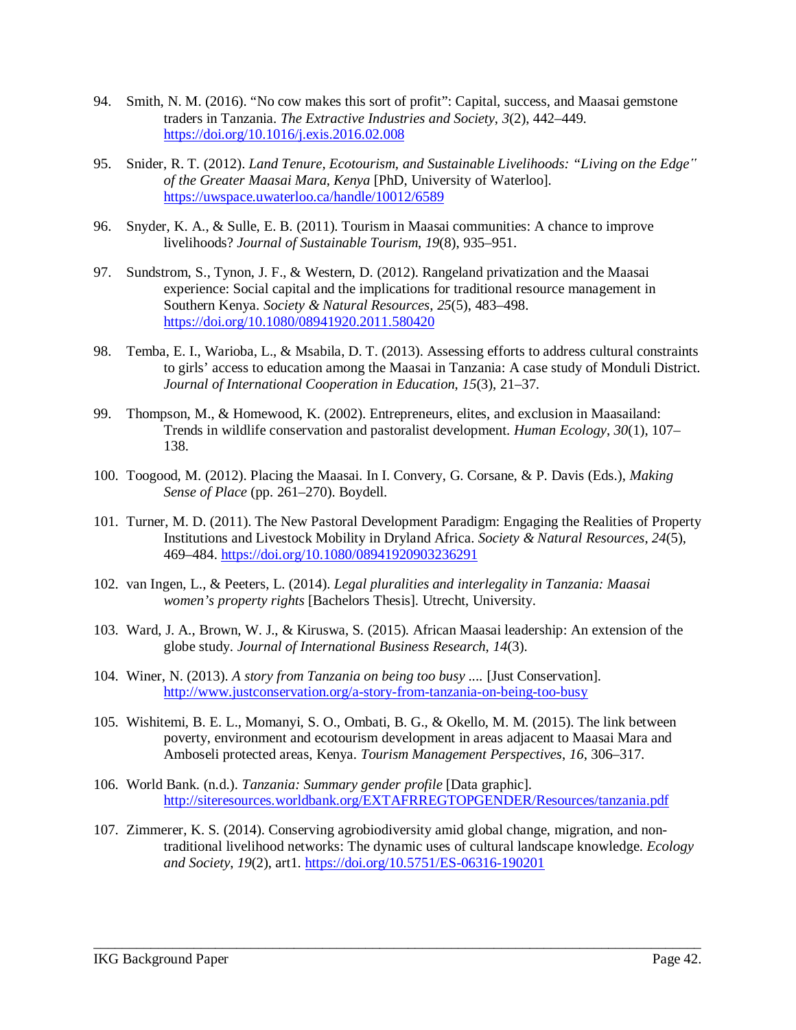94. Smith, N. M. (2016). “No cow makes this sort of profit”: Capital, success, and Maasai gemstone traders in Tanzania. *The Extractive Industries and Society*, *3*(2), 442–449. https://doi.org/10.1016/j.exis.2016.02.008

95. Snider, R. T. (2012). *Land Tenure, Ecotourism, and Sustainable Livelihoods: “Living on the Edge" of the Greater Maasai Mara, Kenya* [PhD, University of Waterloo]. https://uwspace.uwaterloo.ca/handle/10012/6589

96. Snyder, K. A., & Sulle, E. B. (2011). Tourism in Maasai communities: A chance to improve livelihoods? *Journal of Sustainable Tourism*, *19*(8), 935–951.

97. Sundstrom, S., Tynon, J. F., & Western, D. (2012). Rangeland privatization and the Maasai experience: Social capital and the implications for traditional resource management in Southern Kenya. *Society & Natural Resources*, *25*(5), 483–498. https://doi.org/10.1080/08941920.2011.580420

98. Temba, E. I., Warioba, L., & Msabila, D. T. (2013). Assessing efforts to address cultural constraints to girls’ access to education among the Maasai in Tanzania: A case study of Monduli District. *Journal of International Cooperation in Education*, *15*(3), 21–37.

99. Thompson, M., & Homewood, K. (2002). Entrepreneurs, elites, and exclusion in Maasailand: Trends in wildlife conservation and pastoralist development. *Human Ecology*, *30*(1), 107–138.

100. Toogood, M. (2012). Placing the Maasai. In I. Convery, G. Corsane, & P. Davis (Eds.), *Making Sense of Place* (pp. 261–270). Boydell.

101. Turner, M. D. (2011). The New Pastoral Development Paradigm: Engaging the Realities of Property Institutions and Livestock Mobility in Dryland Africa. *Society & Natural Resources*, *24*(5), 469–484. https://doi.org/10.1080/08941920903236291

102. van Ingen, L., & Peeters, L. (2014). *Legal pluralities and interlegality in Tanzania: Maasai women’s property rights* [Bachelors Thesis]. Utrecht, University.

103. Ward, J. A., Brown, W. J., & Kiruswa, S. (2015). African Maasai leadership: An extension of the globe study. *Journal of International Business Research*, *14*(3).

104. Winer, N. (2013). *A story from Tanzania on being too busy ....* [Just Conservation]. http://www.justconservation.org/a-story-from-tanzania-on-being-too-busy

105. Wishitemi, B. E. L., Momanyi, S. O., Ombati, B. G., & Okello, M. M. (2015). The link between poverty, environment and ecotourism development in areas adjacent to Maasai Mara and Amboseli protected areas, Kenya. *Tourism Management Perspectives*, *16*, 306–317.

106. World Bank. (n.d.). *Tanzania: Summary gender profile* [Data graphic]. http://siteresources.worldbank.org/EXTAFRREGTOPGENDER/Resources/tanzania.pdf

107. Zimmerer, K. S. (2014). Conserving agrobiodiversity amid global change, migration, and non-traditional livelihood networks: The dynamic uses of cultural landscape knowledge. *Ecology and Society*, *19*(2), art1. https://doi.org/10.5751/ES-06316-190201